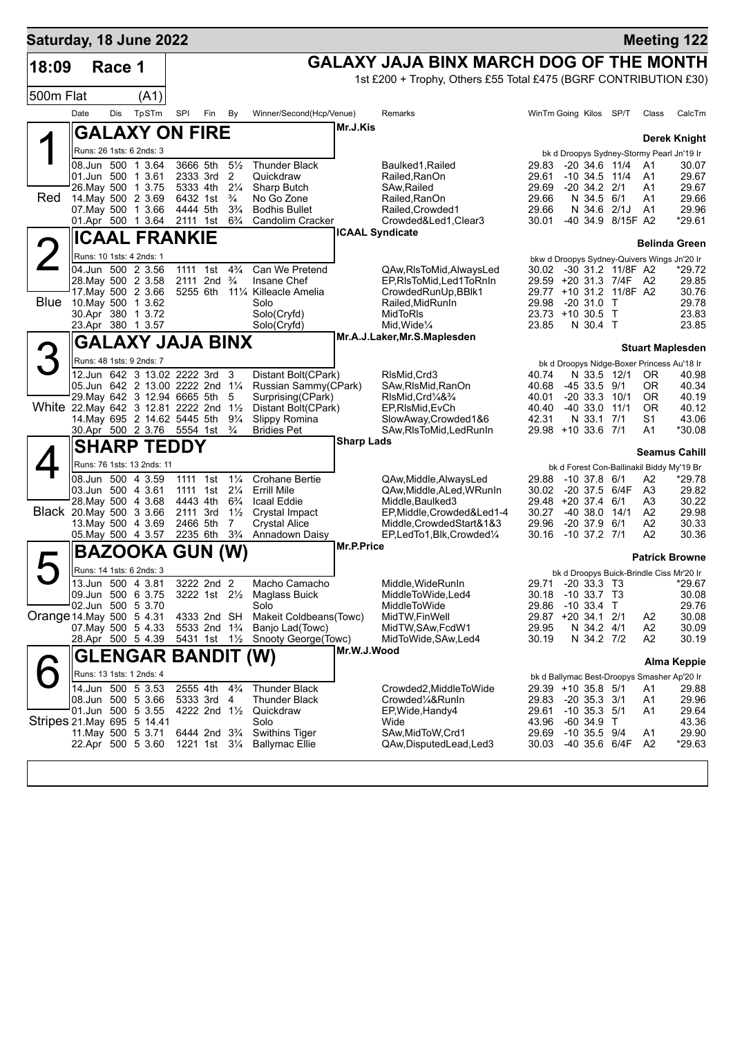**Saturday, 18 June 2022** — **Meeting 122**

# 18:09 Race 1 — GALAXY JAJA BINX MARCH DOG OF THE MONTH

1st £200 + Trophy, Others £55 Total £475 (BGRF CONTRIBUTION £30)

500m Flat (A1)

| Date | Dis | TpSTm | SPI | Fin | By | Winner/Second(Hcp/Venue) | Remarks | WinTm | Going | Kilos | SP/T | Class | CalcTm |
|---|---|---|---|---|---|---|---|---|---|---|---|---|---|

## 1 (Red) GALAXY ON FIRE — Mr.J.Kis — Derek Knight

Runs: 26 1sts: 6 2nds: 3 — bk d Droopys Sydney-Stormy Pearl Jn'19 Ir

| Date | Dis | TpSTm | SPI | Fin | By | Winner/Second(Hcp/Venue) | Remarks | WinTm | Going | Kilos | SP/T | Class | CalcTm |
|---|---|---|---|---|---|---|---|---|---|---|---|---|---|
| 08.Jun | 500 | 1 3.64 | 3666 | 5th | 5½ | Thunder Black | Baulked1,Railed | 29.83 | -20 | 34.6 | 11/4 | A1 | 30.07 |
| 01.Jun | 500 | 1 3.61 | 2333 | 3rd | 2 | Quickdraw | Railed,RanOn | 29.61 | -10 | 34.5 | 11/4 | A1 | 29.67 |
| 26.May | 500 | 1 3.75 | 5333 | 4th | 2¼ | Sharp Butch | SAw,Railed | 29.69 | -20 | 34.2 | 2/1 | A1 | 29.67 |
| 14.May | 500 | 2 3.69 | 6432 | 1st | ¾ | No Go Zone | Railed,RanOn | 29.66 | N | 34.5 | 6/1 | A1 | 29.66 |
| 07.May | 500 | 1 3.66 | 4444 | 5th | 3¾ | Bodhis Bullet | Railed,Crowded1 | 29.66 | N | 34.6 | 2/1J | A1 | 29.96 |
| 01.Apr | 500 | 1 3.64 | 2111 | 1st | 6¾ | Candolim Cracker | Crowded&Led1,Clear3 | 30.01 | -40 | 34.9 | 8/15F | A2 | *29.61 |

## 2 (Blue) ICAAL FRANKIE — ICAAL Syndicate — Belinda Green

Runs: 10 1sts: 4 2nds: 1 — bkw d Droopys Sydney-Quivers Wings Jn'20 Ir

| Date | Dis | TpSTm | SPI | Fin | By | Winner/Second(Hcp/Venue) | Remarks | WinTm | Going | Kilos | SP/T | Class | CalcTm |
|---|---|---|---|---|---|---|---|---|---|---|---|---|---|
| 04.Jun | 500 | 2 3.56 | 1111 | 1st | 4¾ | Can We Pretend | QAw,RlsToMid,AlwaysLed | 30.02 | -30 | 31.2 | 11/8F | A2 | *29.72 |
| 28.May | 500 | 2 3.58 | 2111 | 2nd | ¾ | Insane Chef | EP,RlsToMid,Led1ToRnIn | 29.59 | +20 | 31.3 | 7/4F | A2 | 29.85 |
| 17.May | 500 | 2 3.66 | 5255 | 6th | 11¼ | Killeacle Amelia | CrowdedRunUp,BBlk1 | 29.77 | +10 | 31.2 | 11/8F | A2 | 30.76 |
| 10.May | 500 | 1 3.62 | | | | Solo | Railed,MidRunIn | 29.98 | -20 | 31.0 | T | | 29.78 |
| 30.Apr | 380 | 1 3.72 | | | | Solo(Cryfd) | MidToRls | 23.73 | +10 | 30.5 | T | | 23.83 |
| 23.Apr | 380 | 1 3.57 | | | | Solo(Cryfd) | Mid,Wide¼ | 23.85 | N | 30.4 | T | | 23.85 |

## 3 (White) GALAXY JAJA BINX — Mr.A.J.Laker,Mr.S.Maplesden — Stuart Maplesden

Runs: 48 1sts: 9 2nds: 7 — bk d Droopys Nidge-Boxer Princess Au'18 Ir

| Date | Dis | TpSTm | SPI | Fin | By | Winner/Second(Hcp/Venue) | Remarks | WinTm | Going | Kilos | SP/T | Class | CalcTm |
|---|---|---|---|---|---|---|---|---|---|---|---|---|---|
| 12.Jun | 642 | 3 13.02 | 2222 | 3rd | 3 | Distant Bolt(CPark) | RlsMid,Crd3 | 40.74 | N | 33.5 | 12/1 | OR | 40.98 |
| 05.Jun | 642 | 2 13.00 | 2222 | 2nd | 1¼ | Russian Sammy(CPark) | SAw,RlsMid,RanOn | 40.68 | -45 | 33.5 | 9/1 | OR | 40.34 |
| 29.May | 642 | 3 12.94 | 6665 | 5th | 5 | Surprising(CPark) | RlsMid,Crd¼&¾ | 40.01 | -20 | 33.3 | 10/1 | OR | 40.19 |
| 22.May | 642 | 3 12.81 | 2222 | 2nd | 1½ | Distant Bolt(CPark) | EP,RlsMid,EvCh | 40.40 | -40 | 33.0 | 11/1 | OR | 40.12 |
| 14.May | 695 | 2 14.62 | 5445 | 5th | 9¼ | Slippy Romina | SlowAway,Crowded1&6 | 42.31 | N | 33.1 | 7/1 | S1 | 43.06 |
| 30.Apr | 500 | 2 3.76 | 5554 | 1st | ¾ | Bridies Pet | SAw,RlsToMid,LedRunIn | 29.98 | +10 | 33.6 | 7/1 | A1 | *30.08 |

## 4 (Black) SHARP TEDDY — Sharp Lads — Seamus Cahill

Runs: 76 1sts: 13 2nds: 11 — bk d Forest Con-Ballinakil Biddy My'19 Br

| Date | Dis | TpSTm | SPI | Fin | By | Winner/Second(Hcp/Venue) | Remarks | WinTm | Going | Kilos | SP/T | Class | CalcTm |
|---|---|---|---|---|---|---|---|---|---|---|---|---|---|
| 08.Jun | 500 | 4 3.59 | 1111 | 1st | 1¼ | Crohane Bertie | QAw,Middle,AlwaysLed | 29.88 | -10 | 37.8 | 6/1 | A2 | *29.78 |
| 03.Jun | 500 | 4 3.61 | 1111 | 1st | 2¼ | Errill Mile | QAw,Middle,ALed,WRunIn | 30.02 | -20 | 37.5 | 6/4F | A3 | 29.82 |
| 28.May | 500 | 4 3.68 | 4443 | 4th | 6¾ | Icaal Eddie | Middle,Baulked3 | 29.48 | +20 | 37.4 | 6/1 | A3 | 30.22 |
| 20.May | 500 | 3 3.66 | 2111 | 3rd | 1½ | Crystal Impact | EP,Middle,Crowded&Led1-4 | 30.27 | -40 | 38.0 | 14/1 | A2 | 29.98 |
| 13.May | 500 | 4 3.69 | 2466 | 5th | 7 | Crystal Alice | Middle,CrowdedStart&1&3 | 29.96 | -20 | 37.9 | 6/1 | A2 | 30.33 |
| 05.May | 500 | 4 3.57 | 2235 | 6th | 3¾ | Annadown Daisy | EP,LedTo1,Blk,Crowded¼ | 30.16 | -10 | 37.2 | 7/1 | A2 | 30.36 |

## 5 (Orange) BAZOOKA GUN (W) — Mr.P.Price — Patrick Browne

Runs: 14 1sts: 6 2nds: 3 — bk d Droopys Buick-Brindle Ciss Mr'20 Ir

| Date | Dis | TpSTm | SPI | Fin | By | Winner/Second(Hcp/Venue) | Remarks | WinTm | Going | Kilos | SP/T | Class | CalcTm |
|---|---|---|---|---|---|---|---|---|---|---|---|---|---|
| 13.Jun | 500 | 4 3.81 | 3222 | 2nd | 2 | Macho Camacho | Middle,WideRunIn | 29.71 | -20 | 33.3 | T3 | | *29.67 |
| 09.Jun | 500 | 6 3.75 | 3222 | 1st | 2½ | Maglass Buick | MiddleToWide,Led4 | 30.18 | -10 | 33.7 | T3 | | 30.08 |
| 02.Jun | 500 | 5 3.70 | | | | Solo | MiddleToWide | 29.86 | -10 | 33.4 | T | | 29.76 |
| 14.May | 500 | 5 4.31 | 4333 | 2nd | SH | Makeit Coldbeans(Towc) | MidTW,FinWell | 29.87 | +20 | 34.1 | 2/1 | A2 | 30.08 |
| 07.May | 500 | 5 4.33 | 5533 | 2nd | 1¾ | Banjo Lad(Towc) | MidTW,SAw,FcdW1 | 29.95 | N | 34.2 | 4/1 | A2 | 30.09 |
| 28.Apr | 500 | 5 4.39 | 5431 | 1st | 1½ | Snooty George(Towc) | MidToWide,SAw,Led4 | 30.19 | N | 34.2 | 7/2 | A2 | 30.19 |

## 6 (Stripes) GLENGAR BANDIT (W) — Mr.W.J.Wood — Alma Keppie

Runs: 13 1sts: 1 2nds: 4 — bk d Ballymac Best-Droopys Smasher Ap'20 Ir

| Date | Dis | TpSTm | SPI | Fin | By | Winner/Second(Hcp/Venue) | Remarks | WinTm | Going | Kilos | SP/T | Class | CalcTm |
|---|---|---|---|---|---|---|---|---|---|---|---|---|---|
| 14.Jun | 500 | 5 3.53 | 2555 | 4th | 4¾ | Thunder Black | Crowded2,MiddleToWide | 29.39 | +10 | 35.8 | 5/1 | A1 | 29.88 |
| 08.Jun | 500 | 5 3.66 | 5333 | 3rd | 4 | Thunder Black | Crowded¼&RunIn | 29.83 | -20 | 35.3 | 3/1 | A1 | 29.96 |
| 01.Jun | 500 | 5 3.55 | 4222 | 2nd | 1½ | Quickdraw | EP,Wide,Handy4 | 29.61 | -10 | 35.3 | 5/1 | A1 | 29.64 |
| 21.May | 695 | 5 14.41 | | | | Solo | Wide | 43.96 | -60 | 34.9 | T | | 43.36 |
| 11.May | 500 | 5 3.71 | 6444 | 2nd | 3¾ | Swithins Tiger | SAw,MidToW,Crd1 | 29.69 | -10 | 35.5 | 9/4 | A1 | 29.90 |
| 22.Apr | 500 | 5 3.60 | 1221 | 1st | 3¼ | Ballymac Ellie | QAw,DisputedLead,Led3 | 30.03 | -40 | 35.6 | 6/4F | A2 | *29.63 |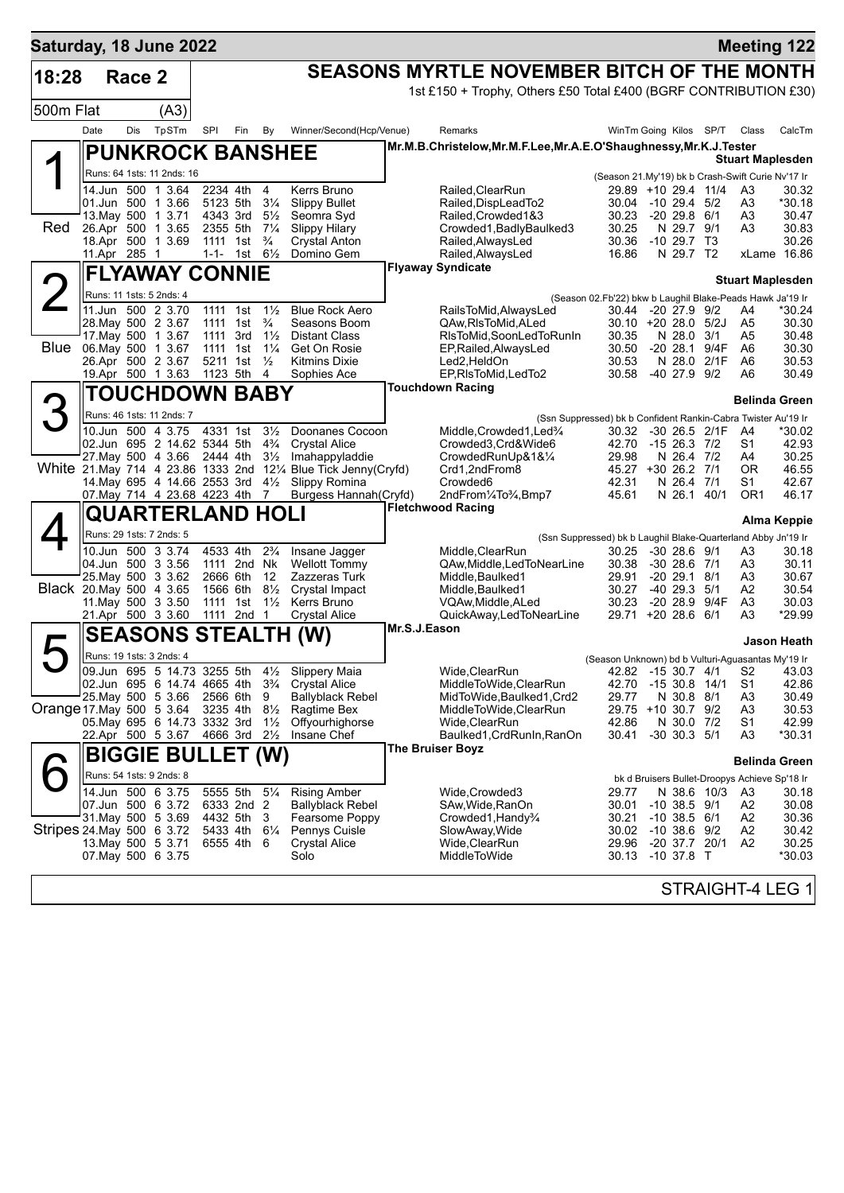**Saturday, 18 June 2022** — **Meeting 122**

# 18:28 Race 2 — SEASONS MYRTLE NOVEMBER BITCH OF THE MONTH

1st £150 + Trophy, Others £50 Total £400 (BGRF CONTRIBUTION £30)

500m Flat (A3)

| Date | Dis | TpSTm | SPI | Fin | By | Winner/Second(Hcp/Venue) | Remarks | WinTm | Going | Kilos | SP/T | Class | CalcTm |
|---|---|---|---|---|---|---|---|---|---|---|---|---|---|

## 1 (Red) PUNKROCK BANSHEE

Mr.M.B.Christelow,Mr.M.F.Lee,Mr.A.E.O'Shaughnessy,Mr.K.J.Tester — Stuart Maplesden

Runs: 64 1sts: 11 2nds: 16 — (Season 21.My'19) bk b Crash-Swift Curie Nv'17 Ir

| Date | Dis | TpSTm | SPI | Fin | By | Winner/Second | Remarks | WinTm | Going | Kilos | SP/T | Class | CalcTm |
|---|---|---|---|---|---|---|---|---|---|---|---|---|---|
| 14.Jun | 500 | 1 3.64 | 2234 | 4th | 4 | Kerrs Bruno | Railed,ClearRun | 29.89 | +10 | 29.4 | 11/4 | A3 | 30.32 |
| 01.Jun | 500 | 1 3.66 | 5123 | 5th | 3¼ | Slippy Bullet | Railed,DispLeadTo2 | 30.04 | -10 | 29.4 | 5/2 | A3 | *30.18 |
| 13.May | 500 | 1 3.71 | 4343 | 3rd | 5½ | Seomra Syd | Railed,Crowded1&3 | 30.23 | -20 | 29.8 | 6/1 | A3 | 30.47 |
| 26.Apr | 500 | 1 3.65 | 2355 | 5th | 7¼ | Slippy Hilary | Crowded1,BadlyBaulked3 | 30.25 | N | 29.7 | 9/1 | A3 | 30.83 |
| 18.Apr | 500 | 1 3.69 | 1111 | 1st | ¾ | Crystal Anton | Railed,AlwaysLed | 30.36 | -10 | 29.7 | T3 | | 30.26 |
| 11.Apr | 285 | 1 | 1-1- | 1st | 6½ | Domino Gem | Railed,AlwaysLed | 16.86 | N | 29.7 | T2 | xLame | 16.86 |

## 2 (Blue) FLYAWAY CONNIE

Flyaway Syndicate — Stuart Maplesden

Runs: 11 1sts: 5 2nds: 4 — (Season 02.Fb'22) bkw b Laughil Blake-Peads Hawk Ja'19 Ir

| Date | Dis | TpSTm | SPI | Fin | By | Winner/Second | Remarks | WinTm | Going | Kilos | SP/T | Class | CalcTm |
|---|---|---|---|---|---|---|---|---|---|---|---|---|---|
| 11.Jun | 500 | 2 3.70 | 1111 | 1st | 1½ | Blue Rock Aero | RailsToMid,AlwaysLed | 30.44 | -20 | 27.9 | 9/2 | A4 | *30.24 |
| 28.May | 500 | 2 3.67 | 1111 | 1st | ¾ | Seasons Boom | QAw,RlsToMid,ALed | 30.10 | +20 | 28.0 | 5/2J | A5 | 30.30 |
| 17.May | 500 | 1 3.67 | 1111 | 3rd | 1½ | Distant Class | RlsToMid,SoonLedToRunIn | 30.35 | N | 28.0 | 3/1 | A5 | 30.48 |
| 06.May | 500 | 1 3.67 | 1111 | 1st | 1¼ | Get On Rosie | EP,Railed,AlwaysLed | 30.50 | -20 | 28.1 | 9/4F | A6 | 30.30 |
| 26.Apr | 500 | 2 3.67 | 5211 | 1st | ½ | Kitmins Dixie | Led2,HeldOn | 30.53 | N | 28.0 | 2/1F | A6 | 30.53 |
| 19.Apr | 500 | 1 3.63 | 1123 | 5th | 4 | Sophies Ace | EP,RlsToMid,LedTo2 | 30.58 | -40 | 27.9 | 9/2 | A6 | 30.49 |

## 3 (White) TOUCHDOWN BABY

Touchdown Racing — Belinda Green

Runs: 46 1sts: 11 2nds: 7 — (Ssn Suppressed) bk b Confident Rankin-Cabra Twister Au'19 Ir

| Date | Dis | TpSTm | SPI | Fin | By | Winner/Second | Remarks | WinTm | Going | Kilos | SP/T | Class | CalcTm |
|---|---|---|---|---|---|---|---|---|---|---|---|---|---|
| 10.Jun | 500 | 4 3.75 | 4331 | 1st | 3½ | Doonanes Cocoon | Middle,Crowded1,Led¾ | 30.32 | -30 | 26.5 | 2/1F | A4 | *30.02 |
| 02.Jun | 695 | 2 14.62 | 5344 | 5th | 4¾ | Crystal Alice | Crowded3,Crd&Wide6 | 42.70 | -15 | 26.3 | 7/2 | S1 | 42.93 |
| 27.May | 500 | 4 3.66 | 2444 | 4th | 3½ | Imahappyladdie | CrowdedRunUp&1&¼ | 29.98 | N | 26.4 | 7/2 | A4 | 30.25 |
| 21.May | 714 | 4 23.86 | 1333 | 2nd | 12¼ | Blue Tick Jenny(Cryfd) | Crd1,2ndFrom8 | 45.27 | +30 | 26.2 | 7/1 | OR | 46.55 |
| 14.May | 695 | 4 14.66 | 2553 | 3rd | 4½ | Slippy Romina | Crowded6 | 42.31 | N | 26.4 | 7/1 | S1 | 42.67 |
| 07.May | 714 | 4 23.68 | 4223 | 4th | 7 | Burgess Hannah(Cryfd) | 2ndFrom¼To¾,Bmp7 | 45.61 | N | 26.1 | 40/1 | OR1 | 46.17 |

## 4 (Black) QUARTERLAND HOLI

Fletchwood Racing — Alma Keppie

Runs: 29 1sts: 7 2nds: 5 — (Ssn Suppressed) bk b Laughil Blake-Quarterland Abby Jn'19 Ir

| Date | Dis | TpSTm | SPI | Fin | By | Winner/Second | Remarks | WinTm | Going | Kilos | SP/T | Class | CalcTm |
|---|---|---|---|---|---|---|---|---|---|---|---|---|---|
| 10.Jun | 500 | 3 3.74 | 4533 | 4th | 2¾ | Insane Jagger | Middle,ClearRun | 30.25 | -30 | 28.6 | 9/1 | A3 | 30.18 |
| 04.Jun | 500 | 3 3.56 | 1111 | 2nd | Nk | Wellott Tommy | QAw,Middle,LedToNearLine | 30.38 | -30 | 28.6 | 7/1 | A3 | 30.11 |
| 25.May | 500 | 3 3.62 | 2666 | 6th | 12 | Zazzeras Turk | Middle,Baulked1 | 29.91 | -20 | 29.1 | 8/1 | A3 | 30.67 |
| 20.May | 500 | 4 3.65 | 1566 | 6th | 8½ | Crystal Impact | Middle,Baulked1 | 30.27 | -40 | 29.3 | 5/1 | A2 | 30.54 |
| 11.May | 500 | 3 3.50 | 1111 | 1st | 1½ | Kerrs Bruno | VQAw,Middle,ALed | 30.23 | -20 | 28.9 | 9/4F | A3 | 30.03 |
| 21.Apr | 500 | 3 3.60 | 1111 | 2nd | 1 | Crystal Alice | QuickAway,LedToNearLine | 29.71 | +20 | 28.6 | 6/1 | A3 | *29.99 |

## 5 (Orange) SEASONS STEALTH (W)

Mr.S.J.Eason — Jason Heath

Runs: 19 1sts: 3 2nds: 4 — (Season Unknown) bd b Vulturi-Aguasantas My'19 Ir

| Date | Dis | TpSTm | SPI | Fin | By | Winner/Second | Remarks | WinTm | Going | Kilos | SP/T | Class | CalcTm |
|---|---|---|---|---|---|---|---|---|---|---|---|---|---|
| 09.Jun | 695 | 5 14.73 | 3255 | 5th | 4½ | Slippery Maia | Wide,ClearRun | 42.82 | -15 | 30.7 | 4/1 | S2 | 43.03 |
| 02.Jun | 695 | 6 14.74 | 4665 | 4th | 3¾ | Crystal Alice | MiddleToWide,ClearRun | 42.70 | -15 | 30.8 | 14/1 | S1 | 42.86 |
| 25.May | 500 | 5 3.66 | 2566 | 6th | 9 | Ballyblack Rebel | MidToWide,Baulked1,Crd2 | 29.77 | N | 30.8 | 8/1 | A3 | 30.49 |
| 17.May | 500 | 5 3.64 | 3235 | 4th | 8½ | Ragtime Bex | MiddleToWide,ClearRun | 29.75 | +10 | 30.7 | 9/2 | A3 | 30.53 |
| 05.May | 695 | 6 14.73 | 3332 | 3rd | 1½ | Offyourhighorse | Wide,ClearRun | 42.86 | N | 30.0 | 7/2 | S1 | 42.99 |
| 22.Apr | 500 | 5 3.67 | 4666 | 3rd | 2½ | Insane Chef | Baulked1,CrdRunIn,RanOn | 30.41 | -30 | 30.3 | 5/1 | A3 | *30.31 |

## 6 (Stripes) BIGGIE BULLET (W)

The Bruiser Boyz — Belinda Green

Runs: 54 1sts: 9 2nds: 8 — bk d Bruisers Bullet-Droopys Achieve Sp'18 Ir

| Date | Dis | TpSTm | SPI | Fin | By | Winner/Second | Remarks | WinTm | Going | Kilos | SP/T | Class | CalcTm |
|---|---|---|---|---|---|---|---|---|---|---|---|---|---|
| 14.Jun | 500 | 6 3.75 | 5555 | 5th | 5¼ | Rising Amber | Wide,Crowded3 | 29.77 | N | 38.6 | 10/3 | A3 | 30.18 |
| 07.Jun | 500 | 6 3.72 | 6333 | 2nd | 2 | Ballyblack Rebel | SAw,Wide,RanOn | 30.01 | -10 | 38.5 | 9/1 | A2 | 30.08 |
| 31.May | 500 | 5 3.69 | 4432 | 5th | 3 | Fearsome Poppy | Crowded1,Handy¾ | 30.21 | -10 | 38.5 | 6/1 | A2 | 30.36 |
| 24.May | 500 | 6 3.72 | 5433 | 4th | 6¼ | Pennys Cuisle | SlowAway,Wide | 30.02 | -10 | 38.6 | 9/2 | A2 | 30.42 |
| 13.May | 500 | 5 3.71 | 6555 | 4th | 6 | Crystal Alice | Wide,ClearRun | 29.96 | -20 | 37.7 | 20/1 | A2 | 30.25 |
| 07.May | 500 | 6 3.75 | | | | Solo | MiddleToWide | 30.13 | -10 | 37.8 | T | | *30.03 |

STRAIGHT-4 LEG 1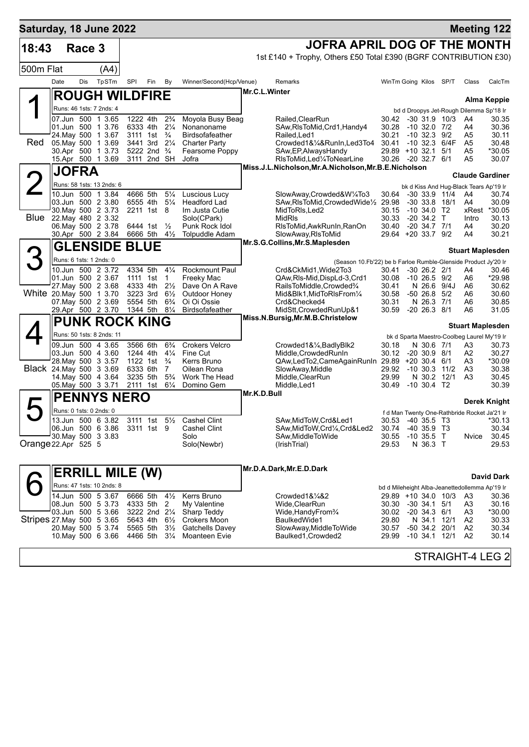## Saturday, 18 June 2022 — Meeting 122

**18:43 Race 3** — **JOFRA APRIL DOG OF THE MONTH**

1st £140 + Trophy, Others £50 Total £390 (BGRF CONTRIBUTION £30)

500m Flat (A4)

| Date | Dis | TpSTm | SPl | Fin | By | Winner/Second(Hcp/Venue) | Remarks | WinTm | Going | Kilos | SP/T | Class | CalcTm |
|---|---|---|---|---|---|---|---|---|---|---|---|---|---|

### 1 (Red) ROUGH WILDFIRE
Mr.C.L.Winter — Trainer: Alma Keppie
Runs: 46 1sts: 7 2nds: 4 — bd d Droopys Jet-Rough Dilemma Sp'18 Ir

| Date | Dis | TpSTm | SPl | Fin | By | Winner/Second(Hcp/Venue) | Remarks | WinTm | Going | Kilos | SP/T | Class | CalcTm |
|---|---|---|---|---|---|---|---|---|---|---|---|---|---|
| 07.Jun | 500 | 1 3.65 | 1222 | 4th | 2¾ | Moyola Busy Beag | Railed,ClearRun | 30.42 | -30 | 31.9 | 10/3 | A4 | 30.35 |
| 01.Jun | 500 | 1 3.76 | 6333 | 4th | 2¼ | Nonanoname | SAw,RlsToMid,Crd1,Handy4 | 30.28 | -10 | 32.0 | 7/2 | A4 | 30.36 |
| 24.May | 500 | 1 3.67 | 3111 | 1st | ¾ | Birdsofafeather | Railed,Led1 | 30.21 | -10 | 32.3 | 9/2 | A5 | 30.11 |
| 05.May | 500 | 1 3.69 | 3441 | 3rd | 2¼ | Charter Party | Crowded1&¼&RunIn,Led3To4 | 30.41 | -10 | 32.3 | 6/4F | A5 | 30.48 |
| 30.Apr | 500 | 1 3.73 | 5222 | 2nd | ¾ | Fearsome Poppy | SAw,EP,AlwaysHandy | 29.89 | +10 | 32.1 | 5/1 | A5 | *30.05 |
| 15.Apr | 500 | 1 3.69 | 3111 | 2nd | SH | Jofra | RlsToMid,Led¼ToNearLine | 30.26 | -20 | 32.7 | 6/1 | A5 | 30.07 |

### 2 (Blue) JOFRA
Miss.J.L.Nicholson,Mr.A.Nicholson,Mr.B.E.Nicholson — Trainer: Claude Gardiner
Runs: 58 1sts: 13 2nds: 6 — bk d Kiss And Hug-Black Tears Ap'19 Ir

| Date | Dis | TpSTm | SPl | Fin | By | Winner/Second(Hcp/Venue) | Remarks | WinTm | Going | Kilos | SP/T | Class | CalcTm |
|---|---|---|---|---|---|---|---|---|---|---|---|---|---|
| 10.Jun | 500 | 1 3.84 | 4666 | 5th | 5¼ | Luscious Lucy | SlowAway,Crowded&W¼To3 | 30.64 | -30 | 33.9 | 11/4 | A4 | 30.74 |
| 03.Jun | 500 | 2 3.80 | 6555 | 4th | 5¼ | Headford Lad | SAw,RlsToMid,CrowdedWide½ | 29.98 | -30 | 33.8 | 18/1 | A4 | 30.09 |
| 30.May | 500 | 2 3.73 | 2211 | 1st | 8 | Im Justa Cutie | MidToRls,Led2 | 30.15 | -10 | 34.0 | T2 | xRest | *30.05 |
| 22.May | 480 | 2 3.32 | | | | Solo(CPark) | MidRls | 30.33 | -20 | 34.2 | T | Intro | 30.13 |
| 06.May | 500 | 2 3.78 | 6444 | 1st | ½ | Punk Rock Idol | RlsToMid,AwkRunIn,RanOn | 30.40 | -20 | 34.7 | 7/1 | A4 | 30.20 |
| 30.Apr | 500 | 2 3.84 | 6666 | 5th | 4½ | Tolpuddle Adam | SlowAway,RlsToMid | 29.64 | +20 | 33.7 | 9/2 | A4 | 30.21 |

### 3 (White) GLENSIDE BLUE
Mr.S.G.Collins,Mr.S.Maplesden — Trainer: Stuart Maplesden
Runs: 6 1sts: 1 2nds: 0 — (Season 10.Fb'22) be b Farloe Rumble-Glenside Product Jy'20 Ir

| Date | Dis | TpSTm | SPl | Fin | By | Winner/Second(Hcp/Venue) | Remarks | WinTm | Going | Kilos | SP/T | Class | CalcTm |
|---|---|---|---|---|---|---|---|---|---|---|---|---|---|
| 10.Jun | 500 | 2 3.72 | 4334 | 5th | 4¼ | Rockmount Paul | Crd&CkMid1,Wide2To3 | 30.41 | -30 | 26.2 | 2/1 | A4 | 30.46 |
| 01.Jun | 500 | 2 3.67 | 1111 | 1st | 1 | Freeky Mac | QAw,Rls-Mid,DispLd-3,Crd1 | 30.08 | -10 | 26.5 | 9/2 | A6 | *29.98 |
| 27.May | 500 | 2 3.68 | 4333 | 4th | 2½ | Dave On A Rave | RailsToMiddle,Crowded¾ | 30.41 | N | 26.6 | 9/4J | A6 | 30.62 |
| 20.May | 500 | 1 3.70 | 3223 | 3rd | 6½ | Outdoor Honey | Mid&Blk1,MidToRlsFrom¼ | 30.58 | -50 | 26.8 | 5/2 | A6 | 30.60 |
| 07.May | 500 | 2 3.69 | 5554 | 5th | 6¾ | Oi Oi Ossie | Crd&Checked4 | 30.31 | N | 26.3 | 7/1 | A6 | 30.85 |
| 29.Apr | 500 | 2 3.70 | 1344 | 5th | 8¼ | Birdsofafeather | MidStt,CrowdedRunUp&1 | 30.59 | -20 | 26.3 | 8/1 | A6 | 31.05 |

### 4 (Black) PUNK ROCK KING
Miss.N.Bursig,Mr.M.B.Christelow — Trainer: Stuart Maplesden
Runs: 50 1sts: 8 2nds: 11 — bk d Sparta Maestro-Coolbeg Laurel My'19 Ir

| Date | Dis | TpSTm | SPl | Fin | By | Winner/Second(Hcp/Venue) | Remarks | WinTm | Going | Kilos | SP/T | Class | CalcTm |
|---|---|---|---|---|---|---|---|---|---|---|---|---|---|
| 09.Jun | 500 | 4 3.65 | 3566 | 6th | 6¾ | Crokers Velcro | Crowded1&¼,BadlyBlk2 | 30.18 | N | 30.6 | 7/1 | A3 | 30.73 |
| 03.Jun | 500 | 4 3.60 | 1244 | 4th | 4¼ | Fine Cut | Middle,CrowdedRunIn | 30.12 | -20 | 30.9 | 8/1 | A2 | 30.27 |
| 28.May | 500 | 3 3.57 | 1122 | 1st | ¾ | Kerrs Bruno | QAw,LedTo2,CameAgainRunIn | 29.89 | +20 | 30.4 | 6/1 | A3 | *30.09 |
| 24.May | 500 | 3 3.69 | 6333 | 6th | 7 | Oilean Rona | SlowAway,Middle | 29.92 | -10 | 30.3 | 11/2 | A3 | 30.38 |
| 14.May | 500 | 4 3.64 | 3235 | 5th | 5¾ | Work The Head | Middle,ClearRun | 29.99 | N | 30.2 | 12/1 | A3 | 30.45 |
| 05.May | 500 | 3 3.71 | 2111 | 1st | 6¼ | Domino Gem | Middle,Led1 | 30.49 | -10 | 30.4 | T2 | | 30.39 |

### 5 (Orange) PENNYS NERO
Mr.K.D.Bull — Trainer: Derek Knight
Runs: 0 1sts: 0 2nds: 0 — f d Man Twenty One-Rathbride Rocket Ja'21 Ir

| Date | Dis | TpSTm | SPl | Fin | By | Winner/Second(Hcp/Venue) | Remarks | WinTm | Going | Kilos | SP/T | Class | CalcTm |
|---|---|---|---|---|---|---|---|---|---|---|---|---|---|
| 13.Jun | 500 | 6 3.82 | 3111 | 1st | 5½ | Cashel Clint | SAw,MidToW,Crd&Led1 | 30.53 | -40 | 35.5 | T3 | | *30.13 |
| 06.Jun | 500 | 6 3.86 | 3311 | 1st | 9 | Cashel Clint | SAw,MidToW,Crd¼,Crd&Led2 | 30.74 | -40 | 35.9 | T3 | | 30.34 |
| 30.May | 500 | 3 3.83 | | | | Solo | SAw,MiddleToWide | 30.55 | -10 | 35.5 | T | Nvice | 30.45 |
| 22.Apr | 525 | 5 | | | | Solo(Newbr) | (IrishTrial) | 29.53 | N | 36.3 | T | | 29.53 |

### 6 (Stripes) ERRILL MILE (W)
Mr.D.A.Dark,Mr.E.D.Dark — Trainer: David Dark
Runs: 47 1sts: 10 2nds: 8 — bd d Mileheight Alba-Jeanettedollemma Ap'19 Ir

| Date | Dis | TpSTm | SPl | Fin | By | Winner/Second(Hcp/Venue) | Remarks | WinTm | Going | Kilos | SP/T | Class | CalcTm |
|---|---|---|---|---|---|---|---|---|---|---|---|---|---|
| 14.Jun | 500 | 5 3.67 | 6666 | 5th | 4½ | Kerrs Bruno | Crowded1&¼&2 | 29.89 | +10 | 34.0 | 10/3 | A3 | 30.36 |
| 08.Jun | 500 | 5 3.73 | 4333 | 5th | 2 | My Valentine | Wide,ClearRun | 30.30 | -30 | 34.1 | 5/1 | A3 | 30.16 |
| 03.Jun | 500 | 5 3.66 | 3222 | 2nd | 2¼ | Sharp Teddy | Wide,HandyFrom¾ | 30.02 | -20 | 34.3 | 6/1 | A3 | *30.00 |
| 27.May | 500 | 5 3.65 | 5643 | 4th | 6½ | Crokers Moon | BaulkedWide1 | 29.80 | N | 34.1 | 12/1 | A2 | 30.33 |
| 20.May | 500 | 5 3.74 | 5565 | 5th | 3½ | Gatchells Davey | SlowAway,MiddleToWide | 30.57 | -50 | 34.2 | 20/1 | A2 | 30.34 |
| 10.May | 500 | 6 3.66 | 4466 | 5th | 3¼ | Moanteen Evie | Baulked1,Crowded2 | 29.99 | -10 | 34.1 | 12/1 | A2 | 30.14 |

STRAIGHT-4 LEG 2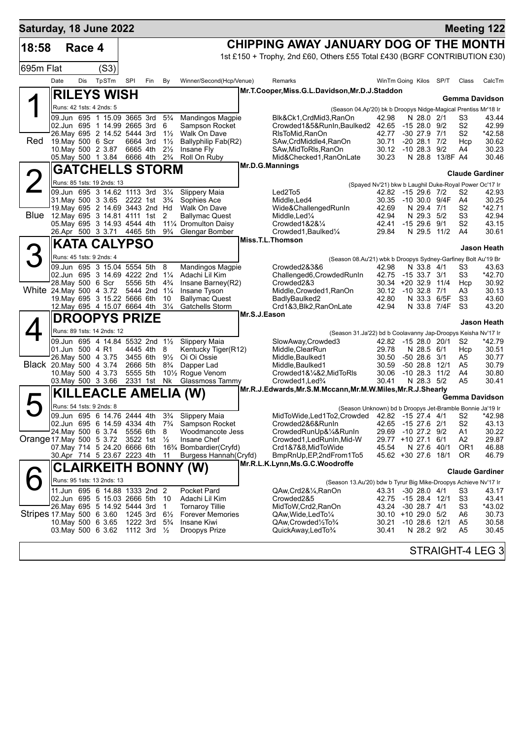## Saturday, 18 June 2022 — Meeting 122

**18:58 Race 4** — **CHIPPING AWAY JANUARY DOG OF THE MONTH**

1st £150 + Trophy, 2nd £60, Others £55 Total £430 (BGRF CONTRIBUTION £30)

695m Flat (S3)

| Date | Dis | TpSTm | SPI | Fin | By | Winner/Second(Hcp/Venue) | Remarks | WinTm | Going | Kilos | SP/T | Class | CalcTm |
|---|---|---|---|---|---|---|---|---|---|---|---|---|---|

### 1 Red — RILEYS WISH
Mr.T.Cooper,Miss.G.L.Davidson,Mr.D.J.Staddon — Trainer: **Gemma Davidson**

Runs: 42 1sts: 4 2nds: 5 — (Season 04.Ap'20) bk b Droopys Nidge-Magical Prentiss Mr'18 Ir

| Date | Dis | TpSTm | SPI | Fin | By | Winner/Second(Hcp/Venue) | Remarks | WinTm | Going | Kilos | SP/T | Class | CalcTm |
|---|---|---|---|---|---|---|---|---|---|---|---|---|---|
| 09.Jun | 695 | 1 15.09 | 3665 | 3rd | 5¾ | Mandingos Magpie | Blk&Ck1,CrdMid3,RanOn | 42.98 | N | 28.0 | 2/1 | S3 | 43.44 |
| 02.Jun | 695 | 1 14.99 | 2665 | 3rd | 6 | Sampson Rocket | Crowded1&5&RunIn,Baulked2 | 42.65 | -15 | 28.0 | 9/2 | S2 | 42.99 |
| 26.May | 695 | 2 14.52 | 5444 | 3rd | 1½ | Walk On Dave | RlsToMid,RanOn | 42.77 | -30 | 27.9 | 7/1 | S2 | *42.58 |
| 19.May | 500 | 6 Scr | 6664 | 3rd | 1½ | Ballyphilip Fab(R2) | SAw,CrdMiddle4,RanOn | 30.71 | -20 | 28.1 | 7/2 | Hcp | 30.62 |
| 10.May | 500 | 2 3.87 | 6665 | 4th | 2½ | Insane Fly | SAw,MidToRls,RanOn | 30.12 | -10 | 28.3 | 9/2 | A4 | 30.23 |
| 05.May | 500 | 1 3.84 | 6666 | 4th | 2¾ | Roll On Ruby | Mid&Checked1,RanOnLate | 30.23 | N | 28.8 | 13/8F | A4 | 30.46 |

### 2 Blue — GATCHELLS STORM
Mr.D.G.Mannings — Trainer: **Claude Gardiner**

Runs: 85 1sts: 19 2nds: 13 — (Spayed Nv'21) bkw b Laughil Duke-Royal Power Oc'17 Ir

| Date | Dis | TpSTm | SPI | Fin | By | Winner/Second(Hcp/Venue) | Remarks | WinTm | Going | Kilos | SP/T | Class | CalcTm |
|---|---|---|---|---|---|---|---|---|---|---|---|---|---|
| 09.Jun | 695 | 3 14.62 | 1113 | 3rd | 3¼ | Slippery Maia | Led2To5 | 42.82 | -15 | 29.6 | 7/2 | S2 | 42.93 |
| 31.May | 500 | 3 3.65 | 2222 | 1st | 3¾ | Sophies Ace | Middle,Led4 | 30.35 | -10 | 30.0 | 9/4F | A4 | 30.25 |
| 19.May | 695 | 2 14.69 | 3443 | 2nd | Hd | Walk On Dave | Wide&ChallengedRunIn | 42.69 | N | 29.4 | 7/1 | S2 | *42.71 |
| 12.May | 695 | 3 14.81 | 4111 | 1st | 2 | Ballymac Quest | Middle,Led¼ | 42.94 | N | 29.3 | 5/2 | S3 | 42.94 |
| 05.May | 695 | 3 14.93 | 4544 | 4th | 11¼ | Dromulton Daisy | Crowded1&2&¼ | 42.41 | -15 | 29.6 | 9/1 | S2 | 43.15 |
| 26.Apr | 500 | 3 3.71 | 4465 | 5th | 9¾ | Glengar Bomber | Crowded1,Baulked¼ | 29.84 | N | 29.5 | 11/2 | A4 | 30.61 |

### 3 White — KATA CALYPSO
Miss.T.L.Thomson — Trainer: **Jason Heath**

Runs: 45 1sts: 9 2nds: 4 — (Season 08.Au'21) wbk b Droopys Sydney-Garfiney Bolt Au'19 Br

| Date | Dis | TpSTm | SPI | Fin | By | Winner/Second(Hcp/Venue) | Remarks | WinTm | Going | Kilos | SP/T | Class | CalcTm |
|---|---|---|---|---|---|---|---|---|---|---|---|---|---|
| 09.Jun | 695 | 3 15.04 | 5554 | 5th | 8 | Mandingos Magpie | Crowded2&3&6 | 42.98 | N | 33.8 | 4/1 | S3 | 43.63 |
| 02.Jun | 695 | 3 14.69 | 4222 | 2nd | 1¼ | Adachi Lil Kim | Challenged6,CrowdedRunIn | 42.75 | -15 | 33.7 | 3/1 | S3 | *42.70 |
| 28.May | 500 | 6 Scr | 5556 | 5th | 4¾ | Insane Barney(R2) | Crowded2&3 | 30.34 | +20 | 32.9 | 11/4 | Hcp | 30.92 |
| 24.May | 500 | 4 3.72 | 5444 | 2nd | 1¼ | Insane Tyson | Middle,Crowded1,RanOn | 30.12 | -10 | 32.8 | 7/1 | A3 | 30.13 |
| 19.May | 695 | 3 15.22 | 5666 | 6th | 10 | Ballymac Quest | BadlyBaulked2 | 42.80 | N | 33.3 | 6/5F | S3 | 43.60 |
| 12.May | 695 | 4 15.07 | 6664 | 4th | 3¼ | Gatchells Storm | Crd1&3,Blk2,RanOnLate | 42.94 | N | 33.8 | 7/4F | S3 | 43.20 |

### 4 Black — DROOPYS PRIZE
Mr.S.J.Eason — Trainer: **Jason Heath**

Runs: 89 1sts: 14 2nds: 12 — (Season 31.Ja'22) bd b Coolavanny Jap-Droopys Keisha Nv'17 Ir

| Date | Dis | TpSTm | SPI | Fin | By | Winner/Second(Hcp/Venue) | Remarks | WinTm | Going | Kilos | SP/T | Class | CalcTm |
|---|---|---|---|---|---|---|---|---|---|---|---|---|---|
| 09.Jun | 695 | 4 14.84 | 5532 | 2nd | 1½ | Slippery Maia | SlowAway,Crowded3 | 42.82 | -15 | 28.0 | 20/1 | S2 | *42.79 |
| 01.Jun | 500 | 4 R1 | 4445 | 4th | 8 | Kentucky Tiger(R12) | Middle,ClearRun | 29.78 | N | 28.5 | 6/1 | Hcp | 30.51 |
| 26.May | 500 | 4 3.75 | 3455 | 6th | 9½ | Oi Oi Ossie | Middle,Baulked1 | 30.50 | -50 | 28.6 | 3/1 | A5 | 30.77 |
| 20.May | 500 | 4 3.74 | 2666 | 5th | 8¾ | Dapper Lad | Middle,Baulked1 | 30.59 | -50 | 28.8 | 12/1 | A5 | 30.79 |
| 10.May | 500 | 4 3.73 | 5555 | 5th | 10½ | Rogue Venom | Crowded1&¼&2,MidToRls | 30.06 | -10 | 28.3 | 11/2 | A4 | 30.80 |
| 03.May | 500 | 3 3.66 | 2331 | 1st | Nk | Glassmoss Tammy | Crowded1,Led¾ | 30.41 | N | 28.3 | 5/2 | A5 | 30.41 |

### 5 Orange — KILLEACLE AMELIA (W)
Mr.R.J.Edwards,Mr.S.M.Mccann,Mr.M.W.Miles,Mr.R.J.Shearly — Trainer: **Gemma Davidson**

Runs: 54 1sts: 9 2nds: 8 — (Season Unknown) bd b Droopys Jet-Bramble Bonnie Ja'19 Ir

| Date | Dis | TpSTm | SPI | Fin | By | Winner/Second(Hcp/Venue) | Remarks | WinTm | Going | Kilos | SP/T | Class | CalcTm |
|---|---|---|---|---|---|---|---|---|---|---|---|---|---|
| 09.Jun | 695 | 6 14.76 | 2444 | 4th | 3¾ | Slippery Maia | MidToWide,Led1To2,Crowded | 42.82 | -15 | 27.4 | 4/1 | S2 | *42.98 |
| 02.Jun | 695 | 6 14.59 | 4334 | 4th | 7¾ | Sampson Rocket | Crowded2&6&RunIn | 42.65 | -15 | 27.6 | 2/1 | S2 | 43.13 |
| 24.May | 500 | 6 3.74 | 5556 | 6th | 8 | Woodmancote Jess | CrowdedRunUp&¼&RunIn | 29.69 | -10 | 27.2 | 9/2 | A1 | 30.22 |
| 17.May | 500 | 5 3.72 | 3522 | 1st | ½ | Insane Chef | Crowded1,LedRunIn,Mid-W | 29.77 | +10 | 27.1 | 6/1 | A2 | 29.87 |
| 07.May | 714 | 5 24.20 | 6666 | 6th | 16¾ | Bombardier(Cryfd) | Crd1&7&8,MidToWide | 45.54 | N | 27.6 | 40/1 | OR1 | 46.88 |
| 30.Apr | 714 | 5 23.67 | 2223 | 4th | 11 | Burgess Hannah(Cryfd) | BmpRnUp,EP,2ndFrom1To5 | 45.62 | +30 | 27.6 | 18/1 | OR | 46.79 |

### 6 Stripes — CLAIRKEITH BONNY (W)
Mr.R.L.K.Lynn,Ms.G.C.Woodroffe — Trainer: **Claude Gardiner**

Runs: 95 1sts: 13 2nds: 13 — (Season 13.Au'20) bdw b Tyrur Big Mike-Droopys Achieve Nv'17 Ir

| Date | Dis | TpSTm | SPI | Fin | By | Winner/Second(Hcp/Venue) | Remarks | WinTm | Going | Kilos | SP/T | Class | CalcTm |
|---|---|---|---|---|---|---|---|---|---|---|---|---|---|
| 11.Jun | 695 | 6 14.88 | 1333 | 2nd | 2 | Pocket Pard | QAw,Crd2&¼,RanOn | 43.31 | -30 | 28.0 | 4/1 | S3 | 43.17 |
| 02.Jun | 695 | 5 15.03 | 2666 | 5th | 10 | Adachi Lil Kim | Crowded2&5 | 42.75 | -15 | 28.4 | 12/1 | S3 | 43.41 |
| 26.May | 695 | 5 14.92 | 5444 | 3rd | 1 | Tornaroy Tillie | MidToW,Crd2,RanOn | 43.24 | -30 | 28.7 | 4/1 | S3 | *43.02 |
| 17.May | 500 | 6 3.60 | 1245 | 3rd | 6½ | Forever Memories | QAw,Wide,LedTo¼ | 30.10 | +10 | 29.0 | 5/2 | A6 | 30.73 |
| 10.May | 500 | 6 3.65 | 1222 | 3rd | 5¾ | Insane Kiwi | QAw,Crowded½To¾ | 30.21 | -10 | 28.6 | 12/1 | A5 | 30.58 |
| 03.May | 500 | 6 3.62 | 1112 | 3rd | ½ | Droopys Prize | QuickAway,LedTo¾ | 30.41 | N | 28.2 | 9/2 | A5 | 30.45 |

STRAIGHT-4 LEG 3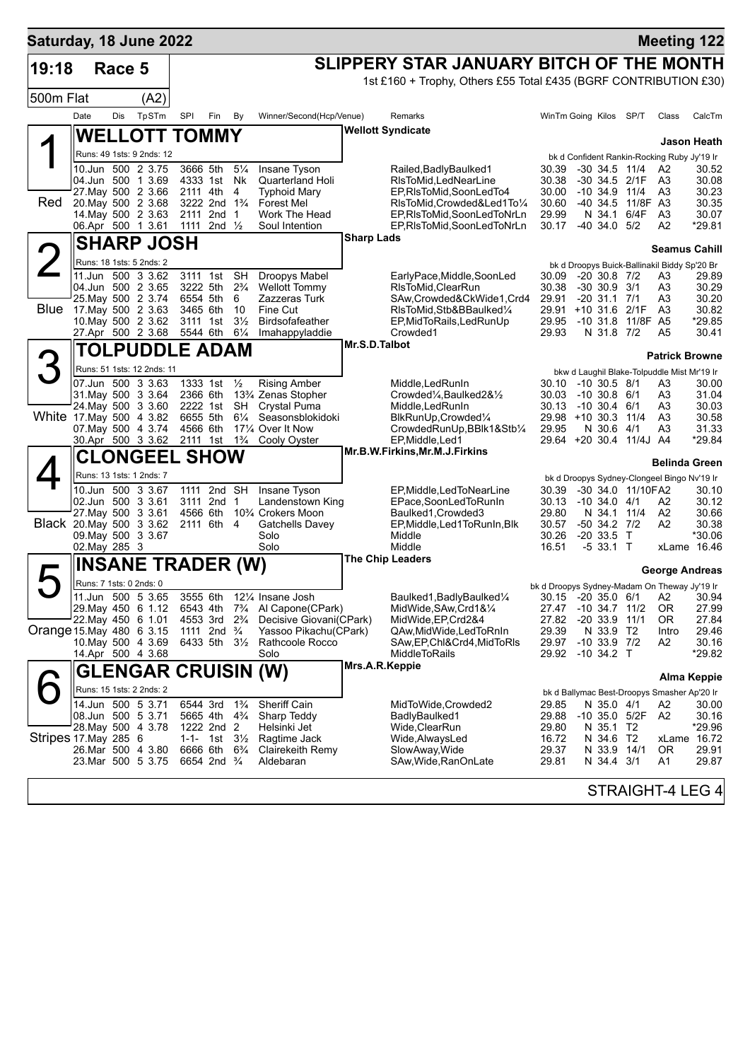**Saturday, 18 June 2022** — **Meeting 122**

**19:18 Race 5** — **SLIPPERY STAR JANUARY BITCH OF THE MONTH**

1st £160 + Trophy, Others £55 Total £435 (BGRF CONTRIBUTION £30)

500m Flat (A2)

| Date | Dis | TpSTm | SPI | Fin | By | Winner/Second(Hcp/Venue) | Remarks | WinTm | Going | Kilos | SP/T | Class | CalcTm |
|---|---|---|---|---|---|---|---|---|---|---|---|---|---|

## 1 WELLOTT TOMMY — Red

Wellott Syndicate — Jason Heath

Runs: 49 1sts: 9 2nds: 12 — bk d Confident Rankin-Rocking Ruby Jy'19 Ir

| Date | Dis | TpSTm | SPI | Fin | By | Winner/Second(Hcp/Venue) | Remarks | WinTm | Going | Kilos | SP/T | Class | CalcTm |
|---|---|---|---|---|---|---|---|---|---|---|---|---|---|
| 10.Jun | 500 | 2 3.75 | 3666 | 5th | 5¼ | Insane Tyson | Railed,BadlyBaulked1 | 30.39 | -30 | 34.5 | 11/4 | A2 | 30.52 |
| 04.Jun | 500 | 1 3.69 | 4333 | 1st | Nk | Quarterland Holi | RlsToMid,LedNearLine | 30.38 | -30 | 34.5 | 2/1F | A3 | 30.08 |
| 27.May | 500 | 2 3.66 | 2111 | 4th | 4 | Typhoid Mary | EP,RlsToMid,SoonLedTo4 | 30.00 | -10 | 34.9 | 11/4 | A3 | 30.23 |
| 20.May | 500 | 2 3.68 | 3222 | 2nd | 1¾ | Forest Mel | RlsToMid,Crowded&Led1To¼ | 30.60 | -40 | 34.5 | 11/8F | A3 | 30.35 |
| 14.May | 500 | 2 3.63 | 2111 | 2nd | 1 | Work The Head | EP,RlsToMid,SoonLedToNrLn | 29.99 | N | 34.1 | 6/4F | A3 | 30.07 |
| 06.Apr | 500 | 1 3.61 | 1111 | 2nd | ½ | Soul Intention | EP,RlsToMid,SoonLedToNrLn | 30.17 | -40 | 34.0 | 5/2 | A2 | *29.81 |

## 2 SHARP JOSH — Blue

Sharp Lads — Seamus Cahill

Runs: 18 1sts: 5 2nds: 2 — bk d Droopys Buick-Ballinakil Biddy Sp'20 Br

| Date | Dis | TpSTm | SPI | Fin | By | Winner/Second(Hcp/Venue) | Remarks | WinTm | Going | Kilos | SP/T | Class | CalcTm |
|---|---|---|---|---|---|---|---|---|---|---|---|---|---|
| 11.Jun | 500 | 3 3.62 | 3111 | 1st | SH | Droopys Mabel | EarlyPace,Middle,SoonLed | 30.09 | -20 | 30.8 | 7/2 | A3 | 29.89 |
| 04.Jun | 500 | 2 3.65 | 3222 | 5th | 2¾ | Wellott Tommy | RlsToMid,ClearRun | 30.38 | -30 | 30.9 | 3/1 | A3 | 30.29 |
| 25.May | 500 | 2 3.74 | 6554 | 5th | 6 | Zazzeras Turk | SAw,Crowded&CkWide1,Crd4 | 29.91 | -20 | 31.1 | 7/1 | A3 | 30.20 |
| 17.May | 500 | 2 3.63 | 3465 | 6th | 10 | Fine Cut | RlsToMid,Stb&BBaulked¼ | 29.91 | +10 | 31.6 | 2/1F | A3 | 30.82 |
| 10.May | 500 | 2 3.62 | 3111 | 1st | 3½ | Birdsofafeather | EP,MidToRails,LedRunUp | 29.95 | -10 | 31.8 | 11/8F | A5 | *29.85 |
| 27.Apr | 500 | 2 3.68 | 5544 | 6th | 6¼ | Imahappyladdie | Crowded1 | 29.93 | N | 31.8 | 7/2 | A5 | 30.41 |

## 3 TOLPUDDLE ADAM — White

Mr.S.D.Talbot — Patrick Browne

Runs: 51 1sts: 12 2nds: 11 — bkw d Laughil Blake-Tolpuddle Mist Mr'19 Ir

| Date | Dis | TpSTm | SPI | Fin | By | Winner/Second(Hcp/Venue) | Remarks | WinTm | Going | Kilos | SP/T | Class | CalcTm |
|---|---|---|---|---|---|---|---|---|---|---|---|---|---|
| 07.Jun | 500 | 3 3.63 | 1333 | 1st | ½ | Rising Amber | Middle,LedRunIn | 30.10 | -10 | 30.5 | 8/1 | A3 | 30.00 |
| 31.May | 500 | 3 3.64 | 2366 | 6th | 13¾ | Zenas Stopher | Crowded¼,Baulked2&½ | 30.03 | -10 | 30.8 | 6/1 | A3 | 31.04 |
| 24.May | 500 | 3 3.60 | 2222 | 1st | SH | Crystal Puma | Middle,LedRunIn | 30.13 | -10 | 30.4 | 6/1 | A3 | 30.03 |
| 17.May | 500 | 4 3.82 | 6655 | 5th | 6¼ | Seasonsblokidoki | BlkRunUp,Crowded¼ | 29.98 | +10 | 30.3 | 11/4 | A3 | 30.58 |
| 07.May | 500 | 4 3.74 | 4566 | 6th | 17¼ | Over It Now | CrowdedRunUp,BBlk1&Stb¼ | 29.95 | N | 30.6 | 4/1 | A3 | 31.33 |
| 30.Apr | 500 | 3 3.62 | 2111 | 1st | 1¾ | Cooly Oyster | EP,Middle,Led1 | 29.64 | +20 | 30.4 | 11/4J | A4 | *29.84 |

## 4 CLONGEEL SHOW — Black

Mr.B.W.Firkins,Mr.M.J.Firkins — Belinda Green

Runs: 13 1sts: 1 2nds: 7 — bk d Droopys Sydney-Clongeel Bingo Nv'19 Ir

| Date | Dis | TpSTm | SPI | Fin | By | Winner/Second(Hcp/Venue) | Remarks | WinTm | Going | Kilos | SP/T | Class | CalcTm |
|---|---|---|---|---|---|---|---|---|---|---|---|---|---|
| 10.Jun | 500 | 3 3.67 | 1111 | 2nd | SH | Insane Tyson | EP,Middle,LedToNearLine | 30.39 | -30 | 34.0 | 11/10F | A2 | 30.10 |
| 02.Jun | 500 | 3 3.61 | 3111 | 2nd | 1 | Landenstown King | EPace,SoonLedToRunIn | 30.13 | -10 | 34.0 | 4/1 | A2 | 30.12 |
| 27.May | 500 | 3 3.61 | 4566 | 6th | 10¾ | Crokers Moon | Baulked1,Crowded3 | 29.80 | N | 34.1 | 11/4 | A2 | 30.66 |
| 20.May | 500 | 3 3.62 | 2111 | 6th | 4 | Gatchells Davey | EP,Middle,Led1ToRunIn,Blk | 30.57 | -50 | 34.2 | 7/2 | A2 | 30.38 |
| 09.May | 500 | 3 3.67 | | | | Solo | Middle | 30.26 | -20 | 33.5 | T | | *30.06 |
| 02.May | 285 | 3 | | | | Solo | Middle | 16.51 | -5 | 33.1 | T | xLame | 16.46 |

## 5 INSANE TRADER (W) — Orange

The Chip Leaders — George Andreas

Runs: 7 1sts: 0 2nds: 0 — bk d Droopys Sydney-Madam On Theway Jy'19 Ir

| Date | Dis | TpSTm | SPI | Fin | By | Winner/Second(Hcp/Venue) | Remarks | WinTm | Going | Kilos | SP/T | Class | CalcTm |
|---|---|---|---|---|---|---|---|---|---|---|---|---|---|
| 11.Jun | 500 | 5 3.65 | 3555 | 6th | 12¼ | Insane Josh | Baulked1,BadlyBaulked¼ | 30.15 | -20 | 35.0 | 6/1 | A2 | 30.94 |
| 29.May | 450 | 6 1.12 | 6543 | 4th | 7¾ | Al Capone(CPark) | MidWide,SAw,Crd1&¼ | 27.47 | -10 | 34.7 | 11/2 | OR | 27.99 |
| 22.May | 450 | 6 1.01 | 4553 | 3rd | 2¾ | Decisive Giovani(CPark) | MidWide,EP,Crd2&4 | 27.82 | -20 | 33.9 | 11/1 | OR | 27.84 |
| 15.May | 480 | 6 3.15 | 1111 | 2nd | ¾ | Yassoo Pikachu(CPark) | QAw,MidWide,LedToRnIn | 29.39 | N | 33.9 | T2 | Intro | 29.46 |
| 10.May | 500 | 4 3.69 | 6433 | 5th | 3½ | Rathcoole Rocco | SAw,EP,Chl&Crd4,MidToRls | 29.97 | -10 | 33.9 | 7/2 | A2 | 30.16 |
| 14.Apr | 500 | 4 3.68 | | | | Solo | MiddleToRails | 29.92 | -10 | 34.2 | T | | *29.82 |

## 6 GLENGAR CRUISIN (W) — Stripes

Mrs.A.R.Keppie — Alma Keppie

Runs: 15 1sts: 2 2nds: 2 — bk d Ballymac Best-Droopys Smasher Ap'20 Ir

| Date | Dis | TpSTm | SPI | Fin | By | Winner/Second(Hcp/Venue) | Remarks | WinTm | Going | Kilos | SP/T | Class | CalcTm |
|---|---|---|---|---|---|---|---|---|---|---|---|---|---|
| 14.Jun | 500 | 5 3.71 | 6544 | 3rd | 1¾ | Sheriff Cain | MidToWide,Crowded2 | 29.85 | N | 35.0 | 4/1 | A2 | 30.00 |
| 08.Jun | 500 | 5 3.71 | 5665 | 4th | 4¾ | Sharp Teddy | BadlyBaulked1 | 29.88 | -10 | 35.0 | 5/2F | A2 | 30.16 |
| 28.May | 500 | 4 3.78 | 1222 | 2nd | 2 | Helsinki Jet | Wide,ClearRun | 29.80 | N | 35.1 | T2 | | *29.96 |
| 17.May | 285 | 6 | 1-1- | 1st | 3½ | Ragtime Jack | Wide,AlwaysLed | 16.72 | N | 34.6 | T2 | xLame | 16.72 |
| 26.Mar | 500 | 4 3.80 | 6666 | 6th | 6¾ | Clairekeith Remy | SlowAway,Wide | 29.37 | N | 33.9 | 14/1 | OR | 29.91 |
| 23.Mar | 500 | 5 3.75 | 6654 | 2nd | ¾ | Aldebaran | SAw,Wide,RanOnLate | 29.81 | N | 34.4 | 3/1 | A1 | 29.87 |

STRAIGHT-4 LEG 4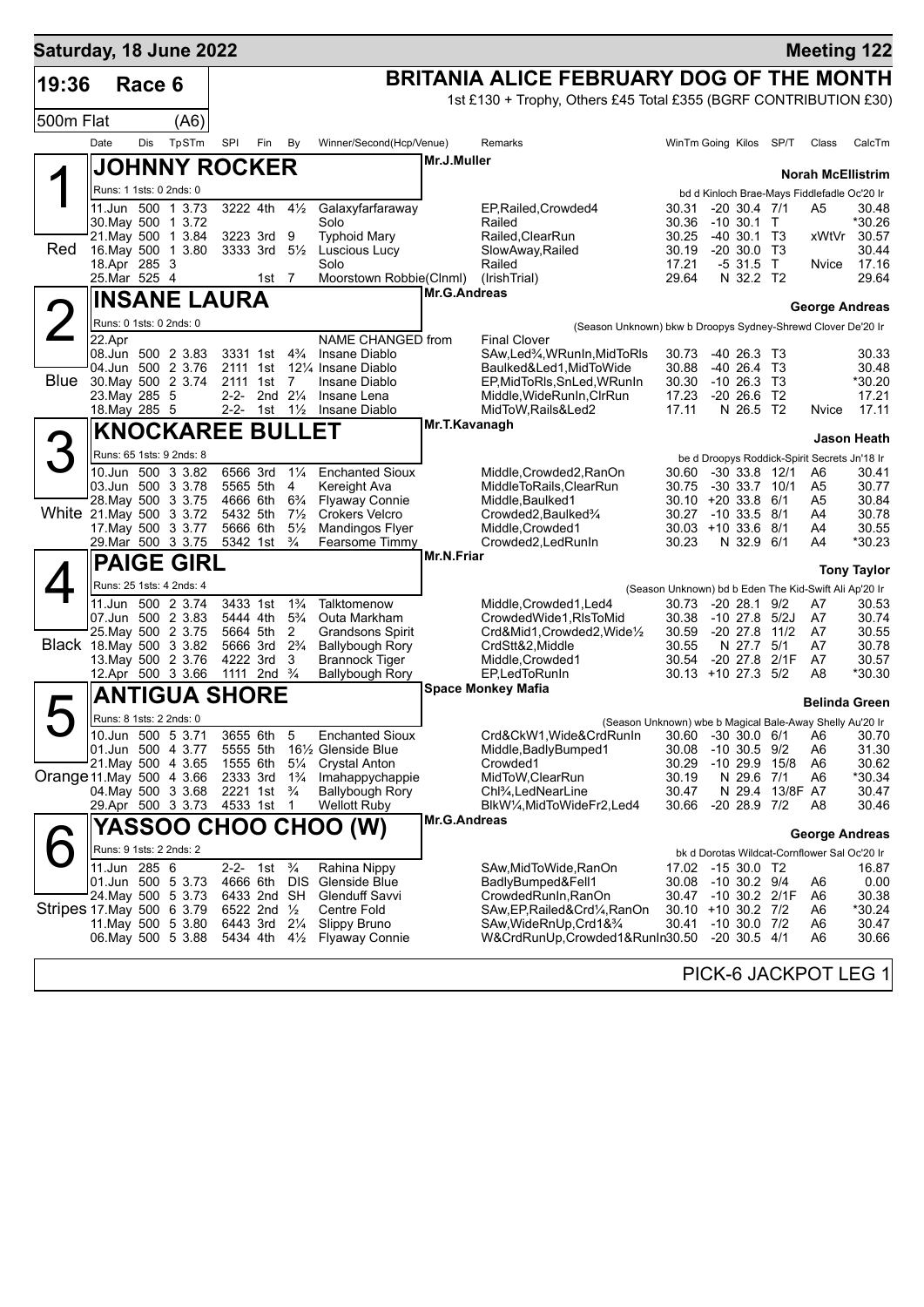**Saturday, 18 June 2022** — **Meeting 122**

**19:36 Race 6** — **BRITANIA ALICE FEBRUARY DOG OF THE MONTH**

1st £130 + Trophy, Others £45 Total £355 (BGRF CONTRIBUTION £30)

500m Flat (A6)

| Date | Dis | TpSTm | SPI | Fin | By | Winner/Second(Hcp/Venue) | Remarks | WinTm | Going | Kilos | SP/T | Class | CalcTm |
|---|---|---|---|---|---|---|---|---|---|---|---|---|---|

## 1 (Red) JOHNNY ROCKER — Mr.J.Muller — Norah McEllistrim

Runs: 1 1sts: 0 2nds: 0 — bd d Kinloch Brae-Mays Fiddlefadle Oc'20 Ir

| Date | Dis | TpSTm | SPI | Fin | By | Winner/Second(Hcp/Venue) | Remarks | WinTm | Going | Kilos | SP/T | Class | CalcTm |
|---|---|---|---|---|---|---|---|---|---|---|---|---|---|
| 11.Jun | 500 | 1 3.73 | 3222 | 4th | 4½ | Galaxyfarfaraway | EP,Railed,Crowded4 | 30.31 | -20 | 30.4 | 7/1 | A5 | 30.48 |
| 30.May | 500 | 1 3.72 | | | | Solo | Railed | 30.36 | -10 | 30.1 | T | | *30.26 |
| 21.May | 500 | 1 3.84 | 3223 | 3rd | 9 | Typhoid Mary | Railed,ClearRun | 30.25 | -40 | 30.1 | T3 | xWtVr | 30.57 |
| 16.May | 500 | 1 3.80 | 3333 | 3rd | 5½ | Luscious Lucy | SlowAway,Railed | 30.19 | -20 | 30.0 | T3 | | 30.44 |
| 18.Apr | 285 | 3 | | | | Solo | Railed | 17.21 | -5 | 31.5 | T | Nvice | 17.16 |
| 25.Mar | 525 | 4 | | 1st | 7 | Moorstown Robbie(Clnml) | (IrishTrial) | 29.64 | N | 32.2 | T2 | | 29.64 |

## 2 (Blue) INSANE LAURA — Mr.G.Andreas — George Andreas

Runs: 0 1sts: 0 2nds: 0 — (Season Unknown) bkw b Droopys Sydney-Shrewd Clover De'20 Ir

| Date | Dis | TpSTm | SPI | Fin | By | Winner/Second(Hcp/Venue) | Remarks | WinTm | Going | Kilos | SP/T | Class | CalcTm |
|---|---|---|---|---|---|---|---|---|---|---|---|---|---|
| 22.Apr | | | | | | NAME CHANGED from | Final Clover | | | | | | |
| 08.Jun | 500 | 2 3.83 | 3331 | 1st | 4¾ | Insane Diablo | SAw,Led¾,WRunIn,MidToRls | 30.73 | -40 | 26.3 | T3 | | 30.33 |
| 04.Jun | 500 | 2 3.76 | 2111 | 1st | 12¼ | Insane Diablo | Baulked&Led1,MidToWide | 30.88 | -40 | 26.4 | T3 | | 30.48 |
| 30.May | 500 | 2 3.74 | 2111 | 1st | 7 | Insane Diablo | EP,MidToRls,SnLed,WRunIn | 30.30 | -10 | 26.3 | T3 | | *30.20 |
| 23.May | 285 | 5 | 2-2- | 2nd | 2¼ | Insane Lena | Middle,WideRunIn,ClrRun | 17.23 | -20 | 26.6 | T2 | | 17.21 |
| 18.May | 285 | 5 | 2-2- | 1st | 1½ | Insane Diablo | MidToW,Rails&Led2 | 17.11 | N | 26.5 | T2 | Nvice | 17.11 |

## 3 (White) KNOCKAREE BULLET — Mr.T.Kavanagh — Jason Heath

Runs: 65 1sts: 9 2nds: 8 — be d Droopys Roddick-Spirit Secrets Jn'18 Ir

| Date | Dis | TpSTm | SPI | Fin | By | Winner/Second(Hcp/Venue) | Remarks | WinTm | Going | Kilos | SP/T | Class | CalcTm |
|---|---|---|---|---|---|---|---|---|---|---|---|---|---|
| 10.Jun | 500 | 3 3.82 | 6566 | 3rd | 1¼ | Enchanted Sioux | Middle,Crowded2,RanOn | 30.60 | -30 | 33.8 | 12/1 | A6 | 30.41 |
| 03.Jun | 500 | 3 3.78 | 5565 | 5th | 4 | Kereight Ava | MiddleToRails,ClearRun | 30.75 | -30 | 33.7 | 10/1 | A5 | 30.77 |
| 28.May | 500 | 3 3.75 | 4666 | 6th | 6¾ | Flyaway Connie | Middle,Baulked1 | 30.10 | +20 | 33.8 | 6/1 | A5 | 30.84 |
| 21.May | 500 | 3 3.72 | 5432 | 5th | 7½ | Crokers Velcro | Crowded2,Baulked¾ | 30.27 | -10 | 33.5 | 8/1 | A4 | 30.78 |
| 17.May | 500 | 3 3.77 | 5666 | 6th | 5½ | Mandingos Flyer | Middle,Crowded1 | 30.03 | +10 | 33.6 | 8/1 | A4 | 30.55 |
| 29.Mar | 500 | 3 3.75 | 5342 | 1st | ¾ | Fearsome Timmy | Crowded2,LedRunIn | 30.23 | N | 32.9 | 6/1 | A4 | *30.23 |

## 4 (Black) PAIGE GIRL — Mr.N.Friar — Tony Taylor

Runs: 25 1sts: 4 2nds: 4 — (Season Unknown) bd b Eden The Kid-Swift Ali Ap'20 Ir

| Date | Dis | TpSTm | SPI | Fin | By | Winner/Second(Hcp/Venue) | Remarks | WinTm | Going | Kilos | SP/T | Class | CalcTm |
|---|---|---|---|---|---|---|---|---|---|---|---|---|---|
| 11.Jun | 500 | 2 3.74 | 3433 | 1st | 1¾ | Talktomenow | Middle,Crowded1,Led4 | 30.73 | -20 | 28.1 | 9/2 | A7 | 30.53 |
| 07.Jun | 500 | 2 3.83 | 5444 | 4th | 5¾ | Outa Markham | CrowdedWide1,RlsToMid | 30.38 | -10 | 27.8 | 5/2J | A7 | 30.74 |
| 25.May | 500 | 2 3.75 | 5664 | 5th | 2 | Grandsons Spirit | Crd&Mid1,Crowded2,Wide½ | 30.59 | -20 | 27.8 | 11/2 | A7 | 30.55 |
| 18.May | 500 | 3 3.82 | 5666 | 3rd | 2¾ | Ballybough Rory | CrdStt&2,Middle | 30.55 | N | 27.7 | 5/1 | A7 | 30.78 |
| 13.May | 500 | 2 3.76 | 4222 | 3rd | 3 | Brannock Tiger | Middle,Crowded1 | 30.54 | -20 | 27.8 | 2/1F | A7 | 30.57 |
| 12.Apr | 500 | 3 3.66 | 1111 | 2nd | ¾ | Ballybough Rory | EP,LedToRunIn | 30.13 | +10 | 27.3 | 5/2 | A8 | *30.30 |

## 5 (Orange) ANTIGUA SHORE — Space Monkey Mafia — Belinda Green

Runs: 8 1sts: 2 2nds: 0 — (Season Unknown) wbe b Magical Bale-Away Shelly Au'20 Ir

| Date | Dis | TpSTm | SPI | Fin | By | Winner/Second(Hcp/Venue) | Remarks | WinTm | Going | Kilos | SP/T | Class | CalcTm |
|---|---|---|---|---|---|---|---|---|---|---|---|---|---|
| 10.Jun | 500 | 5 3.71 | 3655 | 6th | 5 | Enchanted Sioux | Crd&CkW1,Wide&CrdRunIn | 30.60 | -30 | 30.0 | 6/1 | A6 | 30.70 |
| 01.Jun | 500 | 4 3.77 | 5555 | 5th | 16½ | Glenside Blue | Middle,BadlyBumped1 | 30.08 | -10 | 30.5 | 9/2 | A6 | 31.30 |
| 21.May | 500 | 4 3.65 | 1555 | 6th | 5¼ | Crystal Anton | Crowded1 | 30.29 | -10 | 29.9 | 15/8 | A6 | 30.62 |
| 11.May | 500 | 4 3.66 | 2333 | 3rd | 1¾ | Imahappychappie | MidToW,ClearRun | 30.19 | N | 29.6 | 7/1 | A6 | *30.34 |
| 04.May | 500 | 3 3.68 | 2221 | 1st | ¾ | Ballybough Rory | Chl¾,LedNearLine | 30.47 | N | 29.4 | 13/8F | A7 | 30.47 |
| 29.Apr | 500 | 3 3.73 | 4533 | 1st | 1 | Wellott Ruby | BlkW¼,MidToWideFr2,Led4 | 30.66 | -20 | 28.9 | 7/2 | A8 | 30.46 |

## 6 (Stripes) YASSOO CHOO CHOO (W) — Mr.G.Andreas — George Andreas

Runs: 9 1sts: 2 2nds: 2 — bk d Dorotas Wildcat-Cornflower Sal Oc'20 Ir

| Date | Dis | TpSTm | SPI | Fin | By | Winner/Second(Hcp/Venue) | Remarks | WinTm | Going | Kilos | SP/T | Class | CalcTm |
|---|---|---|---|---|---|---|---|---|---|---|---|---|---|
| 11.Jun | 285 | 6 | 2-2- | 1st | ¾ | Rahina Nippy | SAw,MidToWide,RanOn | 17.02 | -15 | 30.0 | T2 | | 16.87 |
| 01.Jun | 500 | 5 3.73 | 4666 | 6th | DIS | Glenside Blue | BadlyBumped&Fell1 | 30.08 | -10 | 30.2 | 9/4 | A6 | 0.00 |
| 24.May | 500 | 5 3.73 | 6433 | 2nd | SH | Glenduff Savvi | CrowdedRunIn,RanOn | 30.47 | -10 | 30.2 | 2/1F | A6 | 30.38 |
| 17.May | 500 | 6 3.79 | 6522 | 2nd | ½ | Centre Fold | SAw,EP,Railed&Crd¼,RanOn | 30.10 | +10 | 30.2 | 7/2 | A6 | *30.24 |
| 11.May | 500 | 5 3.80 | 6443 | 3rd | 2¼ | Slippy Bruno | SAw,WideRnUp,Crd1&¾ | 30.41 | -10 | 30.0 | 7/2 | A6 | 30.47 |
| 06.May | 500 | 5 3.88 | 5434 | 4th | 4½ | Flyaway Connie | W&CrdRunUp,Crowded1&RunIn | 30.50 | -20 | 30.5 | 4/1 | A6 | 30.66 |

PICK-6 JACKPOT LEG 1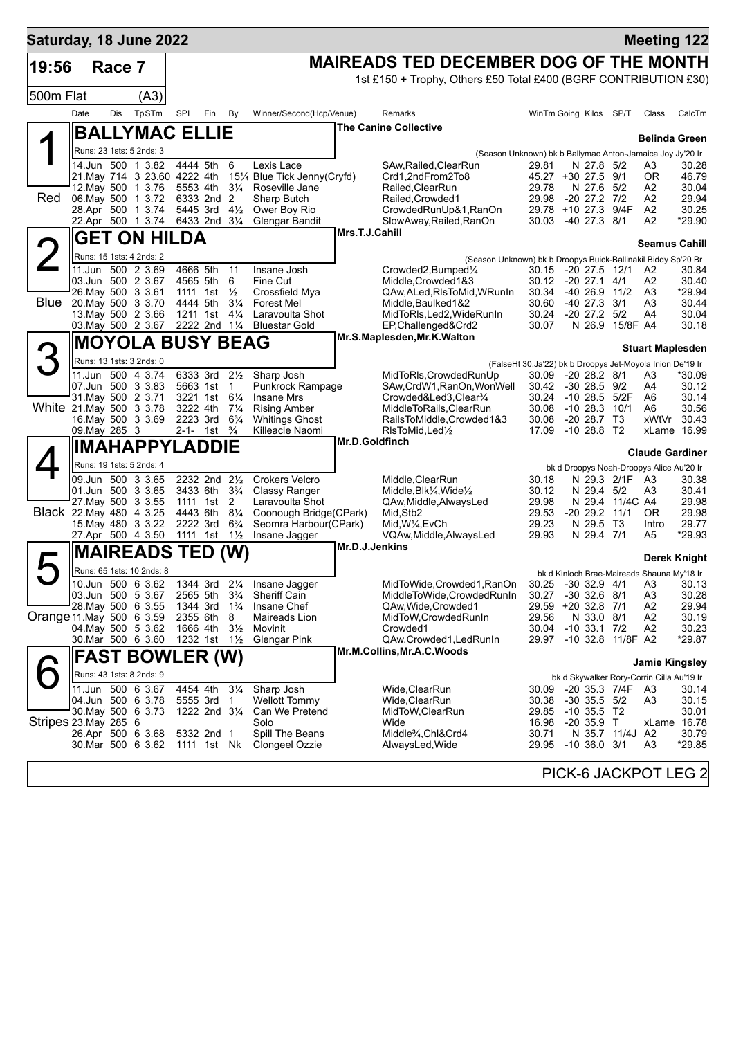# Saturday, 18 June 2022 — Meeting 122

**19:56 Race 7** — **MAIREADS TED DECEMBER DOG OF THE MONTH**

1st £150 + Trophy, Others £50 Total £400 (BGRF CONTRIBUTION £30)

500m Flat (A3)

| Date | Dis | TpSTm | SPI | Fin | By | Winner/Second(Hcp/Venue) | Remarks | WinTm | Going | Kilos | SP/T | Class | CalcTm |
|---|---|---|---|---|---|---|---|---|---|---|---|---|---|

## 1 (Red) BALLYMAC ELLIE

The Canine Collective — Trainer: **Belinda Green**

Runs: 23 1sts: 5 2nds: 3 — (Season Unknown) bk b Ballymac Anton-Jamaica Joy Jy'20 Ir

| Date | Dis | TpSTm | SPI | Fin | By | Winner/Second(Hcp/Venue) | Remarks | WinTm | Going | Kilos | SP/T | Class | CalcTm |
|---|---|---|---|---|---|---|---|---|---|---|---|---|---|
| 14.Jun | 500 | 1 3.82 | 4444 | 5th | 6 | Lexis Lace | SAw,Railed,ClearRun | 29.81 | N | 27.8 | 5/2 | A3 | 30.28 |
| 21.May | 714 | 3 23.60 | 4222 | 4th | 15¼ | Blue Tick Jenny(Cryfd) | Crd1,2ndFrom2To8 | 45.27 | +30 | 27.5 | 9/1 | OR | 46.79 |
| 12.May | 500 | 1 3.76 | 5553 | 4th | 3¼ | Roseville Jane | Railed,ClearRun | 29.78 | N | 27.6 | 5/2 | A2 | 30.04 |
| 06.May | 500 | 1 3.72 | 6333 | 2nd | 2 | Sharp Butch | Railed,Crowded1 | 29.98 | -20 | 27.2 | 7/2 | A2 | 29.94 |
| 28.Apr | 500 | 1 3.74 | 5445 | 3rd | 4½ | Ower Boy Rio | CrowdedRunUp&1,RanOn | 29.78 | +10 | 27.3 | 9/4F | A2 | 30.25 |
| 22.Apr | 500 | 1 3.74 | 6433 | 2nd | 3¼ | Glengar Bandit | SlowAway,Railed,RanOn | 30.03 | -40 | 27.3 | 8/1 | A2 | *29.90 |

## 2 (Blue) GET ON HILDA

Mrs.T.J.Cahill — Trainer: **Seamus Cahill**

Runs: 15 1sts: 4 2nds: 2 — (Season Unknown) bk b Droopys Buick-Ballinakil Biddy Sp'20 Br

| Date | Dis | TpSTm | SPI | Fin | By | Winner/Second(Hcp/Venue) | Remarks | WinTm | Going | Kilos | SP/T | Class | CalcTm |
|---|---|---|---|---|---|---|---|---|---|---|---|---|---|
| 11.Jun | 500 | 2 3.69 | 4666 | 5th | 11 | Insane Josh | Crowded2,Bumped¼ | 30.15 | -20 | 27.5 | 12/1 | A2 | 30.84 |
| 03.Jun | 500 | 2 3.67 | 4565 | 5th | 6 | Fine Cut | Middle,Crowded1&3 | 30.12 | -20 | 27.1 | 4/1 | A2 | 30.40 |
| 26.May | 500 | 3 3.61 | 1111 | 1st | ½ | Crossfield Mya | QAw,ALed,RlsToMid,WRunIn | 30.34 | -40 | 26.9 | 11/2 | A3 | *29.94 |
| 20.May | 500 | 3 3.70 | 4444 | 5th | 3¼ | Forest Mel | Middle,Baulked1&2 | 30.60 | -40 | 27.3 | 3/1 | A3 | 30.44 |
| 13.May | 500 | 2 3.66 | 1211 | 1st | 4¼ | Laravoulta Shot | MidToRls,Led2,WideRunIn | 30.24 | -20 | 27.2 | 5/2 | A4 | 30.04 |
| 03.May | 500 | 2 3.67 | 2222 | 2nd | 1¼ | Bluestar Gold | EP,Challenged&Crd2 | 30.07 | N | 26.9 | 15/8F | A4 | 30.18 |

## 3 (White) MOYOLA BUSY BEAG

Mr.S.Maplesden,Mr.K.Walton — Trainer: **Stuart Maplesden**

Runs: 13 1sts: 3 2nds: 0 — (FalseHt 30.Ja'22) bk b Droopys Jet-Moyola Inion De'19 Ir

| Date | Dis | TpSTm | SPI | Fin | By | Winner/Second(Hcp/Venue) | Remarks | WinTm | Going | Kilos | SP/T | Class | CalcTm |
|---|---|---|---|---|---|---|---|---|---|---|---|---|---|
| 11.Jun | 500 | 4 3.74 | 6333 | 3rd | 2½ | Sharp Josh | MidToRls,CrowdedRunUp | 30.09 | -20 | 28.2 | 8/1 | A3 | *30.09 |
| 07.Jun | 500 | 3 3.83 | 5663 | 1st | 1 | Punkrock Rampage | SAw,CrdW1,RanOn,WonWell | 30.42 | -30 | 28.5 | 9/2 | A4 | 30.12 |
| 31.May | 500 | 2 3.71 | 3221 | 1st | 6¼ | Insane Mrs | Crowded&Led3,Clear¾ | 30.24 | -10 | 28.5 | 5/2F | A6 | 30.14 |
| 21.May | 500 | 3 3.78 | 3222 | 4th | 7¼ | Rising Amber | MiddleToRails,ClearRun | 30.08 | -10 | 28.3 | 10/1 | A6 | 30.56 |
| 16.May | 500 | 3 3.69 | 2223 | 3rd | 6¾ | Whitings Ghost | RailsToMiddle,Crowded1&3 | 30.08 | -20 | 28.7 | T3 | xWtVr | 30.43 |
| 09.May | 285 | 3 | 2-1- | 1st | ¾ | Killeacle Naomi | RlsToMid,Led½ | 17.09 | -10 | 28.8 | T2 | xLame | 16.99 |

## 4 (Black) IMAHAPPYLADDIE

Mr.D.Goldfinch — Trainer: **Claude Gardiner**

Runs: 19 1sts: 5 2nds: 4 — bk d Droopys Noah-Droopys Alice Au'20 Ir

| Date | Dis | TpSTm | SPI | Fin | By | Winner/Second(Hcp/Venue) | Remarks | WinTm | Going | Kilos | SP/T | Class | CalcTm |
|---|---|---|---|---|---|---|---|---|---|---|---|---|---|
| 09.Jun | 500 | 3 3.65 | 2232 | 2nd | 2½ | Crokers Velcro | Middle,ClearRun | 30.18 | N | 29.3 | 2/1F | A3 | 30.38 |
| 01.Jun | 500 | 3 3.65 | 3433 | 6th | 3¾ | Classy Ranger | Middle,Blk¼,Wide½ | 30.12 | N | 29.4 | 5/2 | A3 | 30.41 |
| 27.May | 500 | 3 3.55 | 1111 | 1st | 2 | Laravoulta Shot | QAw,Middle,AlwaysLed | 29.98 | N | 29.4 | 11/4C | A4 | 29.98 |
| 22.May | 480 | 4 3.25 | 4443 | 6th | 8¼ | Coonough Bridge(CPark) | Mid,Stb2 | 29.53 | -20 | 29.2 | 11/1 | OR | 29.98 |
| 15.May | 480 | 3 3.22 | 2222 | 3rd | 6¾ | Seomra Harbour(CPark) | Mid,W¼,EvCh | 29.23 | N | 29.5 | T3 | Intro | 29.77 |
| 27.Apr | 500 | 4 3.50 | 1111 | 1st | 1½ | Insane Jagger | VQAw,Middle,AlwaysLed | 29.93 | N | 29.4 | 7/1 | A5 | *29.93 |

## 5 (Orange) MAIREADS TED (W)

Mr.D.J.Jenkins — Trainer: **Derek Knight**

Runs: 65 1sts: 10 2nds: 8 — bk d Kinloch Brae-Maireads Shauna My'18 Ir

| Date | Dis | TpSTm | SPI | Fin | By | Winner/Second(Hcp/Venue) | Remarks | WinTm | Going | Kilos | SP/T | Class | CalcTm |
|---|---|---|---|---|---|---|---|---|---|---|---|---|---|
| 10.Jun | 500 | 6 3.62 | 1344 | 3rd | 2¼ | Insane Jagger | MidToWide,Crowded1,RanOn | 30.25 | -30 | 32.9 | 4/1 | A3 | 30.13 |
| 03.Jun | 500 | 5 3.67 | 2565 | 5th | 3¾ | Sheriff Cain | MiddleToWide,CrowdedRunIn | 30.27 | -30 | 32.6 | 8/1 | A3 | 30.28 |
| 28.May | 500 | 6 3.55 | 1344 | 3rd | 1¾ | Insane Chef | QAw,Wide,Crowded1 | 29.59 | +20 | 32.8 | 7/1 | A2 | 29.94 |
| 11.May | 500 | 6 3.59 | 2355 | 6th | 8 | Maireads Lion | MidToW,CrowdedRunIn | 29.56 | N | 33.0 | 8/1 | A2 | 30.19 |
| 04.May | 500 | 5 3.62 | 1666 | 4th | 3½ | Movinit | Crowded1 | 30.04 | -10 | 33.1 | 7/2 | A2 | 30.23 |
| 30.Mar | 500 | 6 3.60 | 1232 | 1st | 1½ | Glengar Pink | QAw,Crowded1,LedRunIn | 29.97 | -10 | 32.8 | 11/8F | A2 | *29.87 |

## 6 (Stripes) FAST BOWLER (W)

Mr.M.Collins,Mr.A.C.Woods — Trainer: **Jamie Kingsley**

Runs: 43 1sts: 8 2nds: 9 — bk d Skywalker Rory-Corrin Cilla Au'19 Ir

| Date | Dis | TpSTm | SPI | Fin | By | Winner/Second(Hcp/Venue) | Remarks | WinTm | Going | Kilos | SP/T | Class | CalcTm |
|---|---|---|---|---|---|---|---|---|---|---|---|---|---|
| 11.Jun | 500 | 6 3.67 | 4454 | 4th | 3¼ | Sharp Josh | Wide,ClearRun | 30.09 | -20 | 35.3 | 7/4F | A3 | 30.14 |
| 04.Jun | 500 | 6 3.78 | 5555 | 3rd | 1 | Wellott Tommy | Wide,ClearRun | 30.38 | -30 | 35.5 | 5/2 | A3 | 30.15 |
| 30.May | 500 | 6 3.73 | 1222 | 2nd | 3¼ | Can We Pretend | MidToW,ClearRun | 29.85 | -10 | 35.5 | T2 | | 30.01 |
| 23.May | 285 | 6 | | | | Solo | Wide | 16.98 | -20 | 35.9 | T | xLame | 16.78 |
| 26.Apr | 500 | 6 3.68 | 5332 | 2nd | 1 | Spill The Beans | Middle¾,Chl&Crd4 | 30.71 | N | 35.7 | 11/4J | A2 | 30.79 |
| 30.Mar | 500 | 6 3.62 | 1111 | 1st | Nk | Clongeel Ozzie | AlwaysLed,Wide | 29.95 | -10 | 36.0 | 3/1 | A3 | *29.85 |

PICK-6 JACKPOT LEG 2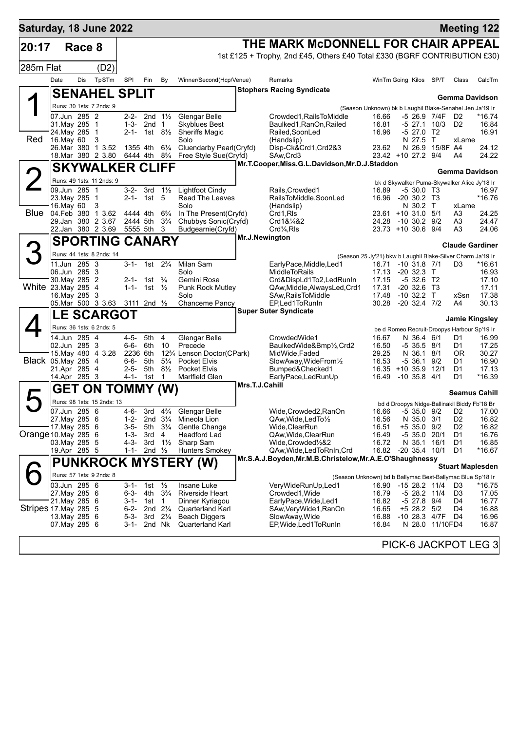# Saturday, 18 June 2022

**Meeting 122**

**20:17 Race 8**

**THE MARK McDONNELL FOR CHAIR APPEAL**

1st £125 + Trophy, 2nd £45, Others £40 Total £330 (BGRF CONTRIBUTION £30)

285m Flat (D2)

| Date | Dis | TpSTm | SPI | Fin | By | Winner/Second(Hcp/Venue) | Remarks | WinTm | Going | Kilos | SP/T | Class | CalcTm |
|---|---|---|---|---|---|---|---|---|---|---|---|---|---|

## 1 SENAHEL SPLIT (Red)

Stophers Racing Syndicate — Gemma Davidson

Runs: 30 1sts: 7 2nds: 9 — (Season Unknown) bk b Laughil Blake-Senahel Jen Ja'19 Ir

| Date | Dis | TpSTm | SPI | Fin | By | Winner/Second(Hcp/Venue) | Remarks | WinTm | Going | Kilos | SP/T | Class | CalcTm |
|---|---|---|---|---|---|---|---|---|---|---|---|---|---|
| 07.Jun | 285 | 2 | 2-2- | 2nd | 1½ | Glengar Belle | Crowded1,RailsToMiddle | 16.66 | -5 | 26.9 | 7/4F | D2 | *16.74 |
| 31.May | 285 | 1 | 1-3- | 2nd | 1 | Skyblues Best | Baulked1,RanOn,Railed | 16.81 | -5 | 27.1 | 10/3 | D2 | 16.84 |
| 24.May | 285 | 1 | 2-1- | 1st | 8½ | Sheriffs Magic | Railed,SoonLed | 16.96 | -5 | 27.0 | T2 | | 16.91 |
| 16.May | 60 | 3 | | | | Solo | (Handslip) | | N | 27.5 | T | xLame | |
| 26.Mar | 380 | 1 3.52 | 1355 | 4th | 6¼ | Cluendarby Pearl(Cryfd) | Disp-Ck&Crd1,Crd2&3 | 23.62 | N | 26.9 | 15/8F | A4 | 24.12 |
| 18.Mar | 380 | 2 3.80 | 6444 | 4th | 8¾ | Free Style Sue(Cryfd) | SAw,Crd3 | 23.42 | +10 | 27.2 | 9/4 | A4 | 24.22 |

## 2 SKYWALKER CLIFF (Blue)

Mr.T.Cooper,Miss.G.L.Davidson,Mr.D.J.Staddon — Gemma Davidson

Runs: 49 1sts: 11 2nds: 9 — bk d Skywalker Puma-Skywalker Alice Jy'18 Ir

| Date | Dis | TpSTm | SPI | Fin | By | Winner/Second(Hcp/Venue) | Remarks | WinTm | Going | Kilos | SP/T | Class | CalcTm |
|---|---|---|---|---|---|---|---|---|---|---|---|---|---|
| 09.Jun | 285 | 1 | 3-2- | 3rd | 1½ | Lightfoot Cindy | Rails,Crowded1 | 16.89 | -5 | 30.0 | T3 | | 16.97 |
| 23.May | 285 | 1 | 2-1- | 1st | 5 | Read The Leaves | RailsToMiddle,SoonLed | 16.96 | -20 | 30.2 | T3 | | *16.76 |
| 16.May | 60 | 3 | | | | Solo | (Handslip) | | N | 30.2 | T | xLame | |
| 04.Feb | 380 | 1 3.62 | 4444 | 4th | 6¾ | In The Present(Cryfd) | Crd1,Rls | 23.61 | +10 | 31.0 | 5/1 | A3 | 24.25 |
| 29.Jan | 380 | 2 3.67 | 2444 | 5th | 3¾ | Chubbys Sonic(Cryfd) | Crd1&¼&2 | 24.28 | -10 | 30.2 | 9/2 | A3 | 24.47 |
| 22.Jan | 380 | 2 3.69 | 5555 | 5th | 3 | Budgearnie(Cryfd) | Crd¼,Rls | 23.73 | +10 | 30.6 | 9/4 | A3 | 24.06 |

## 3 SPORTING CANARY (White)

Mr.J.Newington — Claude Gardiner

Runs: 44 1sts: 8 2nds: 14 — (Season 25.Jy'21) bkw b Laughil Blake-Silver Charm Ja'19 Ir

| Date | Dis | TpSTm | SPI | Fin | By | Winner/Second(Hcp/Venue) | Remarks | WinTm | Going | Kilos | SP/T | Class | CalcTm |
|---|---|---|---|---|---|---|---|---|---|---|---|---|---|
| 11.Jun | 285 | 3 | 3-1- | 1st | 2¾ | Milan Sam | EarlyPace,Middle,Led1 | 16.71 | -10 | 31.8 | 7/1 | D3 | *16.61 |
| 06.Jun | 285 | 3 | | | | Solo | MiddleToRails | 17.13 | -20 | 32.3 | T | | 16.93 |
| 30.May | 285 | 2 | 2-1- | 1st | ¾ | Gemini Rose | Crd&DispLd1To2,LedRunIn | 17.15 | -5 | 32.6 | T2 | | 17.10 |
| 23.May | 285 | 4 | 1-1- | 1st | ½ | Punk Rock Mutley | QAw,Middle,AlwaysLed,Crd1 | 17.31 | -20 | 32.6 | T3 | | 17.11 |
| 16.May | 285 | 3 | | | | Solo | SAw,RailsToMiddle | 17.48 | -10 | 32.2 | T | xSsn | 17.38 |
| 05.Mar | 500 | 3 3.63 | 3111 | 2nd | ½ | Chanceme Pancy | EP,Led1ToRunIn | 30.28 | -20 | 32.4 | 7/2 | A4 | 30.13 |

## 4 LE SCARGOT (Black)

Super Suter Syndicate — Jamie Kingsley

Runs: 36 1sts: 6 2nds: 5 — be d Romeo Recruit-Droopys Harbour Sp'19 Ir

| Date | Dis | TpSTm | SPI | Fin | By | Winner/Second(Hcp/Venue) | Remarks | WinTm | Going | Kilos | SP/T | Class | CalcTm |
|---|---|---|---|---|---|---|---|---|---|---|---|---|---|
| 14.Jun | 285 | 4 | 4-5- | 5th | 4 | Glengar Belle | CrowdedWide1 | 16.67 | N | 36.4 | 6/1 | D1 | 16.99 |
| 02.Jun | 285 | 3 | 6-6- | 6th | 10 | Precede | BaulkedWide&Bmp½,Crd2 | 16.50 | -5 | 35.5 | 8/1 | D1 | 17.25 |
| 15.May | 480 | 4 3.28 | 2236 | 6th | 12¾ | Lenson Doctor(CPark) | MidWide,Faded | 29.25 | N | 36.1 | 8/1 | OR | 30.27 |
| 05.May | 285 | 4 | 6-6- | 5th | 5¼ | Pocket Elvis | SlowAway,WideFrom½ | 16.53 | -5 | 36.1 | 9/2 | D1 | 16.90 |
| 21.Apr | 285 | 4 | 2-5- | 5th | 8½ | Pocket Elvis | Bumped&Checked1 | 16.35 | +10 | 35.9 | 12/1 | D1 | 17.13 |
| 14.Apr | 285 | 3 | 4-1- | 1st | 1 | Marlfield Glen | EarlyPace,LedRunUp | 16.49 | -10 | 35.8 | 4/1 | D1 | *16.39 |

## 5 GET ON TOMMY (W) (Orange)

Mrs.T.J.Cahill — Seamus Cahill

Runs: 98 1sts: 15 2nds: 13 — bd d Droopys Nidge-Ballinakil Biddy Fb'18 Br

| Date | Dis | TpSTm | SPI | Fin | By | Winner/Second(Hcp/Venue) | Remarks | WinTm | Going | Kilos | SP/T | Class | CalcTm |
|---|---|---|---|---|---|---|---|---|---|---|---|---|---|
| 07.Jun | 285 | 6 | 4-6- | 3rd | 4¾ | Glengar Belle | Wide,Crowded2,RanOn | 16.66 | -5 | 35.0 | 9/2 | D2 | 17.00 |
| 27.May | 285 | 6 | 1-2- | 2nd | 3¼ | Mineola Lion | QAw,Wide,LedTo½ | 16.56 | N | 35.0 | 3/1 | D2 | 16.82 |
| 17.May | 285 | 6 | 3-5- | 5th | 3¼ | Gentle Change | Wide,ClearRun | 16.51 | +5 | 35.0 | 9/2 | D2 | 16.82 |
| 10.May | 285 | 6 | 1-3- | 3rd | 4 | Headford Lad | QAw,Wide,ClearRun | 16.49 | -5 | 35.0 | 20/1 | D1 | 16.76 |
| 03.May | 285 | 5 | 4-3- | 3rd | 1½ | Sharp Sam | Wide,Crowded½&2 | 16.72 | N | 35.1 | 16/1 | D1 | 16.85 |
| 19.Apr | 285 | 5 | 1-1- | 2nd | ½ | Hunters Smokey | QAw,Wide,LedToRnIn,Crd | 16.82 | -20 | 35.4 | 10/1 | D1 | *16.67 |

## 6 PUNKROCK MYSTERY (W) (Stripes)

Mr.S.A.J.Boyden,Mr.M.B.Christelow,Mr.A.E.O'Shaughnessy — Stuart Maplesden

Runs: 57 1sts: 9 2nds: 8 — (Season Unknown) bd b Ballymac Best-Ballymac Blue Sp'18 Ir

| Date | Dis | TpSTm | SPI | Fin | By | Winner/Second(Hcp/Venue) | Remarks | WinTm | Going | Kilos | SP/T | Class | CalcTm |
|---|---|---|---|---|---|---|---|---|---|---|---|---|---|
| 03.Jun | 285 | 6 | 3-1- | 1st | ½ | Insane Luke | VeryWideRunUp,Led1 | 16.90 | -15 | 28.2 | 11/4 | D3 | *16.75 |
| 27.May | 285 | 6 | 6-3- | 4th | 3¾ | Riverside Heart | Crowded1,Wide | 16.79 | -5 | 28.2 | 11/4 | D3 | 17.05 |
| 21.May | 285 | 6 | 3-1- | 1st | 1 | Dinner Kyriagou | EarlyPace,Wide,Led1 | 16.82 | -5 | 27.8 | 9/4 | D4 | 16.77 |
| 17.May | 285 | 5 | 6-2- | 2nd | 2¼ | Quarterland Karl | SAw,VeryWide1,RanOn | 16.65 | +5 | 28.2 | 5/2 | D4 | 16.88 |
| 13.May | 285 | 6 | 5-3- | 3rd | 2¼ | Beach Diggers | SlowAway,Wide | 16.88 | -10 | 28.3 | 4/7F | D4 | 16.96 |
| 07.May | 285 | 6 | 3-1- | 2nd | Nk | Quarterland Karl | EP,Wide,Led1ToRunIn | 16.84 | N | 28.0 | 11/10F | D4 | 16.87 |

PICK-6 JACKPOT LEG 3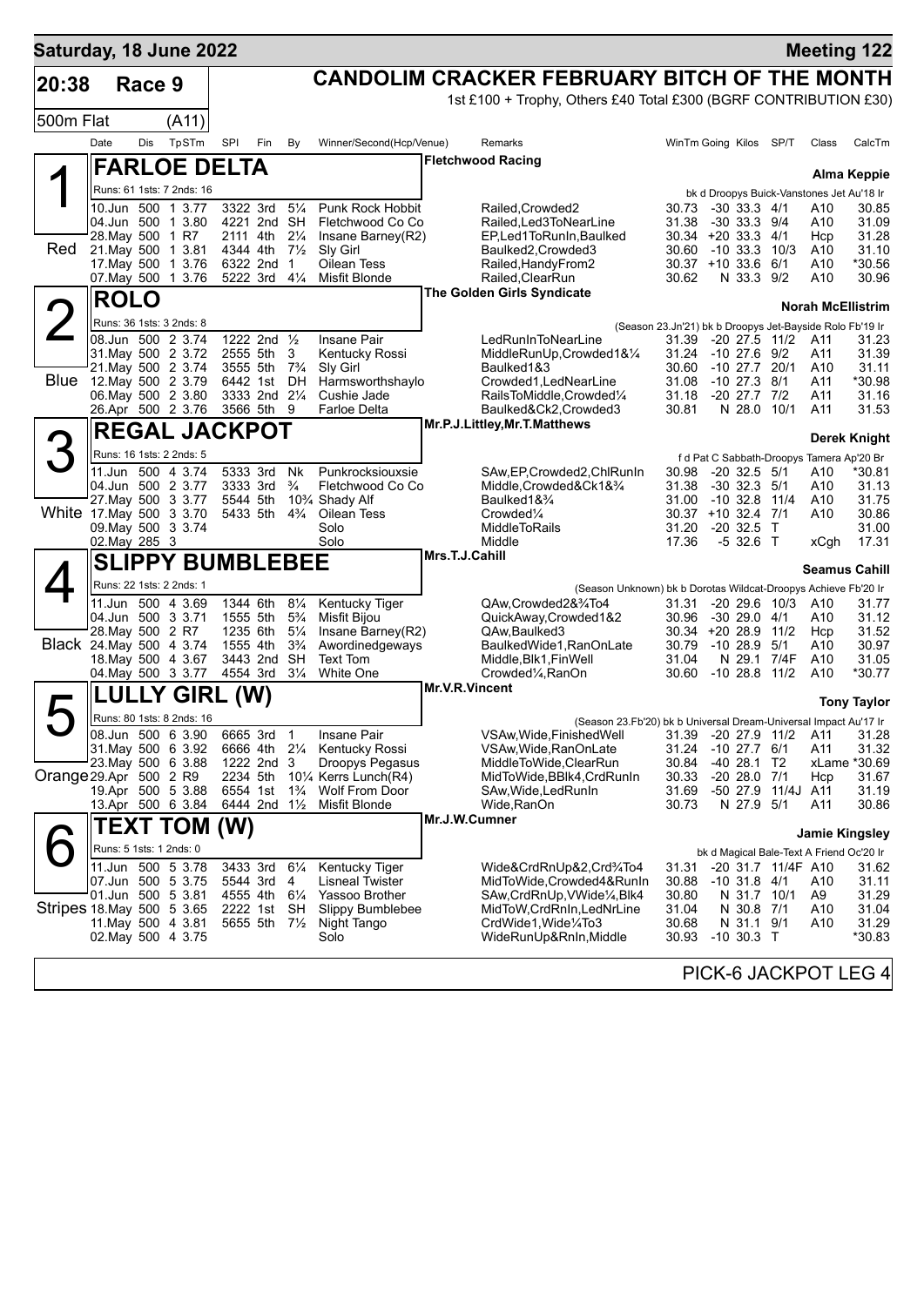**Saturday, 18 June 2022** — **Meeting 122**

## 20:38 Race 9 — CANDOLIM CRACKER FEBRUARY BITCH OF THE MONTH

500m Flat (A11)

1st £100 + Trophy, Others £40 Total £300 (BGRF CONTRIBUTION £30)

| Date | Dis | TpSTm | SPI | Fin | By | Winner/Second(Hcp/Venue) | Remarks | WinTm | Going | Kilos | SP/T | Class | CalcTm |
|---|---|---|---|---|---|---|---|---|---|---|---|---|---|

### 1 (Red) FARLOE DELTA
Fletchwood Racing — Alma Keppie
Runs: 61 1sts: 7 2nds: 16 — bk d Droopys Buick-Vanstones Jet Au'18 Ir

| Date | Dis | TpSTm | SPI | Fin | By | Winner/Second(Hcp/Venue) | Remarks | WinTm | Going | Kilos | SP/T | Class | CalcTm |
|---|---|---|---|---|---|---|---|---|---|---|---|---|---|
| 10.Jun | 500 | 1 3.77 | 3322 | 3rd | 5¼ | Punk Rock Hobbit | Railed,Crowded2 | 30.73 | -30 | 33.3 | 4/1 | A10 | 30.85 |
| 04.Jun | 500 | 1 3.80 | 4221 | 2nd | SH | Fletchwood Co Co | Railed,Led3ToNearLine | 31.38 | -30 | 33.3 | 9/4 | A10 | 31.09 |
| 28.May | 500 | 1 R7 | 2111 | 4th | 2¼ | Insane Barney(R2) | EP,Led1ToRunIn,Baulked | 30.34 | +20 | 33.3 | 4/1 | Hcp | 31.28 |
| 21.May | 500 | 1 3.81 | 4344 | 4th | 7½ | Sly Girl | Baulked2,Crowded3 | 30.60 | -10 | 33.3 | 10/3 | A10 | 31.10 |
| 17.May | 500 | 1 3.76 | 6322 | 2nd | 1 | Oilean Tess | Railed,HandyFrom2 | 30.37 | +10 | 33.6 | 6/1 | A10 | *30.56 |
| 07.May | 500 | 1 3.76 | 5222 | 3rd | 4¼ | Misfit Blonde | Railed,ClearRun | 30.62 | N | 33.3 | 9/2 | A10 | 30.96 |

### 2 (Blue) ROLO
The Golden Girls Syndicate — Norah McEllistrim
Runs: 36 1sts: 3 2nds: 8 — (Season 23.Jn'21) bk b Droopys Jet-Bayside Rolo Fb'19 Ir

| Date | Dis | TpSTm | SPI | Fin | By | Winner/Second(Hcp/Venue) | Remarks | WinTm | Going | Kilos | SP/T | Class | CalcTm |
|---|---|---|---|---|---|---|---|---|---|---|---|---|---|
| 08.Jun | 500 | 2 3.74 | 1222 | 2nd | ½ | Insane Pair | LedRunInToNearLine | 31.39 | -20 | 27.5 | 11/2 | A11 | 31.23 |
| 31.May | 500 | 2 3.72 | 2555 | 5th | 3 | Kentucky Rossi | MiddleRunUp,Crowded1&¼ | 31.24 | -10 | 27.6 | 9/2 | A11 | 31.39 |
| 21.May | 500 | 2 3.74 | 3555 | 5th | 7¾ | Sly Girl | Baulked1&3 | 30.60 | -10 | 27.7 | 20/1 | A10 | 31.11 |
| 12.May | 500 | 2 3.79 | 6442 | 1st | DH | Harmsworthshaylo | Crowded1,LedNearLine | 31.08 | -10 | 27.3 | 8/1 | A11 | *30.98 |
| 06.May | 500 | 2 3.80 | 3333 | 2nd | 2¼ | Cushie Jade | RailsToMiddle,Crowded¼ | 31.18 | -20 | 27.7 | 7/2 | A11 | 31.16 |
| 26.Apr | 500 | 2 3.76 | 3566 | 5th | 9 | Farloe Delta | Baulked&Ck2,Crowded3 | 30.81 | N | 28.0 | 10/1 | A11 | 31.53 |

### 3 (White) REGAL JACKPOT
Mr.P.J.Littley,Mr.T.Matthews — Derek Knight
Runs: 16 1sts: 2 2nds: 5 — f d Pat C Sabbath-Droopys Tamera Ap'20 Br

| Date | Dis | TpSTm | SPI | Fin | By | Winner/Second(Hcp/Venue) | Remarks | WinTm | Going | Kilos | SP/T | Class | CalcTm |
|---|---|---|---|---|---|---|---|---|---|---|---|---|---|
| 11.Jun | 500 | 4 3.74 | 5333 | 3rd | Nk | Punkrocksiouxsie | SAw,EP,Crowded2,ChlRunIn | 30.98 | -20 | 32.5 | 5/1 | A10 | *30.81 |
| 04.Jun | 500 | 2 3.77 | 3333 | 3rd | ¾ | Fletchwood Co Co | Middle,Crowded&Ck1&¾ | 31.38 | -30 | 32.3 | 5/1 | A10 | 31.13 |
| 27.May | 500 | 3 3.77 | 5544 | 5th | 10¾ | Shady Alf | Baulked1&¾ | 31.00 | -10 | 32.8 | 11/4 | A10 | 31.75 |
| 17.May | 500 | 3 3.70 | 5433 | 5th | 4¾ | Oilean Tess | Crowded¼ | 30.37 | +10 | 32.4 | 7/1 | A10 | 30.86 |
| 09.May | 500 | 3 3.74 | | | | Solo | MiddleToRails | 31.20 | -20 | 32.5 | T | | 31.00 |
| 02.May | 285 | 3 | | | | Solo | Middle | 17.36 | -5 | 32.6 | T | xCgh | 17.31 |

### 4 (Black) SLIPPY BUMBLEBEE
Mrs.T.J.Cahill — Seamus Cahill
Runs: 22 1sts: 2 2nds: 1 — (Season Unknown) bk b Dorotas Wildcat-Droopys Achieve Fb'20 Ir

| Date | Dis | TpSTm | SPI | Fin | By | Winner/Second(Hcp/Venue) | Remarks | WinTm | Going | Kilos | SP/T | Class | CalcTm |
|---|---|---|---|---|---|---|---|---|---|---|---|---|---|
| 11.Jun | 500 | 4 3.69 | 1344 | 6th | 8¼ | Kentucky Tiger | QAw,Crowded2&¾To4 | 31.31 | -20 | 29.6 | 10/3 | A10 | 31.77 |
| 04.Jun | 500 | 3 3.71 | 1555 | 5th | 5¾ | Misfit Bijou | QuickAway,Crowded1&2 | 30.96 | -30 | 29.0 | 4/1 | A10 | 31.12 |
| 28.May | 500 | 2 R7 | 1235 | 6th | 5¼ | Insane Barney(R2) | QAw,Baulked3 | 30.34 | +20 | 28.9 | 11/2 | Hcp | 31.52 |
| 24.May | 500 | 4 3.74 | 1555 | 4th | 3¾ | Awordinedgeways | BaulkedWide1,RanOnLate | 30.79 | -10 | 28.9 | 5/1 | A10 | 30.97 |
| 18.May | 500 | 4 3.67 | 3443 | 2nd | SH | Text Tom | Middle,Blk1,FinWell | 31.04 | N | 29.1 | 7/4F | A10 | 31.05 |
| 04.May | 500 | 3 3.77 | 4554 | 3rd | 3¼ | White One | Crowded¼,RanOn | 30.60 | -10 | 28.8 | 11/2 | A10 | *30.77 |

### 5 (Orange) LULLY GIRL (W)
Mr.V.R.Vincent — Tony Taylor
Runs: 80 1sts: 8 2nds: 16 — (Season 23.Fb'20) bk b Universal Dream-Universal Impact Au'17 Ir

| Date | Dis | TpSTm | SPI | Fin | By | Winner/Second(Hcp/Venue) | Remarks | WinTm | Going | Kilos | SP/T | Class | CalcTm |
|---|---|---|---|---|---|---|---|---|---|---|---|---|---|
| 08.Jun | 500 | 6 3.90 | 6665 | 3rd | 1 | Insane Pair | VSAw,Wide,FinishedWell | 31.39 | -20 | 27.9 | 11/2 | A11 | 31.28 |
| 31.May | 500 | 6 3.92 | 6666 | 4th | 2¼ | Kentucky Rossi | VSAw,Wide,RanOnLate | 31.24 | -10 | 27.7 | 6/1 | A11 | 31.32 |
| 23.May | 500 | 6 3.88 | 1222 | 2nd | 3 | Droopys Pegasus | MiddleToWide,ClearRun | 30.84 | -40 | 28.1 | T2 | xLame | *30.69 |
| 29.Apr | 500 | 2 R9 | 2234 | 5th | 10¼ | Kerrs Lunch(R4) | MidToWide,BBlk4,CrdRunIn | 30.33 | -20 | 28.0 | 7/1 | Hcp | 31.67 |
| 19.Apr | 500 | 5 3.88 | 6554 | 1st | 1¾ | Wolf From Door | SAw,Wide,LedRunIn | 31.69 | -50 | 27.9 | 11/4J | A11 | 31.19 |
| 13.Apr | 500 | 6 3.84 | 6444 | 2nd | 1½ | Misfit Blonde | Wide,RanOn | 30.73 | N | 27.9 | 5/1 | A11 | 30.86 |

### 6 (Stripes) TEXT TOM (W)
Mr.J.W.Cumner — Jamie Kingsley
Runs: 5 1sts: 1 2nds: 0 — bk d Magical Bale-Text A Friend Oc'20 Ir

| Date | Dis | TpSTm | SPI | Fin | By | Winner/Second(Hcp/Venue) | Remarks | WinTm | Going | Kilos | SP/T | Class | CalcTm |
|---|---|---|---|---|---|---|---|---|---|---|---|---|---|
| 11.Jun | 500 | 5 3.78 | 3433 | 3rd | 6¼ | Kentucky Tiger | Wide&CrdRnUp&2,Crd¾To4 | 31.31 | -20 | 31.7 | 11/4F | A10 | 31.62 |
| 07.Jun | 500 | 5 3.75 | 5544 | 3rd | 4 | Lisneal Twister | MidToWide,Crowded4&RunIn | 30.88 | -10 | 31.8 | 4/1 | A10 | 31.11 |
| 01.Jun | 500 | 5 3.81 | 4555 | 4th | 6¼ | Yassoo Brother | SAw,CrdRnUp,VWide¼,Blk4 | 30.80 | N | 31.7 | 10/1 | A9 | 31.29 |
| 18.May | 500 | 5 3.65 | 2222 | 1st | SH | Slippy Bumblebee | MidToW,CrdRnIn,LedNrLine | 31.04 | N | 30.8 | 7/1 | A10 | 31.04 |
| 11.May | 500 | 4 3.81 | 5655 | 5th | 7½ | Night Tango | CrdWide1,Wide¼To3 | 30.68 | N | 31.1 | 9/1 | A10 | 31.29 |
| 02.May | 500 | 4 3.75 | | | | Solo | WideRunUp&RnIn,Middle | 30.93 | -10 | 30.3 | T | | *30.83 |

PICK-6 JACKPOT LEG 4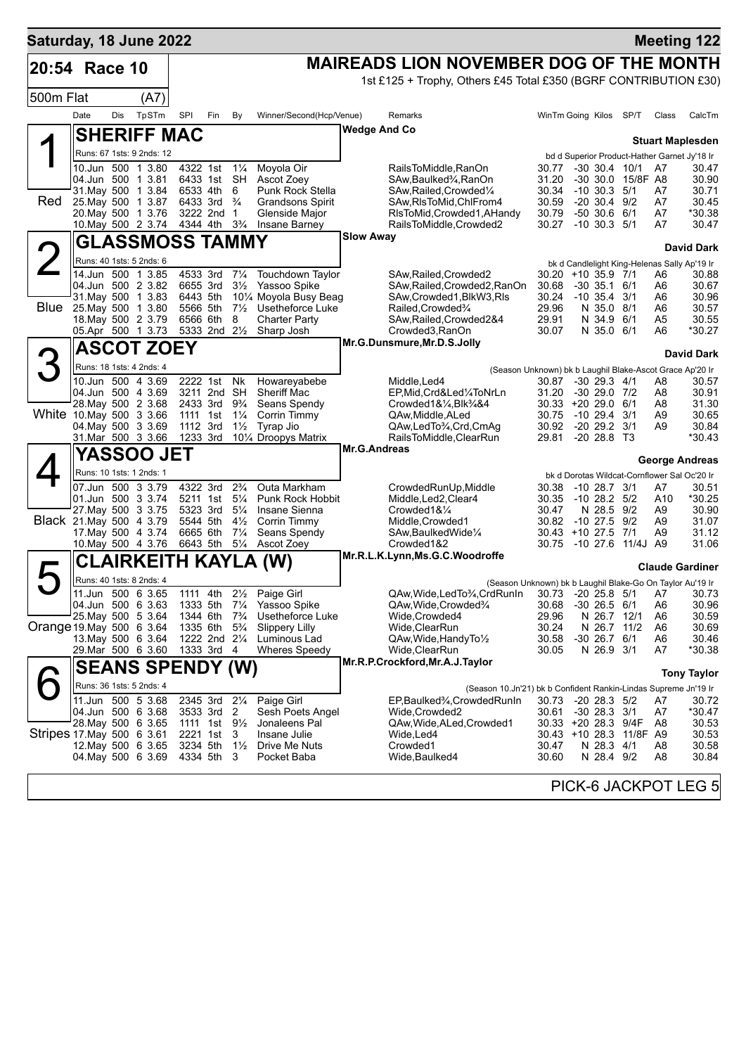# Saturday, 18 June 2022 — Meeting 122

## 20:54 Race 10 — MAIREADS LION NOVEMBER DOG OF THE MONTH

1st £125 + Trophy, Others £45 Total £350 (BGRF CONTRIBUTION £30)

500m Flat (A7)

| Date | Dis | TpSTm | SPI | Fin | By | Winner/Second(Hcp/Venue) | Remarks | WinTm | Going | Kilos | SP/T | Class | CalcTm |
|---|---|---|---|---|---|---|---|---|---|---|---|---|---|

### 1 Red — SHERIFF MAC
Wedge And Co — Stuart Maplesden
Runs: 67 1sts: 9 2nds: 12 — bd d Superior Product-Hather Garnet Jy'18 Ir

| Date | Dis | TpSTm | SPI | Fin | By | Winner/Second(Hcp/Venue) | Remarks | WinTm | Going | Kilos | SP/T | Class | CalcTm |
|---|---|---|---|---|---|---|---|---|---|---|---|---|---|
| 10.Jun | 500 | 1 3.80 | 4322 | 1st | 1¼ | Moyola Oir | RailsToMiddle,RanOn | 30.77 | -30 | 30.4 | 10/1 | A7 | 30.47 |
| 04.Jun | 500 | 1 3.81 | 6433 | 1st | SH | Ascot Zoey | SAw,Baulked¾,RanOn | 31.20 | -30 | 30.0 | 15/8F | A8 | 30.90 |
| 31.May | 500 | 1 3.84 | 6533 | 4th | 6 | Punk Rock Stella | SAw,Railed,Crowded¼ | 30.34 | -10 | 30.3 | 5/1 | A7 | 30.71 |
| 25.May | 500 | 1 3.87 | 6433 | 3rd | ¾ | Grandsons Spirit | SAw,RlsToMid,ChlFrom4 | 30.59 | -20 | 30.4 | 9/2 | A7 | 30.45 |
| 20.May | 500 | 1 3.76 | 3222 | 2nd | 1 | Glenside Major | RlsToMid,Crowded1,AHandy | 30.79 | -50 | 30.6 | 6/1 | A7 | *30.38 |
| 10.May | 500 | 2 3.74 | 4344 | 4th | 3¾ | Insane Barney | RailsToMiddle,Crowded2 | 30.27 | -10 | 30.3 | 5/1 | A7 | 30.47 |

### 2 Blue — GLASSMOSS TAMMY
Slow Away — David Dark
Runs: 40 1sts: 5 2nds: 6 — bk d Candlelight King-Helenas Sally Ap'19 Ir

| Date | Dis | TpSTm | SPI | Fin | By | Winner/Second(Hcp/Venue) | Remarks | WinTm | Going | Kilos | SP/T | Class | CalcTm |
|---|---|---|---|---|---|---|---|---|---|---|---|---|---|
| 14.Jun | 500 | 1 3.85 | 4533 | 3rd | 7¼ | Touchdown Taylor | SAw,Railed,Crowded2 | 30.20 | +10 | 35.9 | 7/1 | A6 | 30.88 |
| 04.Jun | 500 | 2 3.82 | 6655 | 3rd | 3½ | Yassoo Spike | SAw,Railed,Crowded2,RanOn | 30.68 | -30 | 35.1 | 6/1 | A6 | 30.67 |
| 31.May | 500 | 1 3.83 | 6443 | 5th | 10¼ | Moyola Busy Beag | SAw,Crowded1,BlkW3,Rls | 30.24 | -10 | 35.4 | 3/1 | A6 | 30.96 |
| 25.May | 500 | 1 3.80 | 5566 | 5th | 7½ | Usetheforce Luke | Railed,Crowded¾ | 29.96 | N | 35.0 | 8/1 | A6 | 30.57 |
| 18.May | 500 | 2 3.79 | 6566 | 6th | 8 | Charter Party | SAw,Railed,Crowded2&4 | 29.91 | N | 34.9 | 6/1 | A5 | 30.55 |
| 05.Apr | 500 | 1 3.73 | 5333 | 2nd | 2½ | Sharp Josh | Crowded3,RanOn | 30.07 | N | 35.0 | 6/1 | A6 | *30.27 |

### 3 White — ASCOT ZOEY
Mr.G.Dunsmure,Mr.D.S.Jolly — David Dark
Runs: 18 1sts: 4 2nds: 4 — (Season Unknown) bk b Laughil Blake-Ascot Grace Ap'20 Ir

| Date | Dis | TpSTm | SPI | Fin | By | Winner/Second(Hcp/Venue) | Remarks | WinTm | Going | Kilos | SP/T | Class | CalcTm |
|---|---|---|---|---|---|---|---|---|---|---|---|---|---|
| 10.Jun | 500 | 4 3.69 | 2222 | 1st | Nk | Howareyabebe | Middle,Led4 | 30.87 | -30 | 29.3 | 4/1 | A8 | 30.57 |
| 04.Jun | 500 | 4 3.69 | 3211 | 2nd | SH | Sheriff Mac | EP,Mid,Crd&Led¼ToNrLn | 31.20 | -30 | 29.0 | 7/2 | A8 | 30.91 |
| 28.May | 500 | 2 3.68 | 2433 | 3rd | 9¾ | Seans Spendy | Crowded1&¼,Blk¾&4 | 30.33 | +20 | 29.0 | 6/1 | A8 | 31.30 |
| 10.May | 500 | 3 3.66 | 1111 | 1st | 1¼ | Corrin Timmy | QAw,Middle,ALed | 30.75 | -10 | 29.4 | 3/1 | A9 | 30.65 |
| 04.May | 500 | 3 3.69 | 1112 | 3rd | 1½ | Tyrap Jio | QAw,LedTo¾,Crd,CmAg | 30.92 | -20 | 29.2 | 3/1 | A9 | 30.84 |
| 31.Mar | 500 | 3 3.66 | 1233 | 3rd | 10¼ | Droopys Matrix | RailsToMiddle,ClearRun | 29.81 | -20 | 28.8 | T3 | | *30.43 |

### 4 Black — YASSOO JET
Mr.G.Andreas — George Andreas
Runs: 10 1sts: 1 2nds: 1 — bk d Dorotas Wildcat-Cornflower Sal Oc'20 Ir

| Date | Dis | TpSTm | SPI | Fin | By | Winner/Second(Hcp/Venue) | Remarks | WinTm | Going | Kilos | SP/T | Class | CalcTm |
|---|---|---|---|---|---|---|---|---|---|---|---|---|---|
| 07.Jun | 500 | 3 3.79 | 4322 | 3rd | 2¾ | Outa Markham | CrowdedRunUp,Middle | 30.38 | -10 | 28.7 | 3/1 | A7 | 30.51 |
| 01.Jun | 500 | 3 3.74 | 5211 | 1st | 5¼ | Punk Rock Hobbit | Middle,Led2,Clear4 | 30.35 | -10 | 28.2 | 5/2 | A10 | *30.25 |
| 27.May | 500 | 3 3.75 | 5323 | 3rd | 5¼ | Insane Sienna | Crowded1&¼ | 30.47 | N | 28.5 | 9/2 | A9 | 30.90 |
| 21.May | 500 | 4 3.79 | 5544 | 5th | 4½ | Corrin Timmy | Middle,Crowded1 | 30.82 | -10 | 27.5 | 9/2 | A9 | 31.07 |
| 17.May | 500 | 4 3.74 | 6665 | 6th | 7¼ | Seans Spendy | SAw,BaulkedWide¼ | 30.43 | +10 | 27.5 | 7/1 | A9 | 31.12 |
| 10.May | 500 | 4 3.76 | 6643 | 5th | 5¼ | Ascot Zoey | Crowded1&2 | 30.75 | -10 | 27.6 | 11/4J | A9 | 31.06 |

### 5 Orange — CLAIRKEITH KAYLA (W)
Mr.R.L.K.Lynn,Ms.G.C.Woodroffe — Claude Gardiner
Runs: 40 1sts: 8 2nds: 4 — (Season Unknown) bk b Laughil Blake-Go On Taylor Au'19 Ir

| Date | Dis | TpSTm | SPI | Fin | By | Winner/Second(Hcp/Venue) | Remarks | WinTm | Going | Kilos | SP/T | Class | CalcTm |
|---|---|---|---|---|---|---|---|---|---|---|---|---|---|
| 11.Jun | 500 | 6 3.65 | 1111 | 4th | 2½ | Paige Girl | QAw,Wide,LedTo¾,CrdRunIn | 30.73 | -20 | 25.8 | 5/1 | A7 | 30.73 |
| 04.Jun | 500 | 6 3.63 | 1333 | 5th | 7¼ | Yassoo Spike | QAw,Wide,Crowded¾ | 30.68 | -30 | 26.5 | 6/1 | A6 | 30.96 |
| 25.May | 500 | 5 3.64 | 1344 | 6th | 7¾ | Usetheforce Luke | Wide,Crowded4 | 29.96 | N | 26.7 | 12/1 | A6 | 30.59 |
| 19.May | 500 | 6 3.64 | 1335 | 6th | 5¾ | Slippery Lilly | Wide,ClearRun | 30.24 | N | 26.7 | 11/2 | A6 | 30.69 |
| 13.May | 500 | 6 3.64 | 1222 | 2nd | 2¼ | Luminous Lad | QAw,Wide,HandyTo½ | 30.58 | -30 | 26.7 | 6/1 | A6 | 30.46 |
| 29.Mar | 500 | 6 3.60 | 1333 | 3rd | 4 | Wheres Speedy | Wide,ClearRun | 30.05 | N | 26.9 | 3/1 | A7 | *30.38 |

### 6 Stripes — SEANS SPENDY (W)
Mr.R.P.Crockford,Mr.A.J.Taylor — Tony Taylor
Runs: 36 1sts: 5 2nds: 4 — (Season 10.Jn'21) bk b Confident Rankin-Lindas Supreme Jn'19 Ir

| Date | Dis | TpSTm | SPI | Fin | By | Winner/Second(Hcp/Venue) | Remarks | WinTm | Going | Kilos | SP/T | Class | CalcTm |
|---|---|---|---|---|---|---|---|---|---|---|---|---|---|
| 11.Jun | 500 | 5 3.68 | 2345 | 3rd | 2¼ | Paige Girl | EP,Baulked¾,CrowdedRunIn | 30.73 | -20 | 28.3 | 5/2 | A7 | 30.72 |
| 04.Jun | 500 | 6 3.68 | 3533 | 3rd | 2 | Sesh Poets Angel | Wide,Crowded2 | 30.61 | -30 | 28.3 | 3/1 | A7 | *30.47 |
| 28.May | 500 | 6 3.65 | 1111 | 1st | 9½ | Jonaleens Pal | QAw,Wide,ALed,Crowded1 | 30.33 | +20 | 28.3 | 9/4F | A8 | 30.53 |
| 17.May | 500 | 6 3.61 | 2221 | 1st | 3 | Insane Julie | Wide,Led4 | 30.43 | +10 | 28.3 | 11/8F | A9 | 30.53 |
| 12.May | 500 | 6 3.65 | 3234 | 5th | 1½ | Drive Me Nuts | Crowded1 | 30.47 | N | 28.3 | 4/1 | A8 | 30.58 |
| 04.May | 500 | 6 3.69 | 4334 | 5th | 3 | Pocket Baba | Wide,Baulked4 | 30.60 | N | 28.4 | 9/2 | A8 | 30.84 |

PICK-6 JACKPOT LEG 5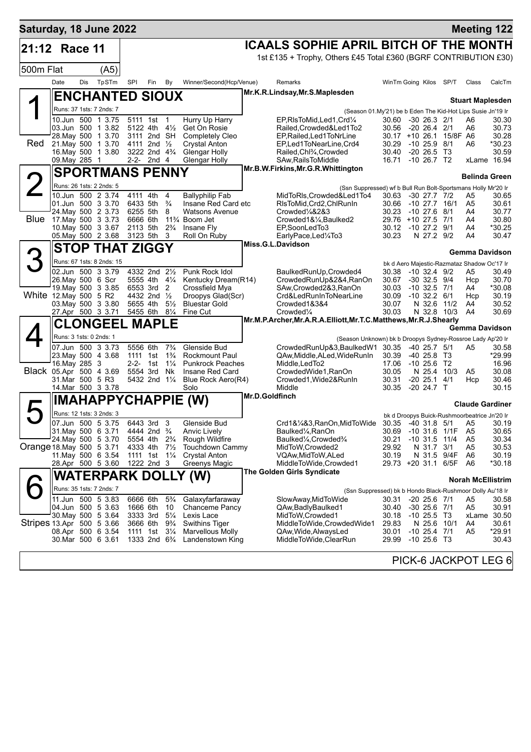**Saturday, 18 June 2022** — **Meeting 122**

## 21:12 Race 11

**ICAALS SOPHIE APRIL BITCH OF THE MONTH**

1st £135 + Trophy, Others £45 Total £360 (BGRF CONTRIBUTION £30)

500m Flat (A5)

| Date | Dis | TpSTm | SPI | Fin | By | Winner/Second(Hcp/Venue) | Remarks | WinTm | Going | Kilos | SP/T | Class | CalcTm |
|---|---|---|---|---|---|---|---|---|---|---|---|---|---|

### 1 Red — ENCHANTED SIOUX
Mr.K.R.Lindsay,Mr.S.Maplesden — **Stuart Maplesden**

Runs: 37 1sts: 7 2nds: 7 — (Season 01.My'21) be b Eden The Kid-Hot Lips Susie Jn'19 Ir

| Date | Dis | TpSTm | SPI | Fin | By | Winner/Second(Hcp/Venue) | Remarks | WinTm | Going | Kilos | SP/T | Class | CalcTm |
|---|---|---|---|---|---|---|---|---|---|---|---|---|---|
| 10.Jun | 500 | 1 3.75 | 5111 | 1st | 1 | Hurry Up Harry | EP,RlsToMid,Led1,Crd¼ | 30.60 | -30 | 26.3 | 2/1 | A6 | 30.30 |
| 03.Jun | 500 | 1 3.82 | 5122 | 4th | 4½ | Get On Rosie | Railed,Crowded&Led1To2 | 30.56 | -20 | 26.4 | 2/1 | A6 | 30.73 |
| 28.May | 500 | 1 3.70 | 3111 | 2nd | SH | Completely Cleo | EP,Railed,Led1ToNrLine | 30.17 | +10 | 26.1 | 15/8F | A6 | 30.28 |
| 21.May | 500 | 1 3.70 | 4111 | 2nd | ½ | Crystal Anton | EP,Led1ToNearLine,Crd4 | 30.29 | -10 | 25.9 | 8/1 | A6 | *30.23 |
| 16.May | 500 | 1 3.80 | 3222 | 2nd | 4¾ | Glengar Holly | Railed,Chl¾,Crowded | 30.40 | -20 | 26.5 | T3 | | 30.59 |
| 09.May | 285 | 1 | 2-2- | 2nd | 4 | Glengar Holly | SAw,RailsToMiddle | 16.71 | -10 | 26.7 | T2 | xLame | 16.94 |

### 2 Blue — SPORTMANS PENNY
Mr.B.W.Firkins,Mr.G.R.Whittington — **Belinda Green**

Runs: 26 1sts: 2 2nds: 5 — (Ssn Suppressed) wf b Bull Run Bolt-Sportsmans Holly Mr'20 Ir

| Date | Dis | TpSTm | SPI | Fin | By | Winner/Second(Hcp/Venue) | Remarks | WinTm | Going | Kilos | SP/T | Class | CalcTm |
|---|---|---|---|---|---|---|---|---|---|---|---|---|---|
| 10.Jun | 500 | 2 3.74 | 4111 | 4th | 4 | Ballyphilip Fab | MidToRls,Crowded&Led1To4 | 30.63 | -30 | 27.7 | 7/2 | A5 | 30.65 |
| 01.Jun | 500 | 3 3.70 | 6433 | 5th | ¾ | Insane Red Card etc | RlsToMid,Crd2,ChlRunIn | 30.66 | -10 | 27.7 | 16/1 | A5 | 30.61 |
| 24.May | 500 | 2 3.73 | 6255 | 5th | 8 | Watsons Avenue | Crowded¼&2&3 | 30.23 | -10 | 27.6 | 8/1 | A4 | 30.77 |
| 17.May | 500 | 3 3.73 | 6666 | 6th | 11¾ | Boom Jet | Crowded1&¼,Baulked2 | 29.76 | +10 | 27.5 | 7/1 | A4 | 30.80 |
| 10.May | 500 | 3 3.67 | 2113 | 5th | 2¾ | Insane Fly | EP,SoonLedTo3 | 30.12 | -10 | 27.2 | 9/1 | A4 | *30.25 |
| 05.May | 500 | 2 3.68 | 3123 | 5th | 3 | Roll On Ruby | EarlyPace,Led¼To3 | 30.23 | N | 27.2 | 9/2 | A4 | 30.47 |

### 3 White — STOP THAT ZIGGY
Miss.G.L.Davidson — **Gemma Davidson**

Runs: 67 1sts: 8 2nds: 15 — bk d Aero Majestic-Razmataz Shadow Oc'17 Ir

| Date | Dis | TpSTm | SPI | Fin | By | Winner/Second(Hcp/Venue) | Remarks | WinTm | Going | Kilos | SP/T | Class | CalcTm |
|---|---|---|---|---|---|---|---|---|---|---|---|---|---|
| 02.Jun | 500 | 3 3.79 | 4332 | 2nd | 2½ | Punk Rock Idol | BaulkedRunUp,Crowded4 | 30.38 | -10 | 32.4 | 9/2 | A5 | 30.49 |
| 26.May | 500 | 6 Scr | 5555 | 4th | 4¼ | Kentucky Dream(R14) | CrowdedRunUp&2&4,RanOn | 30.67 | -30 | 32.5 | 9/4 | Hcp | 30.70 |
| 19.May | 500 | 3 3.85 | 6553 | 3rd | 2 | Crossfield Mya | SAw,Crowded2&3,RanOn | 30.03 | -10 | 32.5 | 7/1 | A4 | *30.08 |
| 12.May | 500 | 5 R2 | 4432 | 2nd | ½ | Droopys Glad(Scr) | Crd&LedRunInToNearLine | 30.09 | -10 | 32.2 | 6/1 | Hcp | 30.19 |
| 03.May | 500 | 3 3.80 | 5655 | 4th | 5½ | Bluestar Gold | Crowded1&3&4 | 30.07 | N | 32.6 | 11/2 | A4 | 30.52 |
| 27.Apr | 500 | 3 3.71 | 5455 | 6th | 8¼ | Fine Cut | Crowded¼ | 30.03 | N | 32.8 | 10/3 | A4 | 30.69 |

### 4 Black — CLONGEEL MAPLE
Mr.M.P.Archer,Mr.A.R.A.Elliott,Mr.T.C.Matthews,Mr.R.J.Shearly — **Gemma Davidson**

Runs: 3 1sts: 0 2nds: 1 — (Season Unknown) bk b Droopys Sydney-Rossroe Lady Ap'20 Ir

| Date | Dis | TpSTm | SPI | Fin | By | Winner/Second(Hcp/Venue) | Remarks | WinTm | Going | Kilos | SP/T | Class | CalcTm |
|---|---|---|---|---|---|---|---|---|---|---|---|---|---|
| 07.Jun | 500 | 3 3.73 | 5556 | 6th | 7¾ | Glenside Bud | CrowdedRunUp&3,BaulkedW1 | 30.35 | -40 | 25.7 | 5/1 | A5 | 30.58 |
| 23.May | 500 | 4 3.68 | 1111 | 1st | 1¾ | Rockmount Paul | QAw,Middle,ALed,WideRunIn | 30.39 | -40 | 25.8 | T3 | | *29.99 |
| 16.May | 285 | 3 | 2-2- | 1st | 1¼ | Punkrock Peaches | Middle,LedTo2 | 17.06 | -10 | 25.6 | T2 | | 16.96 |
| 05.Apr | 500 | 4 3.69 | 5554 | 3rd | Nk | Insane Red Card | CrowdedWide1,RanOn | 30.05 | N | 25.4 | 10/3 | A5 | 30.08 |
| 31.Mar | 500 | 5 R3 | 5432 | 2nd | 1¼ | Blue Rock Aero(R4) | Crowded1,Wide2&RunIn | 30.31 | -20 | 25.1 | 4/1 | Hcp | 30.46 |
| 14.Mar | 500 | 3 3.78 | | | | Solo | Middle | 30.35 | -20 | 24.7 | T | | 30.15 |

### 5 Orange — IMAHAPPYCHAPPIE (W)
Mr.D.Goldfinch — **Claude Gardiner**

Runs: 12 1sts: 3 2nds: 3 — bk d Droopys Buick-Rushmoorbeatrice Jn'20 Ir

| Date | Dis | TpSTm | SPI | Fin | By | Winner/Second(Hcp/Venue) | Remarks | WinTm | Going | Kilos | SP/T | Class | CalcTm |
|---|---|---|---|---|---|---|---|---|---|---|---|---|---|
| 07.Jun | 500 | 5 3.75 | 6443 | 3rd | 3 | Glenside Bud | Crd1&¼&3,RanOn,MidToWide | 30.35 | -40 | 31.8 | 5/1 | A5 | 30.19 |
| 31.May | 500 | 6 3.71 | 4444 | 2nd | ¾ | Anvic Lively | Baulked¼,RanOn | 30.69 | -10 | 31.6 | 1/1F | A5 | 30.65 |
| 24.May | 500 | 5 3.70 | 5554 | 4th | 2¾ | Rough Wildfire | Baulked¼,Crowded¾ | 30.21 | -10 | 31.5 | 11/4 | A5 | 30.34 |
| 18.May | 500 | 5 3.71 | 4333 | 4th | 7½ | Touchdown Cammy | MidToW,Crowded2 | 29.92 | N | 31.7 | 3/1 | A5 | 30.53 |
| 11.May | 500 | 6 3.54 | 1111 | 1st | 1¼ | Crystal Anton | VQAw,MidToW,ALed | 30.19 | N | 31.5 | 9/4F | A6 | 30.19 |
| 28.Apr | 500 | 5 3.60 | 1222 | 2nd | 3 | Greenys Magic | MiddleToWide,Crowded1 | 29.73 | +20 | 31.1 | 6/5F | A6 | *30.18 |

### 6 Stripes — WATERPARK DOLLY (W)
The Golden Girls Syndicate — **Norah McEllistrim**

Runs: 35 1sts: 7 2nds: 7 — (Ssn Suppressed) bk b Hondo Black-Rushmoor Dolly Au'18 Ir

| Date | Dis | TpSTm | SPI | Fin | By | Winner/Second(Hcp/Venue) | Remarks | WinTm | Going | Kilos | SP/T | Class | CalcTm |
|---|---|---|---|---|---|---|---|---|---|---|---|---|---|
| 11.Jun | 500 | 5 3.83 | 6666 | 6th | 5¾ | Galaxyfarfaraway | SlowAway,MidToWide | 30.31 | -20 | 25.6 | 7/1 | A5 | 30.58 |
| 04.Jun | 500 | 5 3.63 | 1666 | 6th | 10 | Chanceme Pancy | QAw,BadlyBaulked1 | 30.40 | -30 | 25.6 | 7/1 | A5 | 30.91 |
| 30.May | 500 | 5 3.64 | 3333 | 3rd | 5¼ | Lexis Lace | MidToW,Crowded1 | 30.18 | -10 | 25.5 | T3 | xLame | 30.50 |
| 13.Apr | 500 | 5 3.66 | 3666 | 6th | 9¾ | Swithins Tiger | MiddleToWide,CrowdedWide1 | 29.83 | N | 25.6 | 10/1 | A4 | 30.61 |
| 08.Apr | 500 | 6 3.54 | 1111 | 1st | 3¼ | Marvellous Molly | QAw,Wide,AlwaysLed | 30.01 | -10 | 25.4 | 7/1 | A5 | *29.91 |
| 30.Mar | 500 | 6 3.61 | 1333 | 2nd | 6¾ | Landenstown King | MiddleToWide,ClearRun | 29.99 | -10 | 25.6 | T3 | | 30.43 |

PICK-6 JACKPOT LEG 6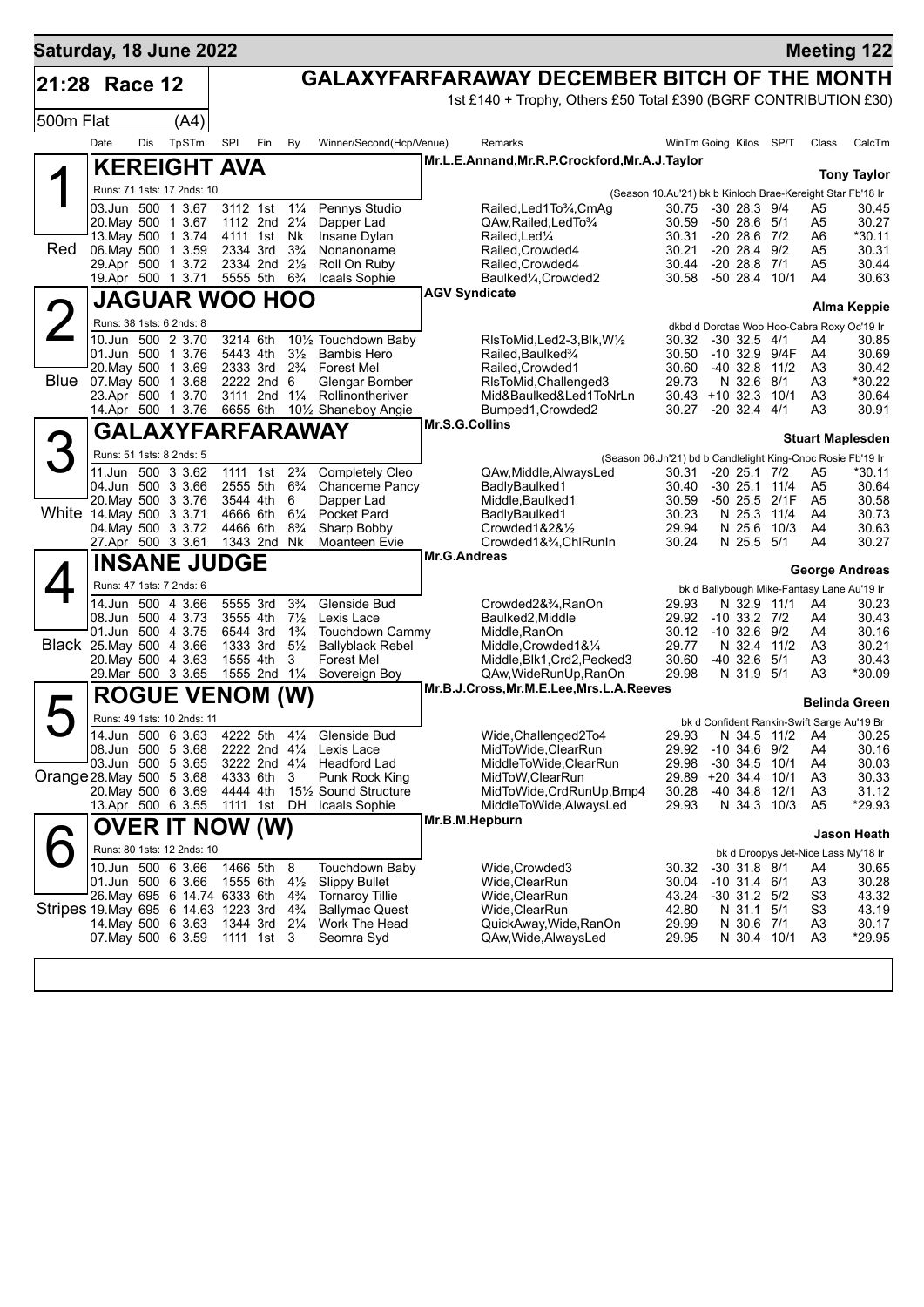**Saturday, 18 June 2022** — **Meeting 122**

## 21:28 Race 12 — GALAXYFARFARAWAY DECEMBER BITCH OF THE MONTH

1st £140 + Trophy, Others £50 Total £390 (BGRF CONTRIBUTION £30)

500m Flat (A4)

| Date | Dis | TpSTm | SPl | Fin | By | Winner/Second(Hcp/Venue) | Remarks | WinTm | Going | Kilos | SP/T | Class | CalcTm |
|---|---|---|---|---|---|---|---|---|---|---|---|---|---|

### 1 (Red) KEREIGHT AVA
Mr.L.E.Annand,Mr.R.P.Crockford,Mr.A.J.Taylor — **Tony Taylor**

Runs: 71 1sts: 17 2nds: 10 — (Season 10.Au'21) bk b Kinloch Brae-Kereight Star Fb'18 Ir

| Date | Dis | TpSTm | SPl | Fin | By | Winner/Second(Hcp/Venue) | Remarks | WinTm | Going | Kilos | SP/T | Class | CalcTm |
|---|---|---|---|---|---|---|---|---|---|---|---|---|---|
| 03.Jun | 500 | 1 3.67 | 3112 | 1st | 1¼ | Pennys Studio | Railed,Led1To¾,CmAg | 30.75 | -30 | 28.3 | 9/4 | A5 | 30.45 |
| 20.May | 500 | 1 3.67 | 1112 | 2nd | 2¼ | Dapper Lad | QAw,Railed,LedTo¾ | 30.59 | -50 | 28.6 | 5/1 | A5 | 30.27 |
| 13.May | 500 | 1 3.74 | 4111 | 1st | Nk | Insane Dylan | Railed,Led¼ | 30.31 | -20 | 28.6 | 7/2 | A6 | *30.11 |
| 06.May | 500 | 1 3.59 | 2334 | 3rd | 3¾ | Nonanoname | Railed,Crowded4 | 30.21 | -20 | 28.4 | 9/2 | A5 | 30.31 |
| 29.Apr | 500 | 1 3.72 | 2334 | 2nd | 2½ | Roll On Ruby | Railed,Crowded4 | 30.44 | -20 | 28.8 | 7/1 | A5 | 30.44 |
| 19.Apr | 500 | 1 3.71 | 5555 | 5th | 6¾ | Icaals Sophie | Baulked¼,Crowded2 | 30.58 | -50 | 28.4 | 10/1 | A4 | 30.63 |

### 2 (Blue) JAGUAR WOO HOO
AGV Syndicate — **Alma Keppie**

Runs: 38 1sts: 6 2nds: 8 — dkbd d Dorotas Woo Hoo-Cabra Roxy Oc'19 Ir

| Date | Dis | TpSTm | SPl | Fin | By | Winner/Second(Hcp/Venue) | Remarks | WinTm | Going | Kilos | SP/T | Class | CalcTm |
|---|---|---|---|---|---|---|---|---|---|---|---|---|---|
| 10.Jun | 500 | 2 3.70 | 3214 | 6th | 10½ | Touchdown Baby | RlsToMid,Led2-3,Blk,W½ | 30.32 | -30 | 32.5 | 4/1 | A4 | 30.85 |
| 01.Jun | 500 | 1 3.76 | 5443 | 4th | 3½ | Bambis Hero | Railed,Baulked¾ | 30.50 | -10 | 32.9 | 9/4F | A4 | 30.69 |
| 20.May | 500 | 1 3.69 | 2333 | 3rd | 2¾ | Forest Mel | Railed,Crowded1 | 30.60 | -40 | 32.8 | 11/2 | A3 | 30.42 |
| 07.May | 500 | 1 3.68 | 2222 | 2nd | 6 | Glengar Bomber | RlsToMid,Challenged3 | 29.73 | N | 32.6 | 8/1 | A3 | *30.22 |
| 23.Apr | 500 | 1 3.70 | 3111 | 2nd | 1¼ | Rollinontheriver | Mid&Baulked&Led1ToNrLn | 30.43 | +10 | 32.3 | 10/1 | A3 | 30.64 |
| 14.Apr | 500 | 1 3.76 | 6655 | 6th | 10½ | Shaneboy Angie | Bumped1,Crowded2 | 30.27 | -20 | 32.4 | 4/1 | A3 | 30.91 |

### 3 (White) GALAXYFARFARAWAY
Mr.S.G.Collins — **Stuart Maplesden**

Runs: 51 1sts: 8 2nds: 5 — (Season 06.Jn'21) bd b Candlelight King-Cnoc Rosie Fb'19 Ir

| Date | Dis | TpSTm | SPl | Fin | By | Winner/Second(Hcp/Venue) | Remarks | WinTm | Going | Kilos | SP/T | Class | CalcTm |
|---|---|---|---|---|---|---|---|---|---|---|---|---|---|
| 11.Jun | 500 | 3 3.62 | 1111 | 1st | 2¾ | Completely Cleo | QAw,Middle,AlwaysLed | 30.31 | -20 | 25.1 | 7/2 | A5 | *30.11 |
| 04.Jun | 500 | 3 3.66 | 2555 | 5th | 6¾ | Chanceme Pancy | BadlyBaulked1 | 30.40 | -30 | 25.1 | 11/4 | A5 | 30.64 |
| 20.May | 500 | 3 3.76 | 3544 | 4th | 6 | Dapper Lad | Middle,Baulked1 | 30.59 | -50 | 25.5 | 2/1F | A5 | 30.58 |
| 14.May | 500 | 3 3.71 | 4666 | 6th | 6¼ | Pocket Pard | BadlyBaulked1 | 30.23 | N | 25.3 | 11/4 | A4 | 30.73 |
| 04.May | 500 | 3 3.72 | 4466 | 6th | 8¾ | Sharp Bobby | Crowded1&2&½ | 29.94 | N | 25.6 | 10/3 | A4 | 30.63 |
| 27.Apr | 500 | 3 3.61 | 1343 | 2nd | Nk | Moanteen Evie | Crowded1&¾,ChlRunIn | 30.24 | N | 25.5 | 5/1 | A4 | 30.27 |

### 4 (Black) INSANE JUDGE
Mr.G.Andreas — **George Andreas**

Runs: 47 1sts: 7 2nds: 6 — bk d Ballybough Mike-Fantasy Lane Au'19 Ir

| Date | Dis | TpSTm | SPl | Fin | By | Winner/Second(Hcp/Venue) | Remarks | WinTm | Going | Kilos | SP/T | Class | CalcTm |
|---|---|---|---|---|---|---|---|---|---|---|---|---|---|
| 14.Jun | 500 | 4 3.66 | 5555 | 3rd | 3¾ | Glenside Bud | Crowded2&¾,RanOn | 29.93 | N | 32.9 | 11/1 | A4 | 30.23 |
| 08.Jun | 500 | 4 3.73 | 3555 | 4th | 7½ | Lexis Lace | Baulked2,Middle | 29.92 | -10 | 33.2 | 7/2 | A4 | 30.43 |
| 01.Jun | 500 | 4 3.75 | 6544 | 3rd | 1¾ | Touchdown Cammy | Middle,RanOn | 30.12 | -10 | 32.6 | 9/2 | A4 | 30.16 |
| 25.May | 500 | 4 3.66 | 1333 | 3rd | 5½ | Ballyblack Rebel | Middle,Crowded1&¼ | 29.77 | N | 32.4 | 11/2 | A3 | 30.21 |
| 20.May | 500 | 4 3.63 | 1555 | 4th | 3 | Forest Mel | Middle,Blk1,Crd2,Pecked3 | 30.60 | -40 | 32.6 | 5/1 | A3 | 30.43 |
| 29.Mar | 500 | 3 3.65 | 1555 | 2nd | 1¼ | Sovereign Boy | QAw,WideRunUp,RanOn | 29.98 | N | 31.9 | 5/1 | A3 | *30.09 |

### 5 (Orange) ROGUE VENOM (W)
Mr.B.J.Cross,Mr.M.E.Lee,Mrs.L.A.Reeves — **Belinda Green**

Runs: 49 1sts: 10 2nds: 11 — bk d Confident Rankin-Swift Sarge Au'19 Br

| Date | Dis | TpSTm | SPl | Fin | By | Winner/Second(Hcp/Venue) | Remarks | WinTm | Going | Kilos | SP/T | Class | CalcTm |
|---|---|---|---|---|---|---|---|---|---|---|---|---|---|
| 14.Jun | 500 | 6 3.63 | 4222 | 5th | 4¼ | Glenside Bud | Wide,Challenged2To4 | 29.93 | N | 34.5 | 11/2 | A4 | 30.25 |
| 08.Jun | 500 | 5 3.68 | 2222 | 2nd | 4¼ | Lexis Lace | MidToWide,ClearRun | 29.92 | -10 | 34.6 | 9/2 | A4 | 30.16 |
| 03.Jun | 500 | 5 3.65 | 3222 | 2nd | 4¼ | Headford Lad | MiddleToWide,ClearRun | 29.98 | -30 | 34.5 | 10/1 | A4 | 30.03 |
| 28.May | 500 | 5 3.68 | 4333 | 6th | 3 | Punk Rock King | MidToW,ClearRun | 29.89 | +20 | 34.4 | 10/1 | A3 | 30.33 |
| 20.May | 500 | 6 3.69 | 4444 | 4th | 15½ | Sound Structure | MidToWide,CrdRunUp,Bmp4 | 30.28 | -40 | 34.8 | 12/1 | A3 | 31.12 |
| 13.Apr | 500 | 6 3.55 | 1111 | 1st | DH | Icaals Sophie | MiddleToWide,AlwaysLed | 29.93 | N | 34.3 | 10/3 | A5 | *29.93 |

### 6 (Stripes) OVER IT NOW (W)
Mr.B.M.Hepburn — **Jason Heath**

Runs: 80 1sts: 12 2nds: 10 — bk d Droopys Jet-Nice Lass My'18 Ir

| Date | Dis | TpSTm | SPl | Fin | By | Winner/Second(Hcp/Venue) | Remarks | WinTm | Going | Kilos | SP/T | Class | CalcTm |
|---|---|---|---|---|---|---|---|---|---|---|---|---|---|
| 10.Jun | 500 | 6 3.66 | 1466 | 5th | 8 | Touchdown Baby | Wide,Crowded3 | 30.32 | -30 | 31.8 | 8/1 | A4 | 30.65 |
| 01.Jun | 500 | 6 3.66 | 1555 | 6th | 4½ | Slippy Bullet | Wide,ClearRun | 30.04 | -10 | 31.4 | 6/1 | A3 | 30.28 |
| 26.May | 695 | 6 14.74 | 6333 | 6th | 4¾ | Tornaroy Tillie | Wide,ClearRun | 43.24 | -30 | 31.2 | 5/2 | S3 | 43.32 |
| 19.May | 695 | 6 14.63 | 1223 | 3rd | 4¾ | Ballymac Quest | Wide,ClearRun | 42.80 | N | 31.1 | 5/1 | S3 | 43.19 |
| 14.May | 500 | 6 3.63 | 1344 | 3rd | 2¼ | Work The Head | QuickAway,Wide,RanOn | 29.99 | N | 30.6 | 7/1 | A3 | 30.17 |
| 07.May | 500 | 6 3.59 | 1111 | 1st | 3 | Seomra Syd | QAw,Wide,AlwaysLed | 29.95 | N | 30.4 | 10/1 | A3 | *29.95 |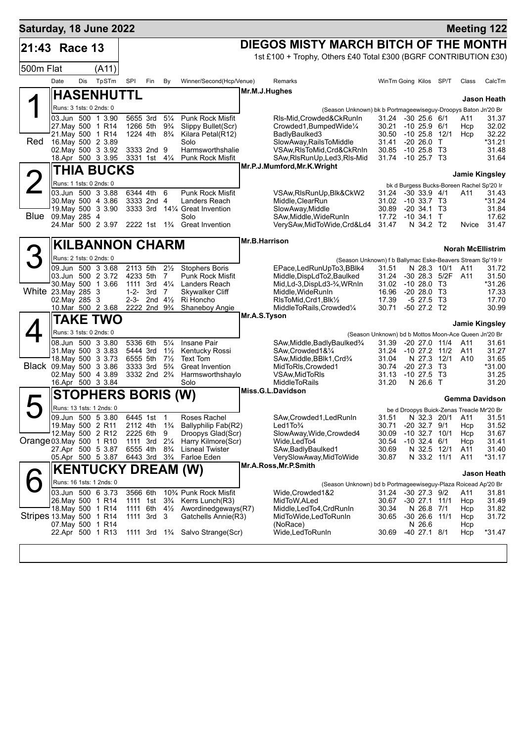**Saturday, 18 June 2022** — **Meeting 122**

## 21:43 Race 13

**DIEGOS MISTY MARCH BITCH OF THE MONTH**

1st £100 + Trophy, Others £40 Total £300 (BGRF CONTRIBUTION £30)

500m Flat (A11)

| Date | Dis | TpSTm | SPI | Fin | By | Winner/Second(Hcp/Venue) | Remarks | WinTm | Going | Kilos | SP/T | Class | CalcTm |
|---|---|---|---|---|---|---|---|---|---|---|---|---|---|

### 1 HASENHUTTL (Red)

Mr.M.J.Hughes — Jason Heath

Runs: 3 1sts: 0 2nds: 0 — (Season Unknown) bk b Portmageewiseguy-Droopys Baton Jn'20 Br

| Date | Dis | TpSTm | SPI | Fin | By | Winner/Second(Hcp/Venue) | Remarks | WinTm | Going | Kilos | SP/T | Class | CalcTm |
|---|---|---|---|---|---|---|---|---|---|---|---|---|---|
| 03.Jun | 500 | 1 3.90 | 5655 | 3rd | 5¼ | Punk Rock Misfit | Rls-Mid,Crowded&CkRunIn | 31.24 | -30 | 25.6 | 6/1 | A11 | 31.37 |
| 27.May | 500 | 1 R14 | 1266 | 5th | 9¾ | Slippy Bullet(Scr) | Crowded1,BumpedWide¼ | 30.21 | -10 | 25.9 | 6/1 | Hcp | 32.02 |
| 21.May | 500 | 1 R14 | 1224 | 4th | 8¾ | Kilara Petal(R12) | BadlyBaulked3 | 30.50 | -10 | 25.8 | 12/1 | Hcp | 32.22 |
| 16.May | 500 | 2 3.89 | | | | Solo | SlowAway,RailsToMiddle | 31.41 | -20 | 26.0 | T | | *31.21 |
| 02.May | 500 | 3 3.92 | 3333 | 2nd | 9 | Harmsworthshalie | VSAw,RlsToMid,Crd&CkRnIn | 30.85 | -10 | 25.8 | T3 | | 31.48 |
| 18.Apr | 500 | 3 3.95 | 3331 | 1st | 4¼ | Punk Rock Misfit | SAw,RlsRunUp,Led3,Rls-Mid | 31.74 | -10 | 25.7 | T3 | | 31.64 |

### 2 THIA BUCKS (Blue)

Mr.P.J.Mumford,Mr.K.Wright — Jamie Kingsley

Runs: 1 1sts: 0 2nds: 0 — bk d Burgess Bucks-Boreen Rachel Sp'20 Ir

| Date | Dis | TpSTm | SPI | Fin | By | Winner/Second(Hcp/Venue) | Remarks | WinTm | Going | Kilos | SP/T | Class | CalcTm |
|---|---|---|---|---|---|---|---|---|---|---|---|---|---|
| 03.Jun | 500 | 3 3.88 | 6344 | 4th | 6 | Punk Rock Misfit | VSAw,RlsRunUp,Blk&CkW2 | 31.24 | -30 | 33.9 | 4/1 | A11 | 31.43 |
| 30.May | 500 | 4 3.86 | 3333 | 2nd | 4 | Landers Reach | Middle,ClearRun | 31.02 | -10 | 33.7 | T3 | | *31.24 |
| 19.May | 500 | 3 3.90 | 3333 | 3rd | 14¼ | Great Invention | SlowAway,Middle | 30.89 | -20 | 34.1 | T3 | | 31.84 |
| 09.May | 285 | 4 | | | | Solo | SAw,Middle,WideRunIn | 17.72 | -10 | 34.1 | T | | 17.62 |
| 24.Mar | 500 | 2 3.97 | 2222 | 1st | 1¾ | Great Invention | VerySAw,MidToWide,Crd&Ld4 | 31.47 | N | 34.2 | T2 | Nvice | 31.47 |

### 3 KILBANNON CHARM (White)

Mr.B.Harrison — Norah McEllistrim

Runs: 2 1sts: 0 2nds: 0 — (Season Unknown) f b Ballymac Eske-Beavers Stream Sp'19 Ir

| Date | Dis | TpSTm | SPI | Fin | By | Winner/Second(Hcp/Venue) | Remarks | WinTm | Going | Kilos | SP/T | Class | CalcTm |
|---|---|---|---|---|---|---|---|---|---|---|---|---|---|
| 09.Jun | 500 | 3 3.68 | 2113 | 5th | 2½ | Stophers Boris | EPace,LedRunUpTo3,BBlk4 | 31.51 | N | 28.3 | 10/1 | A11 | 31.72 |
| 03.Jun | 500 | 2 3.72 | 4233 | 5th | 7 | Punk Rock Misfit | Middle,DispLdTo2,Baulked | 31.24 | -30 | 28.3 | 5/2F | A11 | 31.50 |
| 30.May | 500 | 1 3.66 | 1111 | 3rd | 4¼ | Landers Reach | Mid,Ld-3,DispLd3-¾,WRnIn | 31.02 | -10 | 28.0 | T3 | | *31.26 |
| 23.May | 285 | 3 | 1-2- | 3rd | 7 | Skywalker Cliff | Middle,WideRunIn | 16.96 | -20 | 28.0 | T3 | | 17.33 |
| 02.May | 285 | 3 | 2-3- | 2nd | 4½ | Ri Honcho | RlsToMid,Crd1,Blk½ | 17.39 | -5 | 27.5 | T3 | | 17.70 |
| 10.Mar | 500 | 2 3.68 | 2222 | 2nd | 9¾ | Shaneboy Angie | MiddleToRails,Crowded¼ | 30.71 | -50 | 27.2 | T2 | | 30.99 |

### 4 TAKE TWO (Black)

Mr.A.S.Tyson — Jamie Kingsley

Runs: 3 1sts: 0 2nds: 0 — (Season Unknown) bd b Mottos Moon-Ace Queen Jn'20 Br

| Date | Dis | TpSTm | SPI | Fin | By | Winner/Second(Hcp/Venue) | Remarks | WinTm | Going | Kilos | SP/T | Class | CalcTm |
|---|---|---|---|---|---|---|---|---|---|---|---|---|---|
| 08.Jun | 500 | 3 3.80 | 5336 | 6th | 5¼ | Insane Pair | SAw,Middle,BadlyBaulked¾ | 31.39 | -20 | 27.0 | 11/4 | A11 | 31.61 |
| 31.May | 500 | 3 3.83 | 5444 | 3rd | 1½ | Kentucky Rossi | SAw,Crowded1&¼ | 31.24 | -10 | 27.2 | 11/2 | A11 | 31.27 |
| 18.May | 500 | 3 3.73 | 6555 | 5th | 7½ | Text Tom | SAw,Middle,BBlk1,Crd¾ | 31.04 | N | 27.3 | 12/1 | A10 | 31.65 |
| 09.May | 500 | 3 3.86 | 3333 | 3rd | 5¾ | Great Invention | MidToRls,Crowded1 | 30.74 | -20 | 27.3 | T3 | | *31.00 |
| 02.May | 500 | 4 3.89 | 3332 | 2nd | 2¾ | Harmsworthshaylo | VSAw,MidToRls | 31.13 | -10 | 27.5 | T3 | | 31.25 |
| 16.Apr | 500 | 3 3.84 | | | | Solo | MiddleToRails | 31.20 | N | 26.6 | T | | 31.20 |

### 5 STOPHERS BORIS (W) (Orange)

Miss.G.L.Davidson — Gemma Davidson

Runs: 13 1sts: 1 2nds: 0 — be d Droopys Buick-Zenas Treacle Mr'20 Br

| Date | Dis | TpSTm | SPI | Fin | By | Winner/Second(Hcp/Venue) | Remarks | WinTm | Going | Kilos | SP/T | Class | CalcTm |
|---|---|---|---|---|---|---|---|---|---|---|---|---|---|
| 09.Jun | 500 | 5 3.80 | 6445 | 1st | 1 | Roses Rachel | SAw,Crowded1,LedRunIn | 31.51 | N | 32.3 | 20/1 | A11 | 31.51 |
| 19.May | 500 | 2 R11 | 2112 | 4th | 1¾ | Ballyphilip Fab(R2) | Led1To¾ | 30.71 | -20 | 32.7 | 9/1 | Hcp | 31.52 |
| 12.May | 500 | 2 R12 | 2225 | 6th | 9 | Droopys Glad(Scr) | SlowAway,Wide,Crowded4 | 30.09 | -10 | 32.7 | 10/1 | Hcp | 31.67 |
| 03.May | 500 | 1 R10 | 1111 | 3rd | 2¼ | Harry Kilmore(Scr) | Wide,LedTo4 | 30.54 | -10 | 32.4 | 6/1 | Hcp | 31.41 |
| 27.Apr | 500 | 5 3.87 | 6555 | 4th | 8¾ | Lisneal Twister | SAw,BadlyBaulked1 | 30.69 | N | 32.5 | 12/1 | A11 | 31.40 |
| 05.Apr | 500 | 5 3.87 | 6443 | 3rd | 3¾ | Farloe Eden | VerySlowAway,MidToWide | 30.87 | N | 33.2 | 11/1 | A11 | *31.17 |

### 6 KENTUCKY DREAM (W) (Stripes)

Mr.A.Ross,Mr.P.Smith — Jason Heath

Runs: 16 1sts: 1 2nds: 0 — (Season Unknown) bd b Portmageewiseguy-Plaza Roicead Ap'20 Br

| Date | Dis | TpSTm | SPI | Fin | By | Winner/Second(Hcp/Venue) | Remarks | WinTm | Going | Kilos | SP/T | Class | CalcTm |
|---|---|---|---|---|---|---|---|---|---|---|---|---|---|
| 03.Jun | 500 | 6 3.73 | 3566 | 6th | 10¾ | Punk Rock Misfit | Wide,Crowded1&2 | 31.24 | -30 | 27.3 | 9/2 | A11 | 31.81 |
| 26.May | 500 | 1 R14 | 1111 | 1st | 3¾ | Kerrs Lunch(R3) | MidToW,ALed | 30.67 | -30 | 27.1 | 11/1 | Hcp | 31.49 |
| 18.May | 500 | 1 R14 | 1111 | 6th | 4½ | Awordinedgeways(R7) | Middle,LedTo4,CrdRunIn | 30.34 | N | 26.8 | 7/1 | Hcp | 31.82 |
| 13.May | 500 | 1 R14 | 1111 | 3rd | 3 | Gatchells Annie(R3) | MidToWide,LedToRunIn | 30.65 | -30 | 26.6 | 11/1 | Hcp | 31.72 |
| 07.May | 500 | 1 R14 | | | | | (NoRace) | | N | 26.6 | | Hcp | |
| 22.Apr | 500 | 1 R13 | 1111 | 3rd | 1¾ | Salvo Strange(Scr) | Wide,LedToRunIn | 30.69 | -40 | 27.1 | 8/1 | Hcp | *31.47 |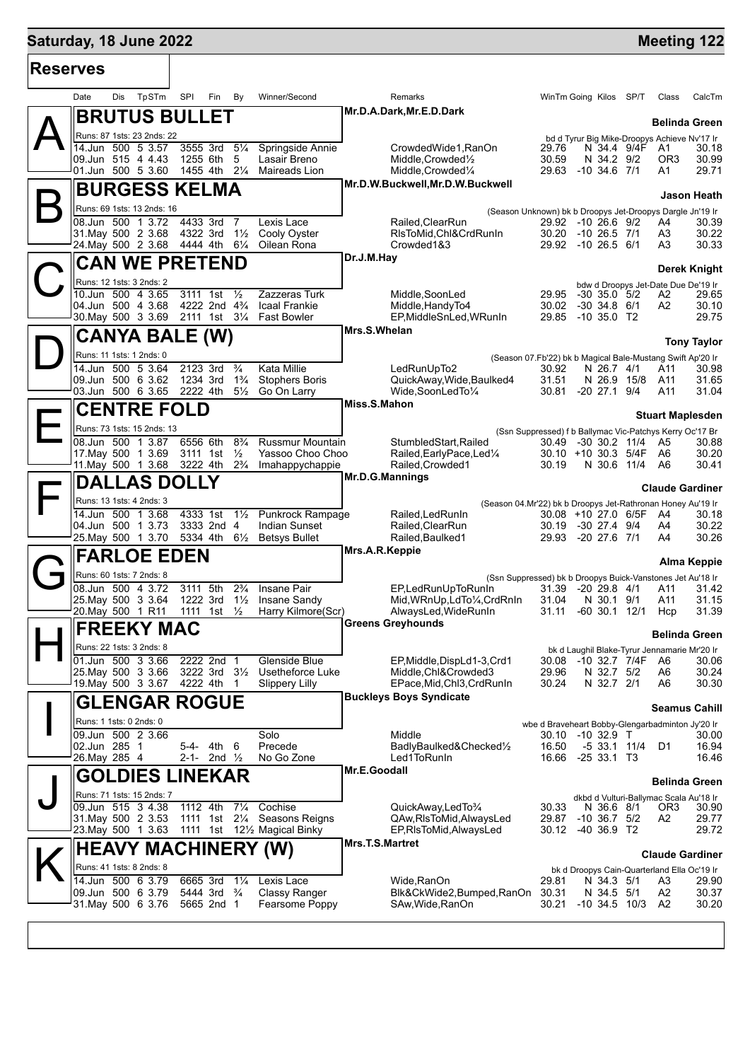## Saturday, 18 June 2022 — Meeting 122

### Reserves

| Date | Dis | TpSTm | SPI | Fin | By | Winner/Second | Remarks | WinTm | Going | Kilos | SP/T | Class | CalcTm |
|---|---|---|---|---|---|---|---|---|---|---|---|---|---|

### A — BRUTUS BULLET
Mr.D.A.Dark,Mr.E.D.Dark — **Belinda Green**
Runs: 87 1sts: 23 2nds: 22 — bd d Tyrur Big Mike-Droopys Achieve Nv'17 Ir

| Date | Dis | TpSTm | SPI | Fin | By | Winner/Second | Remarks | WinTm | Going | Kilos | SP/T | Class | CalcTm |
|---|---|---|---|---|---|---|---|---|---|---|---|---|---|
| 14.Jun | 500 | 5 3.57 | 3555 | 3rd | 5¼ | Springside Annie | CrowdedWide1,RanOn | 29.76 | N | 34.4 | 9/4F | A1 | 30.18 |
| 09.Jun | 515 | 4 4.43 | 1255 | 6th | 5 | Lasair Breno | Middle,Crowded½ | 30.59 | N | 34.2 | 9/2 | OR3 | 30.99 |
| 01.Jun | 500 | 5 3.60 | 1455 | 4th | 2¼ | Maireads Lion | Middle,Crowded¼ | 29.63 | -10 | 34.6 | 7/1 | A1 | 29.71 |

### B — BURGESS KELMA
Mr.D.W.Buckwell,Mr.D.W.Buckwell — **Jason Heath**
Runs: 69 1sts: 13 2nds: 16 — (Season Unknown) bk b Droopys Jet-Droopys Dargle Jn'19 Ir

| Date | Dis | TpSTm | SPI | Fin | By | Winner/Second | Remarks | WinTm | Going | Kilos | SP/T | Class | CalcTm |
|---|---|---|---|---|---|---|---|---|---|---|---|---|---|
| 08.Jun | 500 | 1 3.72 | 4433 | 3rd | 7 | Lexis Lace | Railed,ClearRun | 29.92 | -10 | 26.6 | 9/2 | A4 | 30.39 |
| 31.May | 500 | 2 3.68 | 4322 | 3rd | 1½ | Cooly Oyster | RlsToMid,Chl&CrdRunIn | 30.20 | -10 | 26.5 | 7/1 | A3 | 30.22 |
| 24.May | 500 | 2 3.68 | 4444 | 4th | 6¼ | Oilean Rona | Crowded1&3 | 29.92 | -10 | 26.5 | 6/1 | A3 | 30.33 |

### C — CAN WE PRETEND
Dr.J.M.Hay — **Derek Knight**
Runs: 12 1sts: 3 2nds: 2 — bdw d Droopys Jet-Date Due De'19 Ir

| Date | Dis | TpSTm | SPI | Fin | By | Winner/Second | Remarks | WinTm | Going | Kilos | SP/T | Class | CalcTm |
|---|---|---|---|---|---|---|---|---|---|---|---|---|---|
| 10.Jun | 500 | 4 3.65 | 3111 | 1st | ½ | Zazzeras Turk | Middle,SoonLed | 29.95 | -30 | 35.0 | 5/2 | A2 | 29.65 |
| 04.Jun | 500 | 4 3.68 | 4222 | 2nd | 4¾ | Icaal Frankie | Middle,HandyTo4 | 30.02 | -30 | 34.8 | 6/1 | A2 | 30.10 |
| 30.May | 500 | 3 3.69 | 2111 | 1st | 3¼ | Fast Bowler | EP,MiddleSnLed,WRunIn | 29.85 | -10 | 35.0 | T2 | | 29.75 |

### D — CANYA BALE (W)
Mrs.S.Whelan — **Tony Taylor**
Runs: 11 1sts: 1 2nds: 0 — (Season 07.Fb'22) bk b Magical Bale-Mustang Swift Ap'20 Ir

| Date | Dis | TpSTm | SPI | Fin | By | Winner/Second | Remarks | WinTm | Going | Kilos | SP/T | Class | CalcTm |
|---|---|---|---|---|---|---|---|---|---|---|---|---|---|
| 14.Jun | 500 | 5 3.64 | 2123 | 3rd | ¾ | Kata Millie | LedRunUpTo2 | 30.92 | N | 26.7 | 4/1 | A11 | 30.98 |
| 09.Jun | 500 | 6 3.62 | 1234 | 3rd | 1¾ | Stophers Boris | QuickAway,Wide,Baulked4 | 31.51 | N | 26.9 | 15/8 | A11 | 31.65 |
| 03.Jun | 500 | 6 3.65 | 2222 | 4th | 5½ | Go On Larry | Wide,SoonLedTo¼ | 30.81 | -20 | 27.1 | 9/4 | A11 | 31.04 |

### E — CENTRE FOLD
Miss.S.Mahon — **Stuart Maplesden**
Runs: 73 1sts: 15 2nds: 13 — (Ssn Suppressed) f b Ballymac Vic-Patchys Kerry Oc'17 Br

| Date | Dis | TpSTm | SPI | Fin | By | Winner/Second | Remarks | WinTm | Going | Kilos | SP/T | Class | CalcTm |
|---|---|---|---|---|---|---|---|---|---|---|---|---|---|
| 08.Jun | 500 | 1 3.87 | 6556 | 6th | 8¾ | Russmur Mountain | StumbledStart,Railed | 30.49 | -30 | 30.2 | 11/4 | A5 | 30.88 |
| 17.May | 500 | 1 3.69 | 3111 | 1st | ½ | Yassoo Choo Choo | Railed,EarlyPace,Led¼ | 30.10 | +10 | 30.3 | 5/4F | A6 | 30.20 |
| 11.May | 500 | 1 3.68 | 3222 | 4th | 2¾ | Imahappychappie | Railed,Crowded1 | 30.19 | N | 30.6 | 11/4 | A6 | 30.41 |

### F — DALLAS DOLLY
Mr.D.G.Mannings — **Claude Gardiner**
Runs: 13 1sts: 4 2nds: 3 — (Season 04.Mr'22) bk b Droopys Jet-Rathronan Honey Au'19 Ir

| Date | Dis | TpSTm | SPI | Fin | By | Winner/Second | Remarks | WinTm | Going | Kilos | SP/T | Class | CalcTm |
|---|---|---|---|---|---|---|---|---|---|---|---|---|---|
| 14.Jun | 500 | 1 3.68 | 4333 | 1st | 1½ | Punkrock Rampage | Railed,LedRunIn | 30.08 | +10 | 27.0 | 6/5F | A4 | 30.18 |
| 04.Jun | 500 | 1 3.73 | 3333 | 2nd | 4 | Indian Sunset | Railed,ClearRun | 30.19 | -30 | 27.4 | 9/4 | A4 | 30.22 |
| 25.May | 500 | 1 3.70 | 5334 | 4th | 6½ | Betsys Bullet | Railed,Baulked1 | 29.93 | -20 | 27.6 | 7/1 | A4 | 30.26 |

### G — FARLOE EDEN
Mrs.A.R.Keppie — **Alma Keppie**
Runs: 60 1sts: 7 2nds: 8 — (Ssn Suppressed) bk b Droopys Buick-Vanstones Jet Au'18 Ir

| Date | Dis | TpSTm | SPI | Fin | By | Winner/Second | Remarks | WinTm | Going | Kilos | SP/T | Class | CalcTm |
|---|---|---|---|---|---|---|---|---|---|---|---|---|---|
| 08.Jun | 500 | 4 3.72 | 3111 | 5th | 2¾ | Insane Pair | EP,LedRunUpToRunIn | 31.39 | -20 | 29.8 | 4/1 | A11 | 31.42 |
| 25.May | 500 | 3 3.64 | 1222 | 3rd | 1½ | Insane Sandy | Mid,WRnUp,LdTo¼,CrdRnIn | 31.04 | N | 30.1 | 9/1 | A11 | 31.15 |
| 20.May | 500 | 1 R11 | 1111 | 1st | ½ | Harry Kilmore(Scr) | AlwaysLed,WideRunIn | 31.11 | -60 | 30.1 | 12/1 | Hcp | 31.39 |

### H — FREEKY MAC
Greens Greyhounds — **Belinda Green**
Runs: 22 1sts: 3 2nds: 8 — bk d Laughil Blake-Tyrur Jennamarie Mr'20 Ir

| Date | Dis | TpSTm | SPI | Fin | By | Winner/Second | Remarks | WinTm | Going | Kilos | SP/T | Class | CalcTm |
|---|---|---|---|---|---|---|---|---|---|---|---|---|---|
| 01.Jun | 500 | 3 3.66 | 2222 | 2nd | 1 | Glenside Blue | EP,Middle,DispLd1-3,Crd1 | 30.08 | -10 | 32.7 | 7/4F | A6 | 30.06 |
| 25.May | 500 | 3 3.66 | 3222 | 3rd | 3½ | Usetheforce Luke | Middle,Chl&Crowded3 | 29.96 | N | 32.7 | 5/2 | A6 | 30.24 |
| 19.May | 500 | 3 3.67 | 4222 | 4th | 1 | Slippery Lilly | EPace,Mid,Chl3,CrdRunIn | 30.24 | N | 32.7 | 2/1 | A6 | 30.30 |

### I — GLENGAR ROGUE
Buckleys Boys Syndicate — **Seamus Cahill**
Runs: 1 1sts: 0 2nds: 0 — wbe d Braveheart Bobby-Glengarbadminton Jy'20 Ir

| Date | Dis | TpSTm | SPI | Fin | By | Winner/Second | Remarks | WinTm | Going | Kilos | SP/T | Class | CalcTm |
|---|---|---|---|---|---|---|---|---|---|---|---|---|---|
| 09.Jun | 500 | 2 3.66 | | | | Solo | Middle | 30.10 | -10 | 32.9 | T | | 30.00 |
| 02.Jun | 285 | 1 | 5-4- | 4th | 6 | Precede | BadlyBaulked&Checked½ | 16.50 | -5 | 33.1 | 11/4 | D1 | 16.94 |
| 26.May | 285 | 4 | 2-1- | 2nd | ½ | No Go Zone | Led1ToRunIn | 16.66 | -25 | 33.1 | T3 | | 16.46 |

### J — GOLDIES LINEKAR
Mr.E.Goodall — **Belinda Green**
Runs: 71 1sts: 15 2nds: 7 — dkbd d Vulturi-Ballymac Scala Au'18 Ir

| Date | Dis | TpSTm | SPI | Fin | By | Winner/Second | Remarks | WinTm | Going | Kilos | SP/T | Class | CalcTm |
|---|---|---|---|---|---|---|---|---|---|---|---|---|---|
| 09.Jun | 515 | 3 4.38 | 1112 | 4th | 7¼ | Cochise | QuickAway,LedTo¾ | 30.33 | N | 36.6 | 8/1 | OR3 | 30.90 |
| 31.May | 500 | 2 3.53 | 1111 | 1st | 2¼ | Seasons Reigns | QAw,RlsToMid,AlwaysLed | 29.87 | -10 | 36.7 | 5/2 | A2 | 29.77 |
| 23.May | 500 | 1 3.63 | 1111 | 1st | 12½ | Magical Binky | EP,RlsToMid,AlwaysLed | 30.12 | -40 | 36.9 | T2 | | 29.72 |

### K — HEAVY MACHINERY (W)
Mrs.T.S.Martret — **Claude Gardiner**
Runs: 41 1sts: 8 2nds: 8 — bk d Droopys Cain-Quarterland Ella Oc'19 Ir

| Date | Dis | TpSTm | SPI | Fin | By | Winner/Second | Remarks | WinTm | Going | Kilos | SP/T | Class | CalcTm |
|---|---|---|---|---|---|---|---|---|---|---|---|---|---|
| 14.Jun | 500 | 6 3.79 | 6665 | 3rd | 1¼ | Lexis Lace | Wide,RanOn | 29.81 | N | 34.3 | 5/1 | A3 | 29.90 |
| 09.Jun | 500 | 6 3.79 | 5444 | 3rd | ¾ | Classy Ranger | Blk&CkWide2,Bumped,RanOn | 30.31 | N | 34.5 | 5/1 | A2 | 30.37 |
| 31.May | 500 | 6 3.76 | 5665 | 2nd | 1 | Fearsome Poppy | SAw,Wide,RanOn | 30.21 | -10 | 34.5 | 10/3 | A2 | 30.20 |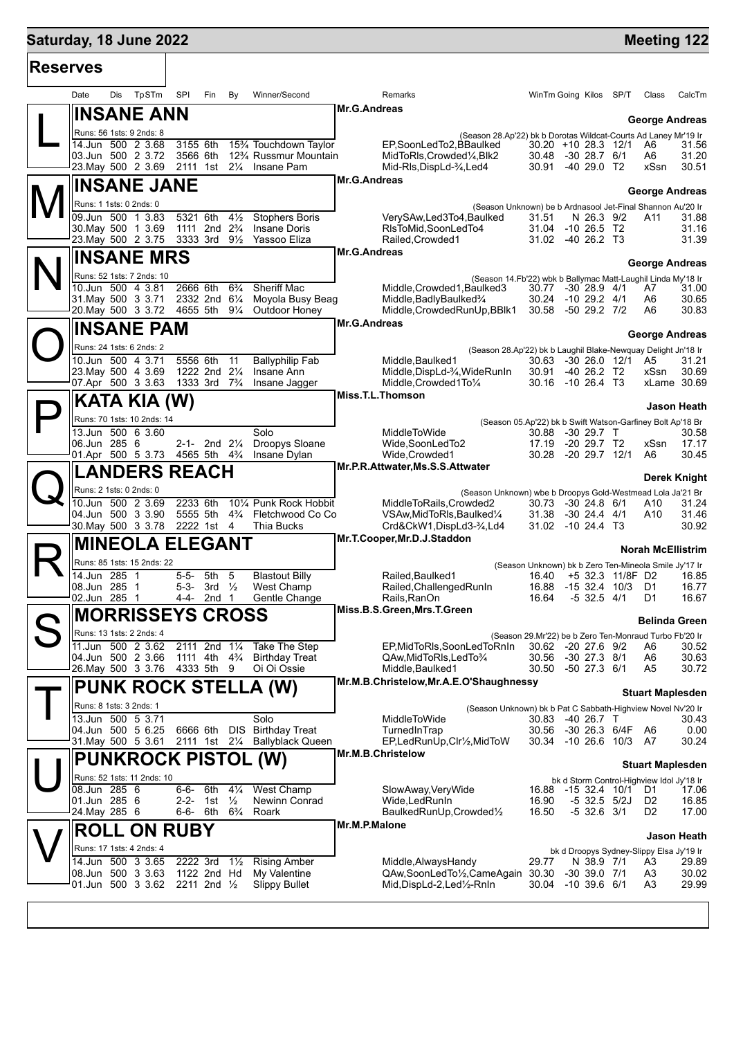**Saturday, 18 June 2022** — **Meeting 122**

## Reserves

| | Date | Dis | TpSTm | SPI | Fin | By | Winner/Second | Remarks | WinTm | Going | Kilos | SP/T | Class | CalcTm |
|---|---|---|---|---|---|---|---|---|---|---|---|---|---|---|
| **L** | **INSANE ANN** | | | | | | | Mr.G.Andreas | | | | | | **George Andreas** |
| | Runs: 56 1sts: 9 2nds: 8 | | | | | | | (Season 28.Ap'22) bk b Dorotas Wildcat-Courts Ad Laney Mr'19 Ir | | | | | | |
| | 14.Jun | 500 | 2 3.68 | 3155 | 6th | 15¾ | Touchdown Taylor | EP,SoonLedTo2,BBaulked | 30.20 | +10 | 28.3 | 12/1 | A6 | 31.56 |
| | 03.Jun | 500 | 2 3.72 | 3566 | 6th | 12¾ | Russmur Mountain | MidToRls,Crowded¼,Blk2 | 30.48 | -30 | 28.7 | 6/1 | A6 | 31.20 |
| | 23.May | 500 | 2 3.69 | 2111 | 1st | 2¼ | Insane Pam | Mid-Rls,DispLd-¾,Led4 | 30.91 | -40 | 29.0 | T2 | xSsn | 30.51 |
| **M** | **INSANE JANE** | | | | | | | Mr.G.Andreas | | | | | | **George Andreas** |
| | Runs: 1 1sts: 0 2nds: 0 | | | | | | | (Season Unknown) be b Ardnasool Jet-Final Shannon Au'20 Ir | | | | | | |
| | 09.Jun | 500 | 1 3.83 | 5321 | 6th | 4½ | Stophers Boris | VerySAw,Led3To4,Baulked | 31.51 | N | 26.3 | 9/2 | A11 | 31.88 |
| | 30.May | 500 | 1 3.69 | 1111 | 2nd | 2¾ | Insane Doris | RlsToMid,SoonLedTo4 | 31.04 | -10 | 26.5 | T2 | | 31.16 |
| | 23.May | 500 | 2 3.75 | 3333 | 3rd | 9½ | Yassoo Eliza | Railed,Crowded1 | 31.02 | -40 | 26.2 | T3 | | 31.39 |
| **N** | **INSANE MRS** | | | | | | | Mr.G.Andreas | | | | | | **George Andreas** |
| | Runs: 52 1sts: 7 2nds: 10 | | | | | | | (Season 14.Fb'22) wbk b Ballymac Matt-Laughil Linda My'18 Ir | | | | | | |
| | 10.Jun | 500 | 4 3.81 | 2666 | 6th | 6¾ | Sheriff Mac | Middle,Crowded1,Baulked3 | 30.77 | -30 | 28.9 | 4/1 | A7 | 31.00 |
| | 31.May | 500 | 3 3.71 | 2332 | 2nd | 6¼ | Moyola Busy Beag | Middle,BadlyBaulked¾ | 30.24 | -10 | 29.2 | 4/1 | A6 | 30.65 |
| | 20.May | 500 | 3 3.72 | 4655 | 5th | 9¼ | Outdoor Honey | Middle,CrowdedRunUp,BBlk1 | 30.58 | -50 | 29.2 | 7/2 | A6 | 30.83 |
| **O** | **INSANE PAM** | | | | | | | Mr.G.Andreas | | | | | | **George Andreas** |
| | Runs: 24 1sts: 6 2nds: 2 | | | | | | | (Season 28.Ap'22) bk b Laughil Blake-Newquay Delight Jn'18 Ir | | | | | | |
| | 10.Jun | 500 | 4 3.71 | 5556 | 6th | 11 | Ballyphilip Fab | Middle,Baulked1 | 30.63 | -30 | 26.0 | 12/1 | A5 | 31.21 |
| | 23.May | 500 | 4 3.69 | 1222 | 2nd | 2¼ | Insane Ann | Middle,DispLd-¾,WideRunIn | 30.91 | -40 | 26.2 | T2 | xSsn | 30.69 |
| | 07.Apr | 500 | 3 3.63 | 1333 | 3rd | 7¾ | Insane Jagger | Middle,Crowded1To¼ | 30.16 | -10 | 26.4 | T3 | xLame | 30.69 |
| **P** | **KATA KIA (W)** | | | | | | | Miss.T.L.Thomson | | | | | | **Jason Heath** |
| | Runs: 70 1sts: 10 2nds: 14 | | | | | | | (Season 05.Ap'22) bk b Swift Watson-Garfiney Bolt Ap'18 Br | | | | | | |
| | 13.Jun | 500 | 6 3.60 | | | | Solo | MiddleToWide | 30.88 | -30 | 29.7 | T | | 30.58 |
| | 06.Jun | 285 | 6 | 2-1- | 2nd | 2¼ | Droopys Sloane | Wide,SoonLedTo2 | 17.19 | -20 | 29.7 | T2 | xSsn | 17.17 |
| | 01.Apr | 500 | 5 3.73 | 4565 | 5th | 4¾ | Insane Dylan | Wide,Crowded1 | 30.28 | -20 | 29.7 | 12/1 | A6 | 30.45 |
| **Q** | **LANDERS REACH** | | | | | | | Mr.P.R.Attwater,Ms.S.S.Attwater | | | | | | **Derek Knight** |
| | Runs: 2 1sts: 0 2nds: 0 | | | | | | | (Season Unknown) wbe b Droopys Gold-Westmead Lola Ja'21 Br | | | | | | |
| | 10.Jun | 500 | 2 3.69 | 2233 | 6th | 10¼ | Punk Rock Hobbit | MiddleToRails,Crowded2 | 30.73 | -30 | 24.8 | 6/1 | A10 | 31.24 |
| | 04.Jun | 500 | 3 3.90 | 5555 | 5th | 4¾ | Fletchwood Co Co | VSAw,MidToRls,Baulked¼ | 31.38 | -30 | 24.4 | 4/1 | A10 | 31.46 |
| | 30.May | 500 | 3 3.78 | 2222 | 1st | 4 | Thia Bucks | Crd&CkW1,DispLd3-¾,Ld4 | 31.02 | -10 | 24.4 | T3 | | 30.92 |
| **R** | **MINEOLA ELEGANT** | | | | | | | Mr.T.Cooper,Mr.D.J.Staddon | | | | | | **Norah McEllistrim** |
| | Runs: 85 1sts: 15 2nds: 22 | | | | | | | (Season Unknown) bk b Zero Ten-Mineola Smile Jy'17 Ir | | | | | | |
| | 14.Jun | 285 | 1 | 5-5- | 5th | 5 | Blastout Billy | Railed,Baulked1 | 16.40 | +5 | 32.3 | 11/8F | D2 | 16.85 |
| | 08.Jun | 285 | 1 | 5-3- | 3rd | ½ | West Champ | Railed,ChallengedRunIn | 16.88 | -15 | 32.4 | 10/3 | D1 | 16.77 |
| | 02.Jun | 285 | 1 | 4-4- | 2nd | 1 | Gentle Change | Rails,RanOn | 16.64 | -5 | 32.5 | 4/1 | D1 | 16.67 |
| **S** | **MORRISSEYS CROSS** | | | | | | | Miss.B.S.Green,Mrs.T.Green | | | | | | **Belinda Green** |
| | Runs: 13 1sts: 2 2nds: 4 | | | | | | | (Season 29.Mr'22) be b Zero Ten-Monraud Turbo Fb'20 Ir | | | | | | |
| | 11.Jun | 500 | 2 3.62 | 2111 | 2nd | 1¼ | Take The Step | EP,MidToRls,SoonLedToRnIn | 30.62 | -20 | 27.6 | 9/2 | A6 | 30.52 |
| | 04.Jun | 500 | 2 3.66 | 1111 | 4th | 4¾ | Birthday Treat | QAw,MidToRls,LedTo¾ | 30.56 | -30 | 27.3 | 8/1 | A6 | 30.63 |
| | 26.May | 500 | 3 3.76 | 4333 | 5th | 9 | Oi Oi Ossie | Middle,Baulked1 | 30.50 | -50 | 27.3 | 6/1 | A5 | 30.72 |
| **T** | **PUNK ROCK STELLA (W)** | | | | | | | Mr.M.B.Christelow,Mr.A.E.O'Shaughnessy | | | | | | **Stuart Maplesden** |
| | Runs: 8 1sts: 3 2nds: 1 | | | | | | | (Season Unknown) bk b Pat C Sabbath-Highview Novel Nv'20 Ir | | | | | | |
| | 13.Jun | 500 | 5 3.71 | | | | Solo | MiddleToWide | 30.83 | -40 | 26.7 | T | | 30.43 |
| | 04.Jun | 500 | 5 6.25 | 6666 | 6th | DIS | Birthday Treat | TurnedInTrap | 30.56 | -30 | 26.3 | 6/4F | A6 | 0.00 |
| | 31.May | 500 | 5 3.61 | 2111 | 1st | 2¼ | Ballyblack Queen | EP,LedRunUp,Clr½,MidToW | 30.34 | -10 | 26.6 | 10/3 | A7 | 30.24 |
| **U** | **PUNKROCK PISTOL (W)** | | | | | | | Mr.M.B.Christelow | | | | | | **Stuart Maplesden** |
| | Runs: 52 1sts: 11 2nds: 10 | | | | | | | bk d Storm Control-Highview Idol Jy'18 Ir | | | | | | |
| | 08.Jun | 285 | 6 | 6-6- | 6th | 4¼ | West Champ | SlowAway,VeryWide | 16.88 | -15 | 32.4 | 10/1 | D1 | 17.06 |
| | 01.Jun | 285 | 6 | 2-2- | 1st | ½ | Newinn Conrad | Wide,LedRunIn | 16.90 | -5 | 32.5 | 5/2J | D2 | 16.85 |
| | 24.May | 285 | 6 | 6-6- | 6th | 6¾ | Roark | BaulkedRunUp,Crowded½ | 16.50 | -5 | 32.6 | 3/1 | D2 | 17.00 |
| **V** | **ROLL ON RUBY** | | | | | | | Mr.M.P.Malone | | | | | | **Jason Heath** |
| | Runs: 17 1sts: 4 2nds: 4 | | | | | | | bk d Droopys Sydney-Slippy Elsa Jy'19 Ir | | | | | | |
| | 14.Jun | 500 | 3 3.65 | 2222 | 3rd | 1½ | Rising Amber | Middle,AlwaysHandy | 29.77 | N | 38.9 | 7/1 | A3 | 29.89 |
| | 08.Jun | 500 | 3 3.63 | 1122 | 2nd | Hd | My Valentine | QAw,SoonLedTo½,CameAgain | 30.30 | -30 | 39.0 | 7/1 | A3 | 30.02 |
| | 01.Jun | 500 | 3 3.62 | 2211 | 2nd | ½ | Slippy Bullet | Mid,DispLd-2,Led½-RnIn | 30.04 | -10 | 39.6 | 6/1 | A3 | 29.99 |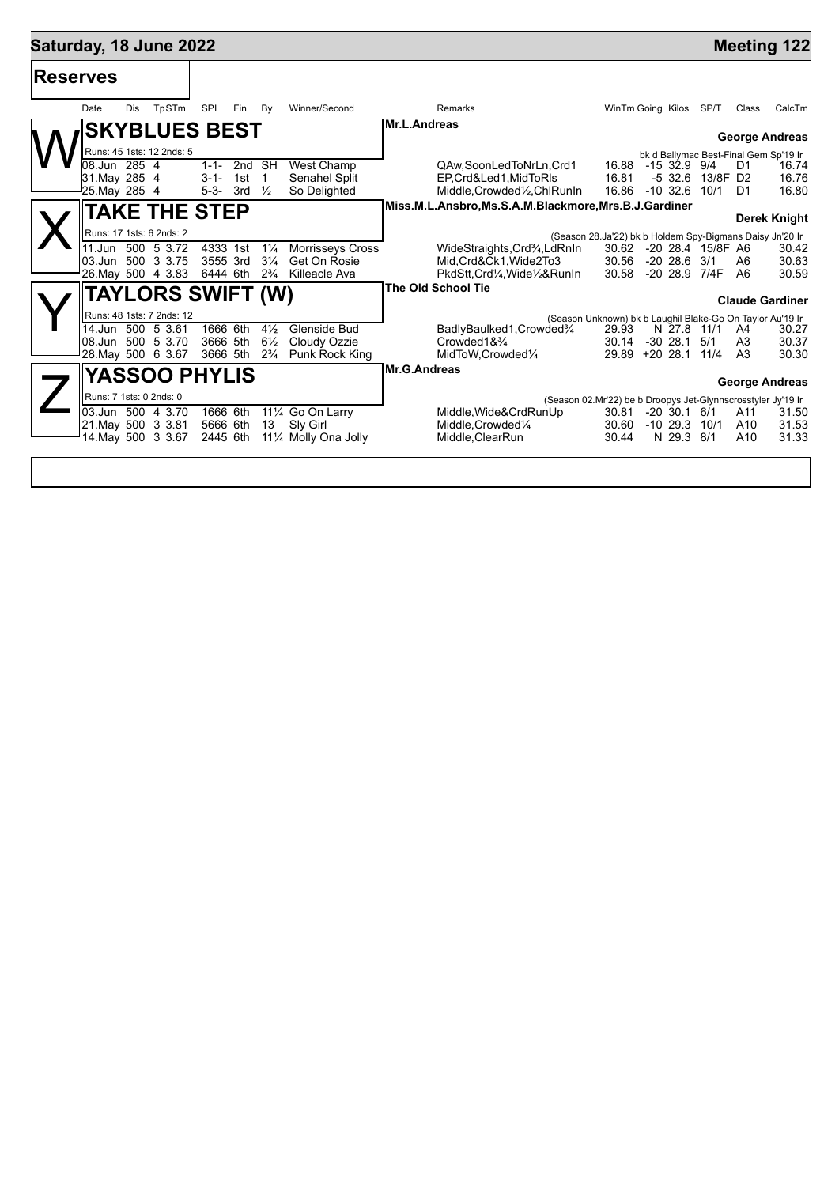## Saturday, 18 June 2022

## Meeting 122

### Reserves

**W — SKYBLUES BEST**

Mr.L.Andreas — George Andreas

Runs: 45 1sts: 12 2nds: 5

bk d Ballymac Best-Final Gem Sp'19 Ir

| Date | Dis | TpSTm | SPI | Fin | By | Winner/Second | Remarks | WinTm | Going | Kilos | SP/T | Class | CalcTm |
|---|---|---|---|---|---|---|---|---|---|---|---|---|---|
| 08.Jun | 285 | 4 | 1-1- | 2nd | SH | West Champ | QAw,SoonLedToNrLn,Crd1 | 16.88 | -15 | 32.9 | 9/4 | D1 | 16.74 |
| 31.May | 285 | 4 | 3-1- | 1st | 1 | Senahel Split | EP,Crd&Led1,MidToRls | 16.81 | -5 | 32.6 | 13/8F | D2 | 16.76 |
| 25.May | 285 | 4 | 5-3- | 3rd | ½ | So Delighted | Middle,Crowded½,ChlRunIn | 16.86 | -10 | 32.6 | 10/1 | D1 | 16.80 |

**X — TAKE THE STEP**

Miss.M.L.Ansbro,Ms.S.A.M.Blackmore,Mrs.B.J.Gardiner — Derek Knight

Runs: 17 1sts: 6 2nds: 2

(Season 28.Ja'22) bk b Holdem Spy-Bigmans Daisy Jn'20 Ir

| Date | Dis | TpSTm | SPI | Fin | By | Winner/Second | Remarks | WinTm | Going | Kilos | SP/T | Class | CalcTm |
|---|---|---|---|---|---|---|---|---|---|---|---|---|---|
| 11.Jun | 500 | 5 3.72 | 4333 | 1st | 1¼ | Morrisseys Cross | WideStraights,Crd¾,LdRnIn | 30.62 | -20 | 28.4 | 15/8F | A6 | 30.42 |
| 03.Jun | 500 | 3 3.75 | 3555 | 3rd | 3¼ | Get On Rosie | Mid,Crd&Ck1,Wide2To3 | 30.56 | -20 | 28.6 | 3/1 | A6 | 30.63 |
| 26.May | 500 | 4 3.83 | 6444 | 6th | 2¾ | Killeacle Ava | PkdStt,Crd¼,Wide½&RunIn | 30.58 | -20 | 28.9 | 7/4F | A6 | 30.59 |

**Y — TAYLORS SWIFT (W)**

The Old School Tie — Claude Gardiner

Runs: 48 1sts: 7 2nds: 12

(Season Unknown) bk b Laughil Blake-Go On Taylor Au'19 Ir

| Date | Dis | TpSTm | SPI | Fin | By | Winner/Second | Remarks | WinTm | Going | Kilos | SP/T | Class | CalcTm |
|---|---|---|---|---|---|---|---|---|---|---|---|---|---|
| 14.Jun | 500 | 5 3.61 | 1666 | 6th | 4½ | Glenside Bud | BadlyBaulked1,Crowded¾ | 29.93 | N | 27.8 | 11/1 | A4 | 30.27 |
| 08.Jun | 500 | 5 3.70 | 3666 | 5th | 6½ | Cloudy Ozzie | Crowded1&¾ | 30.14 | -30 | 28.1 | 5/1 | A3 | 30.37 |
| 28.May | 500 | 6 3.67 | 3666 | 5th | 2¾ | Punk Rock King | MidToW,Crowded¼ | 29.89 | +20 | 28.1 | 11/4 | A3 | 30.30 |

**Z — YASSOO PHYLIS**

Mr.G.Andreas — George Andreas

Runs: 7 1sts: 0 2nds: 0

(Season 02.Mr'22) be b Droopys Jet-Glynnscrosstyler Jy'19 Ir

| Date | Dis | TpSTm | SPI | Fin | By | Winner/Second | Remarks | WinTm | Going | Kilos | SP/T | Class | CalcTm |
|---|---|---|---|---|---|---|---|---|---|---|---|---|---|
| 03.Jun | 500 | 4 3.70 | 1666 | 6th | 11¼ | Go On Larry | Middle,Wide&CrdRunUp | 30.81 | -20 | 30.1 | 6/1 | A11 | 31.50 |
| 21.May | 500 | 3 3.81 | 5666 | 6th | 13 | Sly Girl | Middle,Crowded¼ | 30.60 | -10 | 29.3 | 10/1 | A10 | 31.53 |
| 14.May | 500 | 3 3.67 | 2445 | 6th | 11¼ | Molly Ona Jolly | Middle,ClearRun | 30.44 | N | 29.3 | 8/1 | A10 | 31.33 |